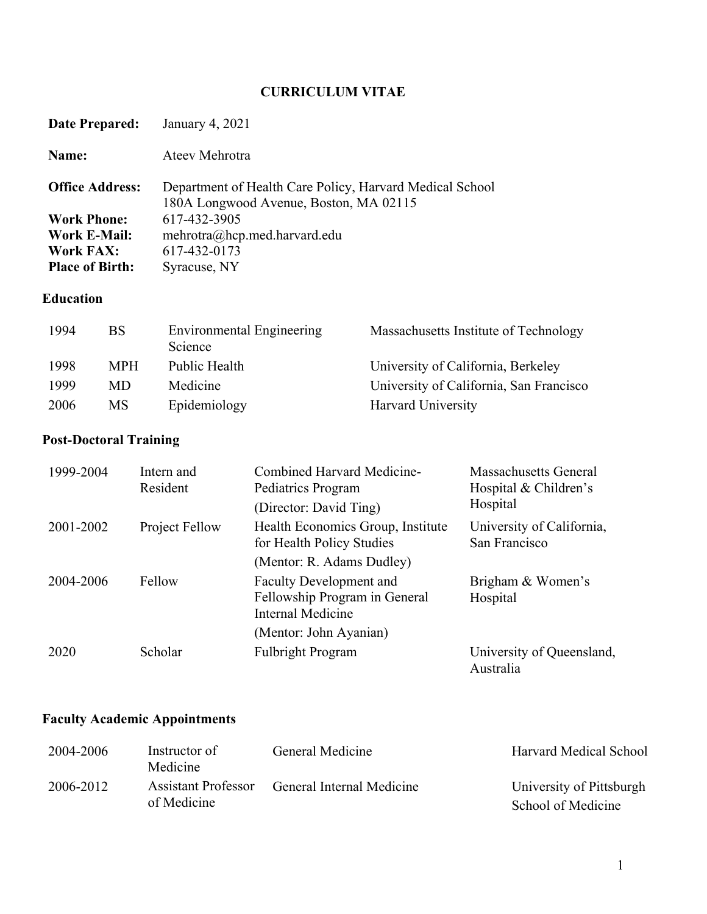# CURRICULUM VITAE

**Date Prepared:** January 4, 2021

**Name:** Ateev Mehrotra

**Office Address:** Department of Health Care Policy, Harvard Medical School
180A Longwood Avenue, Boston, MA 02115

**Work Phone:** 617-432-3905

**Work E-Mail:** mehrotra@hcp.med.harvard.edu

**Work FAX:** 617-432-0173

**Place of Birth:** Syracuse, NY

## Education

| | | | |
|---|---|---|---|
| 1994 | BS | Environmental Engineering Science | Massachusetts Institute of Technology |
| 1998 | MPH | Public Health | University of California, Berkeley |
| 1999 | MD | Medicine | University of California, San Francisco |
| 2006 | MS | Epidemiology | Harvard University |

## Post-Doctoral Training

| | | | |
|---|---|---|---|
| 1999-2004 | Intern and Resident | Combined Harvard Medicine-Pediatrics Program (Director: David Ting) | Massachusetts General Hospital & Children's Hospital |
| 2001-2002 | Project Fellow | Health Economics Group, Institute for Health Policy Studies (Mentor: R. Adams Dudley) | University of California, San Francisco |
| 2004-2006 | Fellow | Faculty Development and Fellowship Program in General Internal Medicine (Mentor: John Ayanian) | Brigham & Women's Hospital |
| 2020 | Scholar | Fulbright Program | University of Queensland, Australia |

## Faculty Academic Appointments

| | | | |
|---|---|---|---|
| 2004-2006 | Instructor of Medicine | General Medicine | Harvard Medical School |
| 2006-2012 | Assistant Professor of Medicine | General Internal Medicine | University of Pittsburgh School of Medicine |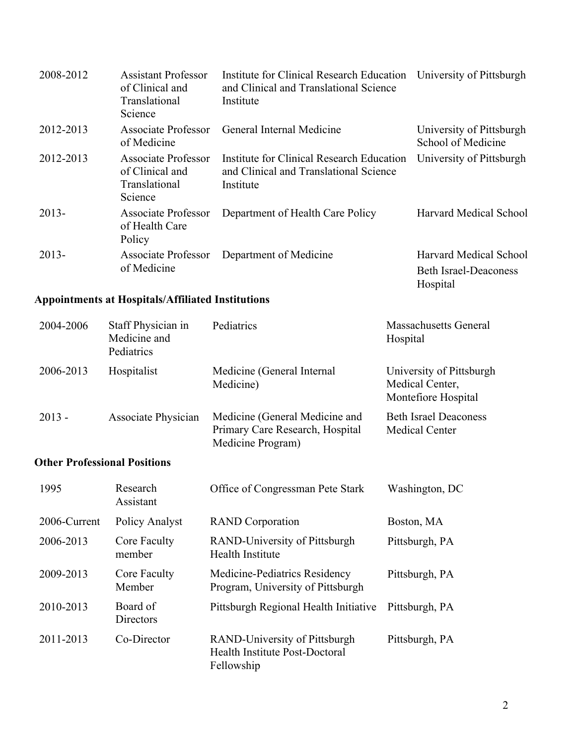| | | | |
|---|---|---|---|
| 2008-2012 | Assistant Professor of Clinical and Translational Science | Institute for Clinical Research Education and Clinical and Translational Science Institute | University of Pittsburgh |
| 2012-2013 | Associate Professor of Medicine | General Internal Medicine | University of Pittsburgh School of Medicine |
| 2012-2013 | Associate Professor of Clinical and Translational Science | Institute for Clinical Research Education and Clinical and Translational Science Institute | University of Pittsburgh |
| 2013- | Associate Professor of Health Care Policy | Department of Health Care Policy | Harvard Medical School |
| 2013- | Associate Professor of Medicine | Department of Medicine | Harvard Medical School<br>Beth Israel-Deaconess Hospital |

**Appointments at Hospitals/Affiliated Institutions**

| | | | |
|---|---|---|---|
| 2004-2006 | Staff Physician in Medicine and Pediatrics | Pediatrics | Massachusetts General Hospital |
| 2006-2013 | Hospitalist | Medicine (General Internal Medicine) | University of Pittsburgh Medical Center, Montefiore Hospital |
| 2013 - | Associate Physician | Medicine (General Medicine and Primary Care Research, Hospital Medicine Program) | Beth Israel Deaconess Medical Center |

**Other Professional Positions**

| | | | |
|---|---|---|---|
| 1995 | Research Assistant | Office of Congressman Pete Stark | Washington, DC |
| 2006-Current | Policy Analyst | RAND Corporation | Boston, MA |
| 2006-2013 | Core Faculty member | RAND-University of Pittsburgh Health Institute | Pittsburgh, PA |
| 2009-2013 | Core Faculty Member | Medicine-Pediatrics Residency Program, University of Pittsburgh | Pittsburgh, PA |
| 2010-2013 | Board of Directors | Pittsburgh Regional Health Initiative | Pittsburgh, PA |
| 2011-2013 | Co-Director | RAND-University of Pittsburgh Health Institute Post-Doctoral Fellowship | Pittsburgh, PA |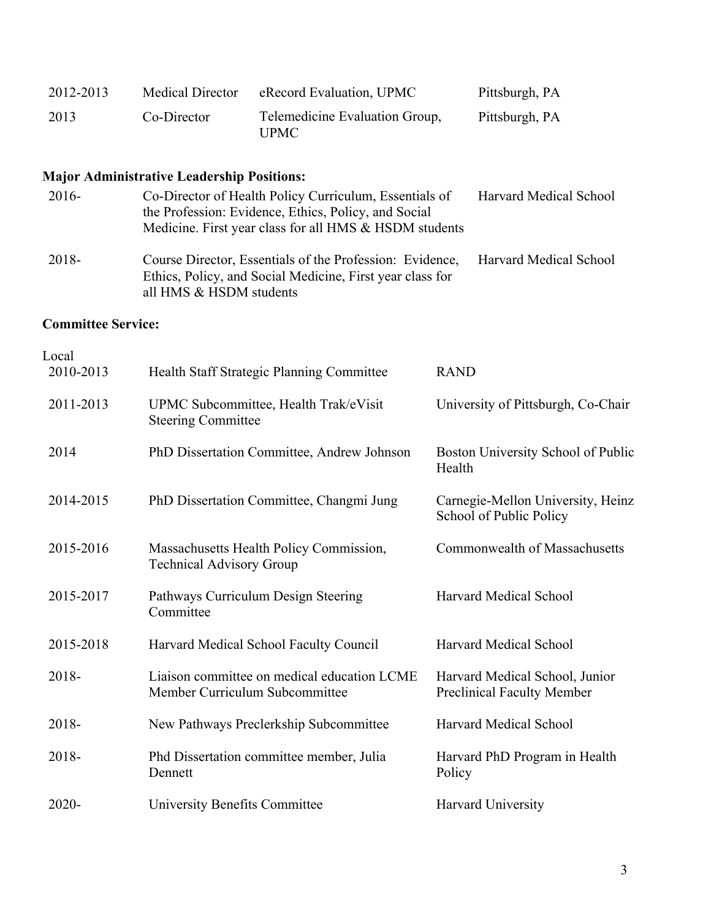| | | | |
|---|---|---|---|
| 2012-2013 | Medical Director | eRecord Evaluation, UPMC | Pittsburgh, PA |
| 2013 | Co-Director | Telemedicine Evaluation Group, UPMC | Pittsburgh, PA |

**Major Administrative Leadership Positions:**

| | | |
|---|---|---|
| 2016- | Co-Director of Health Policy Curriculum, Essentials of the Profession: Evidence, Ethics, Policy, and Social Medicine. First year class for all HMS & HSDM students | Harvard Medical School |
| 2018- | Course Director, Essentials of the Profession: Evidence, Ethics, Policy, and Social Medicine, First year class for all HMS & HSDM students | Harvard Medical School |

**Committee Service:**

Local

| | | |
|---|---|---|
| 2010-2013 | Health Staff Strategic Planning Committee | RAND |
| 2011-2013 | UPMC Subcommittee, Health Trak/eVisit Steering Committee | University of Pittsburgh, Co-Chair |
| 2014 | PhD Dissertation Committee, Andrew Johnson | Boston University School of Public Health |
| 2014-2015 | PhD Dissertation Committee, Changmi Jung | Carnegie-Mellon University, Heinz School of Public Policy |
| 2015-2016 | Massachusetts Health Policy Commission, Technical Advisory Group | Commonwealth of Massachusetts |
| 2015-2017 | Pathways Curriculum Design Steering Committee | Harvard Medical School |
| 2015-2018 | Harvard Medical School Faculty Council | Harvard Medical School |
| 2018- | Liaison committee on medical education LCME Member Curriculum Subcommittee | Harvard Medical School, Junior Preclinical Faculty Member |
| 2018- | New Pathways Preclerkship Subcommittee | Harvard Medical School |
| 2018- | Phd Dissertation committee member, Julia Dennett | Harvard PhD Program in Health Policy |
| 2020- | University Benefits Committee | Harvard University |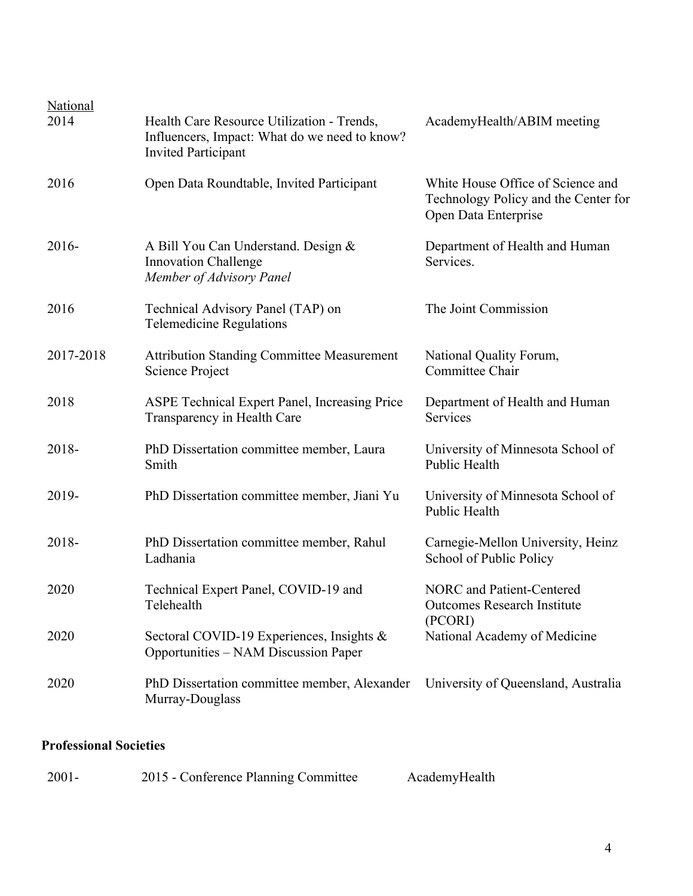<u>National</u>

| | | |
|---|---|---|
| 2014 | Health Care Resource Utilization - Trends, Influencers, Impact: What do we need to know? Invited Participant | AcademyHealth/ABIM meeting |
| 2016 | Open Data Roundtable, Invited Participant | White House Office of Science and Technology Policy and the Center for Open Data Enterprise |
| 2016- | A Bill You Can Understand. Design & Innovation Challenge *Member of Advisory Panel* | Department of Health and Human Services. |
| 2016 | Technical Advisory Panel (TAP) on Telemedicine Regulations | The Joint Commission |
| 2017-2018 | Attribution Standing Committee Measurement Science Project | National Quality Forum, Committee Chair |
| 2018 | ASPE Technical Expert Panel, Increasing Price Transparency in Health Care | Department of Health and Human Services |
| 2018- | PhD Dissertation committee member, Laura Smith | University of Minnesota School of Public Health |
| 2019- | PhD Dissertation committee member, Jiani Yu | University of Minnesota School of Public Health |
| 2018- | PhD Dissertation committee member, Rahul Ladhania | Carnegie-Mellon University, Heinz School of Public Policy |
| 2020 | Technical Expert Panel, COVID-19 and Telehealth | NORC and Patient-Centered Outcomes Research Institute (PCORI) |
| 2020 | Sectoral COVID-19 Experiences, Insights & Opportunities – NAM Discussion Paper | National Academy of Medicine |
| 2020 | PhD Dissertation committee member, Alexander Murray-Douglass | University of Queensland, Australia |

**Professional Societies**

| | | |
|---|---|---|
| 2001- | 2015 - Conference Planning Committee | AcademyHealth |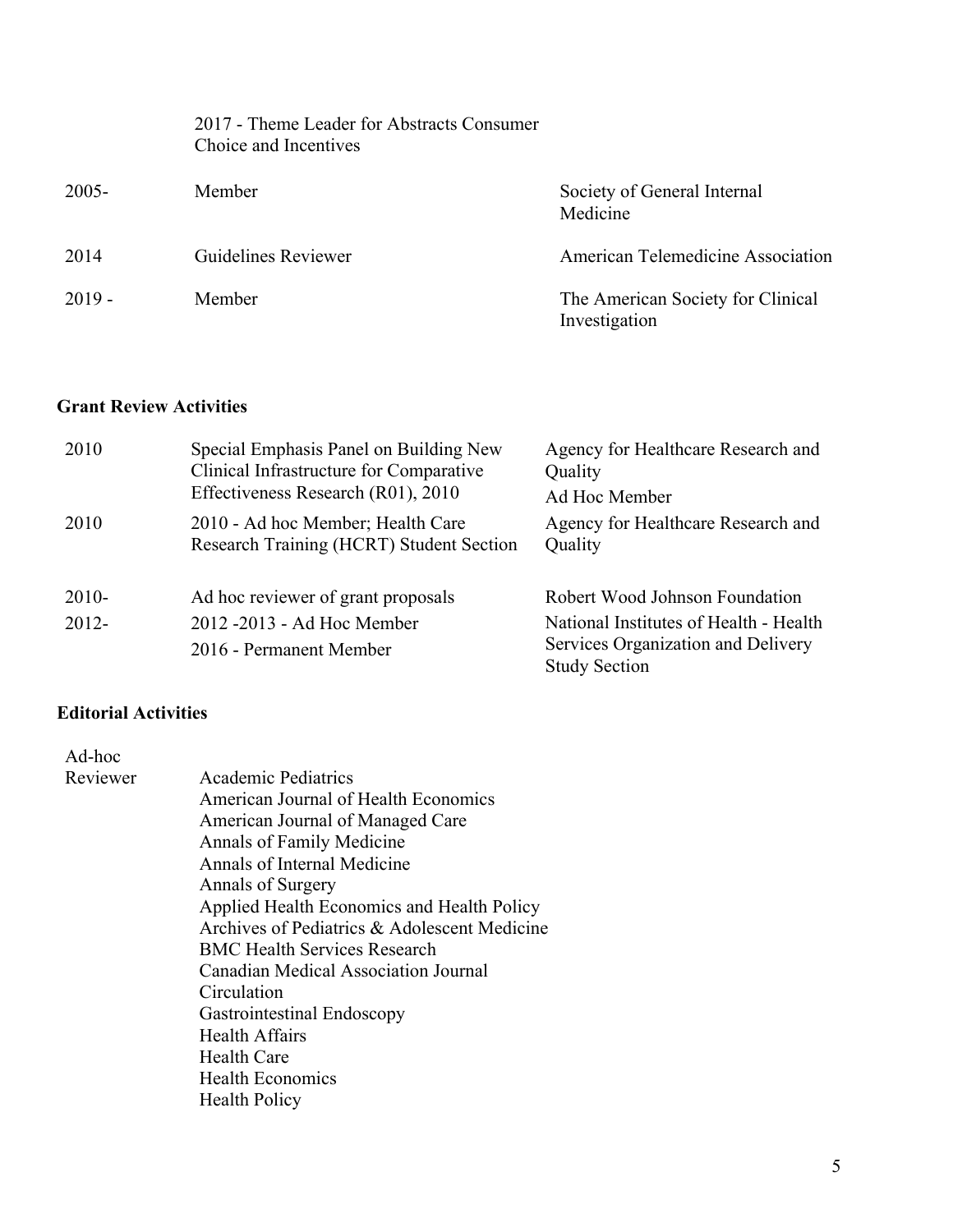| | | |
|---|---|---|
| | 2017 - Theme Leader for Abstracts Consumer Choice and Incentives | |
| 2005- | Member | Society of General Internal Medicine |
| 2014 | Guidelines Reviewer | American Telemedicine Association |
| 2019 - | Member | The American Society for Clinical Investigation |

**Grant Review Activities**

| | | |
|---|---|---|
| 2010 | Special Emphasis Panel on Building New Clinical Infrastructure for Comparative Effectiveness Research (R01), 2010 | Agency for Healthcare Research and Quality<br>Ad Hoc Member |
| 2010 | 2010 - Ad hoc Member; Health Care Research Training (HCRT) Student Section | Agency for Healthcare Research and Quality |
| 2010- | Ad hoc reviewer of grant proposals | Robert Wood Johnson Foundation |
| 2012- | 2012 -2013 - Ad Hoc Member<br>2016 - Permanent Member | National Institutes of Health - Health Services Organization and Delivery Study Section |

**Editorial Activities**

Ad-hoc Reviewer

- Academic Pediatrics
- American Journal of Health Economics
- American Journal of Managed Care
- Annals of Family Medicine
- Annals of Internal Medicine
- Annals of Surgery
- Applied Health Economics and Health Policy
- Archives of Pediatrics & Adolescent Medicine
- BMC Health Services Research
- Canadian Medical Association Journal
- Circulation
- Gastrointestinal Endoscopy
- Health Affairs
- Health Care
- Health Economics
- Health Policy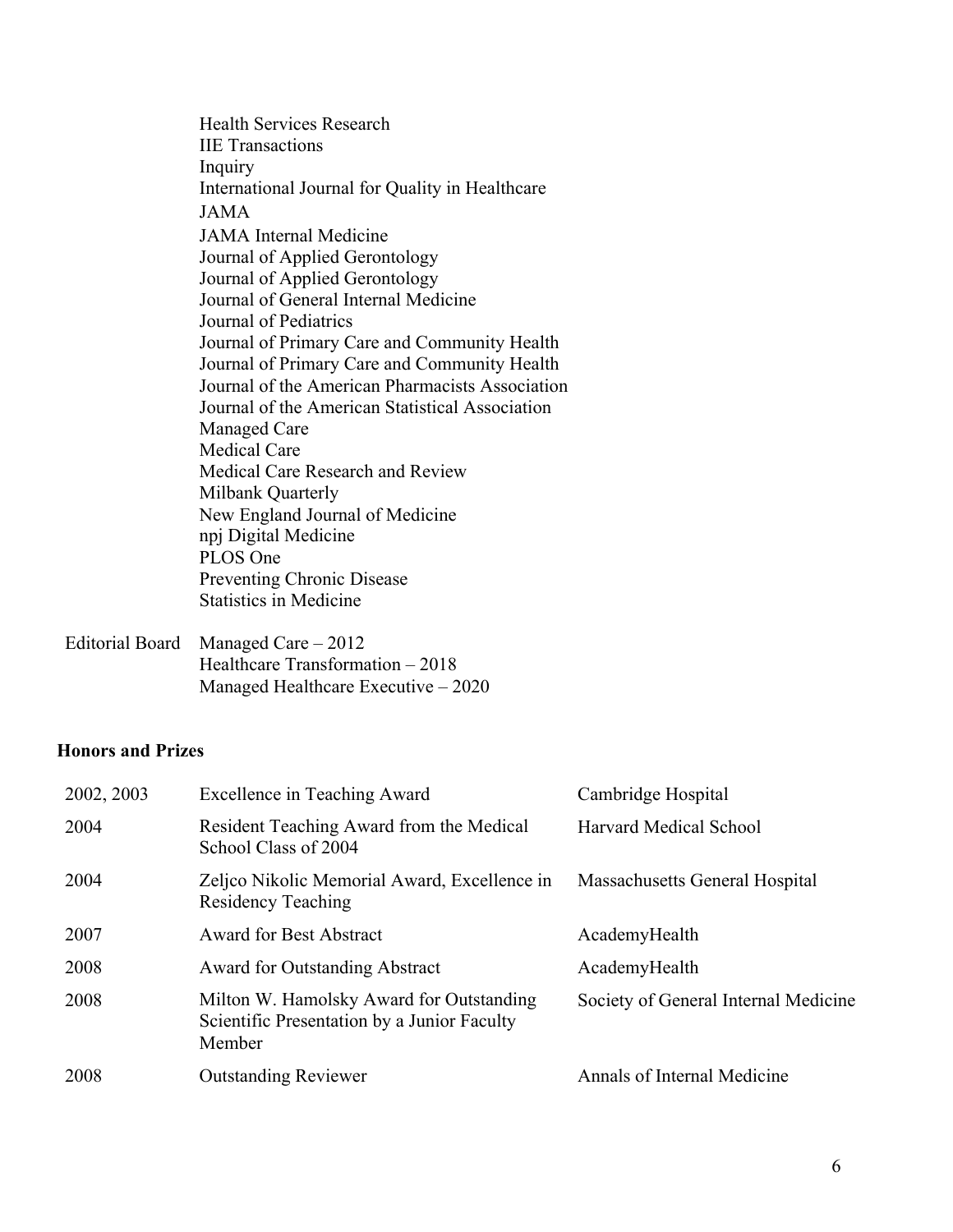Health Services Research
IIE Transactions
Inquiry
International Journal for Quality in Healthcare
JAMA
JAMA Internal Medicine
Journal of Applied Gerontology
Journal of Applied Gerontology
Journal of General Internal Medicine
Journal of Pediatrics
Journal of Primary Care and Community Health
Journal of Primary Care and Community Health
Journal of the American Pharmacists Association
Journal of the American Statistical Association
Managed Care
Medical Care
Medical Care Research and Review
Milbank Quarterly
New England Journal of Medicine
npj Digital Medicine
PLOS One
Preventing Chronic Disease
Statistics in Medicine

Editorial Board
Managed Care – 2012
Healthcare Transformation – 2018
Managed Healthcare Executive – 2020

## Honors and Prizes

| | | |
|---|---|---|
| 2002, 2003 | Excellence in Teaching Award | Cambridge Hospital |
| 2004 | Resident Teaching Award from the Medical School Class of 2004 | Harvard Medical School |
| 2004 | Zeljco Nikolic Memorial Award, Excellence in Residency Teaching | Massachusetts General Hospital |
| 2007 | Award for Best Abstract | AcademyHealth |
| 2008 | Award for Outstanding Abstract | AcademyHealth |
| 2008 | Milton W. Hamolsky Award for Outstanding Scientific Presentation by a Junior Faculty Member | Society of General Internal Medicine |
| 2008 | Outstanding Reviewer | Annals of Internal Medicine |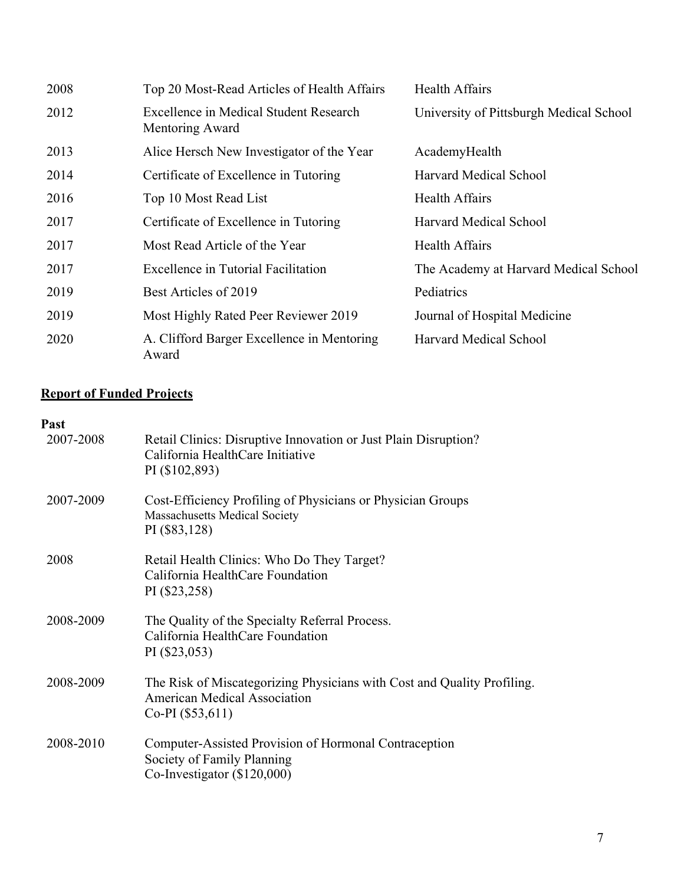| | | |
|---|---|---|
| 2008 | Top 20 Most-Read Articles of Health Affairs | Health Affairs |
| 2012 | Excellence in Medical Student Research Mentoring Award | University of Pittsburgh Medical School |
| 2013 | Alice Hersch New Investigator of the Year | AcademyHealth |
| 2014 | Certificate of Excellence in Tutoring | Harvard Medical School |
| 2016 | Top 10 Most Read List | Health Affairs |
| 2017 | Certificate of Excellence in Tutoring | Harvard Medical School |
| 2017 | Most Read Article of the Year | Health Affairs |
| 2017 | Excellence in Tutorial Facilitation | The Academy at Harvard Medical School |
| 2019 | Best Articles of 2019 | Pediatrics |
| 2019 | Most Highly Rated Peer Reviewer 2019 | Journal of Hospital Medicine |
| 2020 | A. Clifford Barger Excellence in Mentoring Award | Harvard Medical School |

## Report of Funded Projects

**Past**

2007-2008 Retail Clinics: Disruptive Innovation or Just Plain Disruption?
California HealthCare Initiative
PI ($102,893)

2007-2009 Cost-Efficiency Profiling of Physicians or Physician Groups
Massachusetts Medical Society
PI ($83,128)

2008 Retail Health Clinics: Who Do They Target?
California HealthCare Foundation
PI ($23,258)

2008-2009 The Quality of the Specialty Referral Process.
California HealthCare Foundation
PI ($23,053)

2008-2009 The Risk of Miscategorizing Physicians with Cost and Quality Profiling.
American Medical Association
Co-PI ($53,611)

2008-2010 Computer-Assisted Provision of Hormonal Contraception
Society of Family Planning
Co-Investigator ($120,000)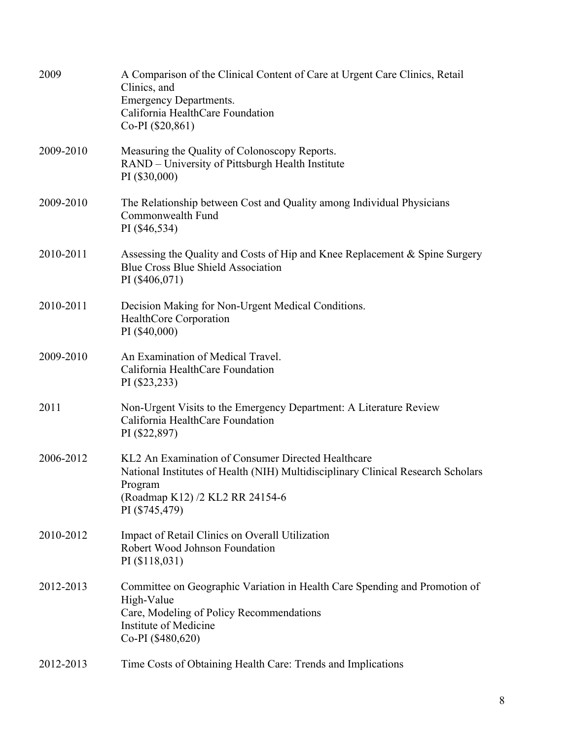2009 A Comparison of the Clinical Content of Care at Urgent Care Clinics, Retail Clinics, and
Emergency Departments.
California HealthCare Foundation
Co-PI ($20,861)

2009-2010 Measuring the Quality of Colonoscopy Reports.
RAND – University of Pittsburgh Health Institute
PI ($30,000)

2009-2010 The Relationship between Cost and Quality among Individual Physicians
Commonwealth Fund
PI ($46,534)

2010-2011 Assessing the Quality and Costs of Hip and Knee Replacement & Spine Surgery
Blue Cross Blue Shield Association
PI ($406,071)

2010-2011 Decision Making for Non-Urgent Medical Conditions.
HealthCore Corporation
PI ($40,000)

2009-2010 An Examination of Medical Travel.
California HealthCare Foundation
PI ($23,233)

2011 Non-Urgent Visits to the Emergency Department: A Literature Review
California HealthCare Foundation
PI ($22,897)

2006-2012 KL2 An Examination of Consumer Directed Healthcare
National Institutes of Health (NIH) Multidisciplinary Clinical Research Scholars Program
(Roadmap K12) /2 KL2 RR 24154-6
PI ($745,479)

2010-2012 Impact of Retail Clinics on Overall Utilization
Robert Wood Johnson Foundation
PI ($118,031)

2012-2013 Committee on Geographic Variation in Health Care Spending and Promotion of High-Value
Care, Modeling of Policy Recommendations
Institute of Medicine
Co-PI ($480,620)

2012-2013 Time Costs of Obtaining Health Care: Trends and Implications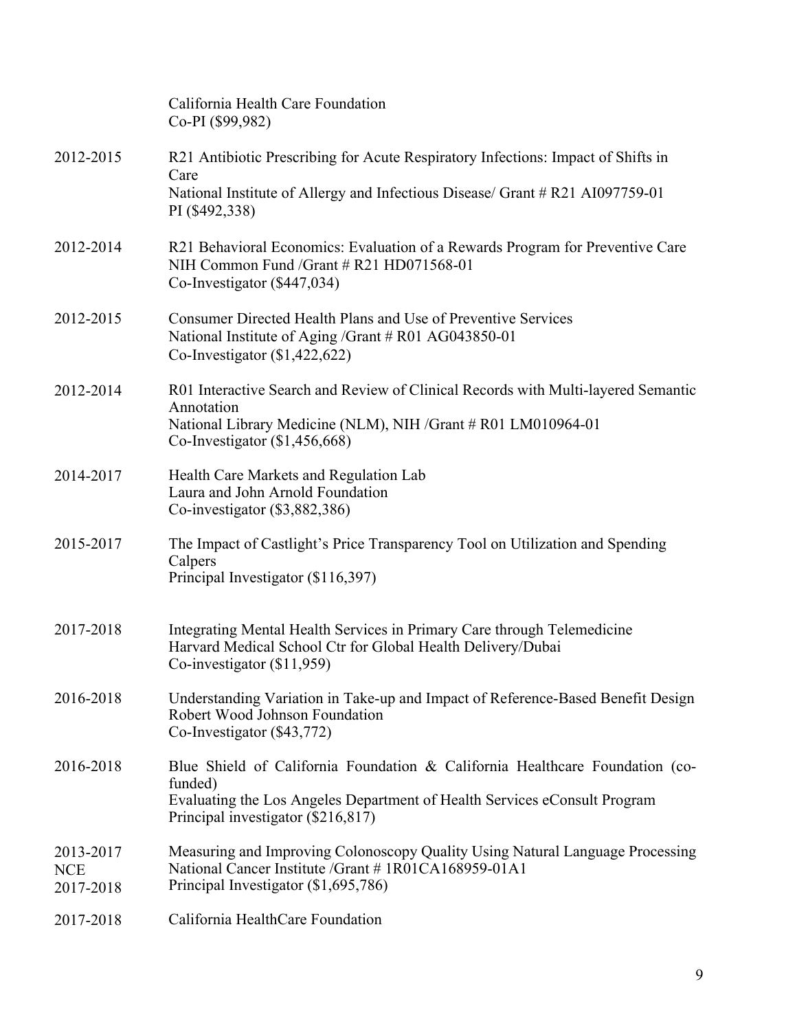| | |
|---|---|
| | California Health Care Foundation<br>Co-PI ($99,982) |
| 2012-2015 | R21 Antibiotic Prescribing for Acute Respiratory Infections: Impact of Shifts in Care<br>National Institute of Allergy and Infectious Disease/ Grant # R21 AI097759-01<br>PI ($492,338) |
| 2012-2014 | R21 Behavioral Economics: Evaluation of a Rewards Program for Preventive Care<br>NIH Common Fund /Grant # R21 HD071568-01<br>Co-Investigator ($447,034) |
| 2012-2015 | Consumer Directed Health Plans and Use of Preventive Services<br>National Institute of Aging /Grant # R01 AG043850-01<br>Co-Investigator ($1,422,622) |
| 2012-2014 | R01 Interactive Search and Review of Clinical Records with Multi-layered Semantic Annotation<br>National Library Medicine (NLM), NIH /Grant # R01 LM010964-01<br>Co-Investigator ($1,456,668) |
| 2014-2017 | Health Care Markets and Regulation Lab<br>Laura and John Arnold Foundation<br>Co-investigator ($3,882,386) |
| 2015-2017 | The Impact of Castlight's Price Transparency Tool on Utilization and Spending<br>Calpers<br>Principal Investigator ($116,397) |
| 2017-2018 | Integrating Mental Health Services in Primary Care through Telemedicine<br>Harvard Medical School Ctr for Global Health Delivery/Dubai<br>Co-investigator ($11,959) |
| 2016-2018 | Understanding Variation in Take-up and Impact of Reference-Based Benefit Design<br>Robert Wood Johnson Foundation<br>Co-Investigator ($43,772) |
| 2016-2018 | Blue Shield of California Foundation & California Healthcare Foundation (co-funded)<br>Evaluating the Los Angeles Department of Health Services eConsult Program<br>Principal investigator ($216,817) |
| 2013-2017<br>NCE<br>2017-2018 | Measuring and Improving Colonoscopy Quality Using Natural Language Processing<br>National Cancer Institute /Grant # 1R01CA168959-01A1<br>Principal Investigator ($1,695,786) |
| 2017-2018 | California HealthCare Foundation |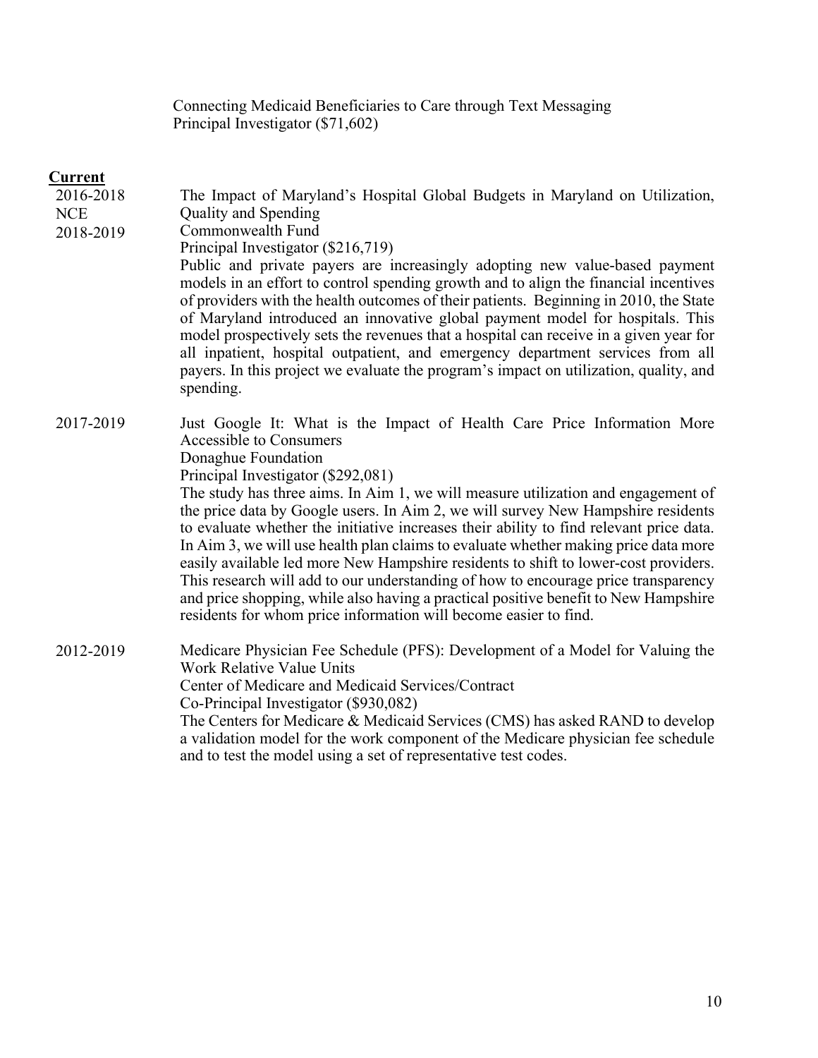Connecting Medicaid Beneficiaries to Care through Text Messaging
Principal Investigator ($71,602)

**Current**

2016-2018
NCE
2018-2019

The Impact of Maryland's Hospital Global Budgets in Maryland on Utilization, Quality and Spending
Commonwealth Fund
Principal Investigator ($216,719)
Public and private payers are increasingly adopting new value-based payment models in an effort to control spending growth and to align the financial incentives of providers with the health outcomes of their patients. Beginning in 2010, the State of Maryland introduced an innovative global payment model for hospitals. This model prospectively sets the revenues that a hospital can receive in a given year for all inpatient, hospital outpatient, and emergency department services from all payers. In this project we evaluate the program's impact on utilization, quality, and spending.

2017-2019

Just Google It: What is the Impact of Health Care Price Information More Accessible to Consumers
Donaghue Foundation
Principal Investigator ($292,081)
The study has three aims. In Aim 1, we will measure utilization and engagement of the price data by Google users. In Aim 2, we will survey New Hampshire residents to evaluate whether the initiative increases their ability to find relevant price data. In Aim 3, we will use health plan claims to evaluate whether making price data more easily available led more New Hampshire residents to shift to lower-cost providers. This research will add to our understanding of how to encourage price transparency and price shopping, while also having a practical positive benefit to New Hampshire residents for whom price information will become easier to find.

2012-2019

Medicare Physician Fee Schedule (PFS): Development of a Model for Valuing the Work Relative Value Units
Center of Medicare and Medicaid Services/Contract
Co-Principal Investigator ($930,082)
The Centers for Medicare & Medicaid Services (CMS) has asked RAND to develop a validation model for the work component of the Medicare physician fee schedule and to test the model using a set of representative test codes.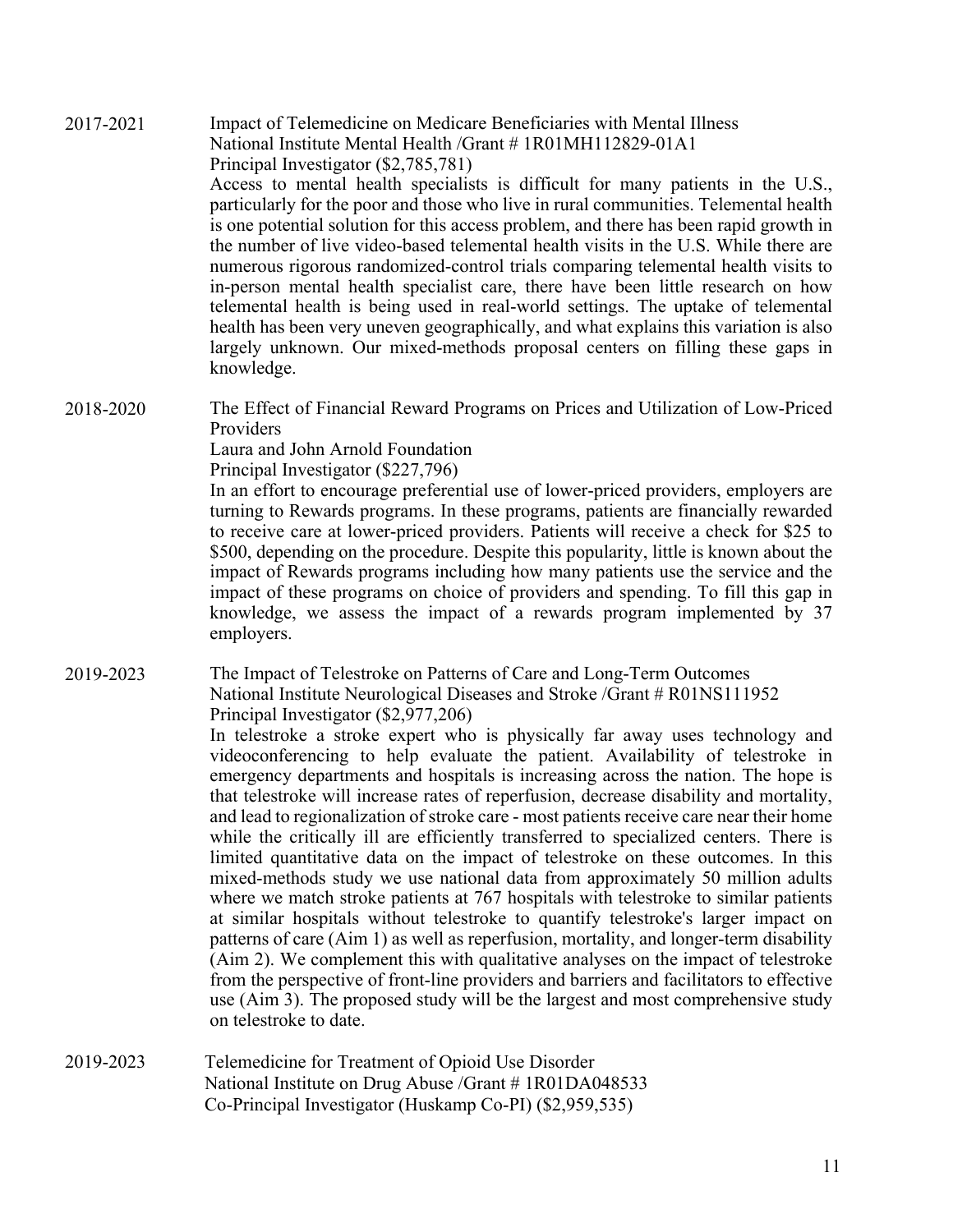2017-2021 Impact of Telemedicine on Medicare Beneficiaries with Mental Illness
National Institute Mental Health /Grant # 1R01MH112829-01A1
Principal Investigator ($2,785,781)
Access to mental health specialists is difficult for many patients in the U.S., particularly for the poor and those who live in rural communities. Telemental health is one potential solution for this access problem, and there has been rapid growth in the number of live video-based telemental health visits in the U.S. While there are numerous rigorous randomized-control trials comparing telemental health visits to in-person mental health specialist care, there have been little research on how telemental health is being used in real-world settings. The uptake of telemental health has been very uneven geographically, and what explains this variation is also largely unknown. Our mixed-methods proposal centers on filling these gaps in knowledge.

2018-2020 The Effect of Financial Reward Programs on Prices and Utilization of Low-Priced Providers
Laura and John Arnold Foundation
Principal Investigator ($227,796)
In an effort to encourage preferential use of lower-priced providers, employers are turning to Rewards programs. In these programs, patients are financially rewarded to receive care at lower-priced providers. Patients will receive a check for $25 to $500, depending on the procedure. Despite this popularity, little is known about the impact of Rewards programs including how many patients use the service and the impact of these programs on choice of providers and spending. To fill this gap in knowledge, we assess the impact of a rewards program implemented by 37 employers.

2019-2023 The Impact of Telestroke on Patterns of Care and Long-Term Outcomes
National Institute Neurological Diseases and Stroke /Grant # R01NS111952
Principal Investigator ($2,977,206)
In telestroke a stroke expert who is physically far away uses technology and videoconferencing to help evaluate the patient. Availability of telestroke in emergency departments and hospitals is increasing across the nation. The hope is that telestroke will increase rates of reperfusion, decrease disability and mortality, and lead to regionalization of stroke care - most patients receive care near their home while the critically ill are efficiently transferred to specialized centers. There is limited quantitative data on the impact of telestroke on these outcomes. In this mixed-methods study we use national data from approximately 50 million adults where we match stroke patients at 767 hospitals with telestroke to similar patients at similar hospitals without telestroke to quantify telestroke's larger impact on patterns of care (Aim 1) as well as reperfusion, mortality, and longer-term disability (Aim 2). We complement this with qualitative analyses on the impact of telestroke from the perspective of front-line providers and barriers and facilitators to effective use (Aim 3). The proposed study will be the largest and most comprehensive study on telestroke to date.

2019-2023 Telemedicine for Treatment of Opioid Use Disorder
National Institute on Drug Abuse /Grant # 1R01DA048533
Co-Principal Investigator (Huskamp Co-PI) ($2,959,535)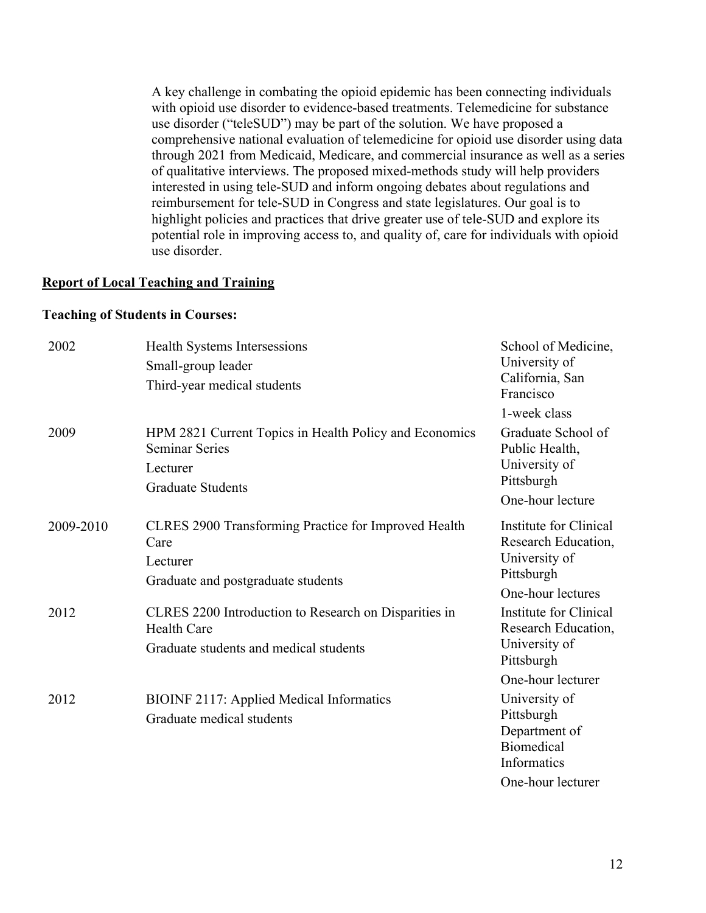A key challenge in combating the opioid epidemic has been connecting individuals with opioid use disorder to evidence-based treatments. Telemedicine for substance use disorder ("teleSUD") may be part of the solution. We have proposed a comprehensive national evaluation of telemedicine for opioid use disorder using data through 2021 from Medicaid, Medicare, and commercial insurance as well as a series of qualitative interviews. The proposed mixed-methods study will help providers interested in using tele-SUD and inform ongoing debates about regulations and reimbursement for tele-SUD in Congress and state legislatures. Our goal is to highlight policies and practices that drive greater use of tele-SUD and explore its potential role in improving access to, and quality of, care for individuals with opioid use disorder.

## Report of Local Teaching and Training

### Teaching of Students in Courses:

| | | |
|---|---|---|
| 2002 | Health Systems Intersessions<br>Small-group leader<br>Third-year medical students | School of Medicine, University of California, San Francisco<br>1-week class |
| 2009 | HPM 2821 Current Topics in Health Policy and Economics Seminar Series<br>Lecturer<br>Graduate Students | Graduate School of Public Health, University of Pittsburgh<br>One-hour lecture |
| 2009-2010 | CLRES 2900 Transforming Practice for Improved Health Care<br>Lecturer<br>Graduate and postgraduate students | Institute for Clinical Research Education, University of Pittsburgh<br>One-hour lectures |
| 2012 | CLRES 2200 Introduction to Research on Disparities in Health Care<br>Graduate students and medical students | Institute for Clinical Research Education, University of Pittsburgh<br>One-hour lecturer |
| 2012 | BIOINF 2117: Applied Medical Informatics<br>Graduate medical students | University of Pittsburgh Department of Biomedical Informatics<br>One-hour lecturer |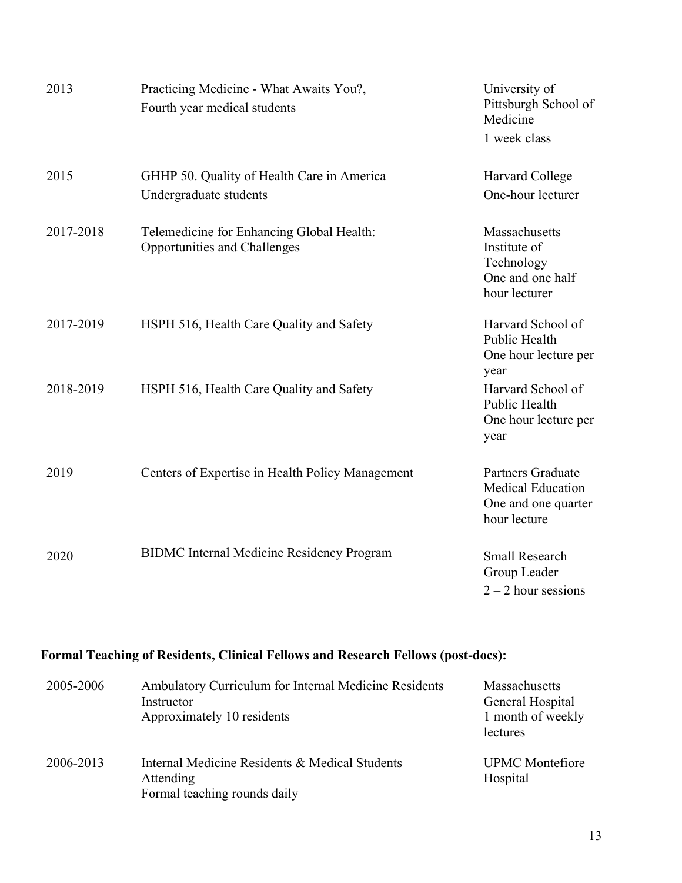| | | |
|---|---|---|
| 2013 | Practicing Medicine - What Awaits You?,<br>Fourth year medical students | University of Pittsburgh School of Medicine<br>1 week class |
| 2015 | GHHP 50. Quality of Health Care in America<br>Undergraduate students | Harvard College<br>One-hour lecturer |
| 2017-2018 | Telemedicine for Enhancing Global Health: Opportunities and Challenges | Massachusetts Institute of Technology<br>One and one half hour lecturer |
| 2017-2019 | HSPH 516, Health Care Quality and Safety | Harvard School of Public Health<br>One hour lecture per year |
| 2018-2019 | HSPH 516, Health Care Quality and Safety | Harvard School of Public Health<br>One hour lecture per year |
| 2019 | Centers of Expertise in Health Policy Management | Partners Graduate Medical Education<br>One and one quarter hour lecture |
| 2020 | BIDMC Internal Medicine Residency Program | Small Research Group Leader<br>2 – 2 hour sessions |

**Formal Teaching of Residents, Clinical Fellows and Research Fellows (post-docs):**

| | | |
|---|---|---|
| 2005-2006 | Ambulatory Curriculum for Internal Medicine Residents<br>Instructor<br>Approximately 10 residents | Massachusetts General Hospital<br>1 month of weekly lectures |
| 2006-2013 | Internal Medicine Residents & Medical Students<br>Attending<br>Formal teaching rounds daily | UPMC Montefiore Hospital |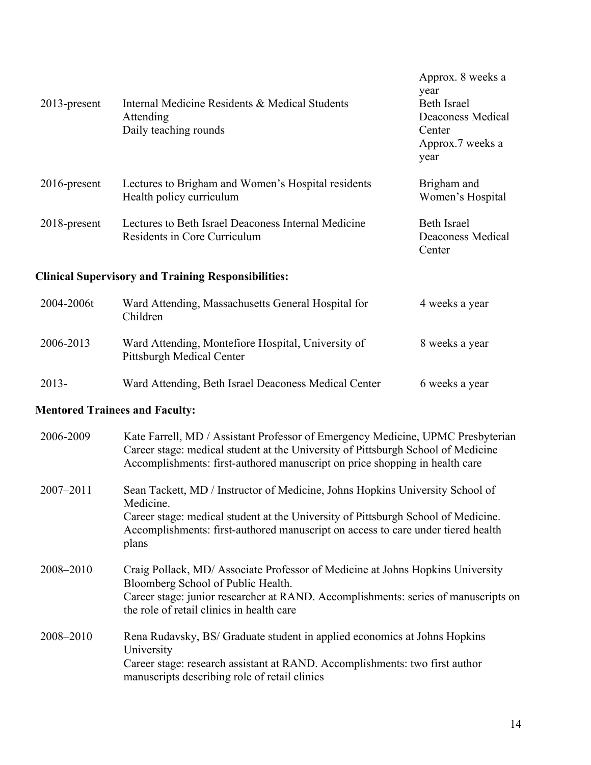| | | |
|---|---|---|
| 2013-present | Internal Medicine Residents & Medical Students Attending Daily teaching rounds | Approx. 8 weeks a year Beth Israel Deaconess Medical Center Approx.7 weeks a year |
| 2016-present | Lectures to Brigham and Women's Hospital residents Health policy curriculum | Brigham and Women's Hospital |
| 2018-present | Lectures to Beth Israel Deaconess Internal Medicine Residents in Core Curriculum | Beth Israel Deaconess Medical Center |

### Clinical Supervisory and Training Responsibilities:

| | | |
|---|---|---|
| 2004-2006t | Ward Attending, Massachusetts General Hospital for Children | 4 weeks a year |
| 2006-2013 | Ward Attending, Montefiore Hospital, University of Pittsburgh Medical Center | 8 weeks a year |
| 2013- | Ward Attending, Beth Israel Deaconess Medical Center | 6 weeks a year |

### Mentored Trainees and Faculty:

| | |
|---|---|
| 2006-2009 | Kate Farrell, MD / Assistant Professor of Emergency Medicine, UPMC Presbyterian<br>Career stage: medical student at the University of Pittsburgh School of Medicine<br>Accomplishments: first-authored manuscript on price shopping in health care |
| 2007–2011 | Sean Tackett, MD / Instructor of Medicine, Johns Hopkins University School of Medicine.<br>Career stage: medical student at the University of Pittsburgh School of Medicine.<br>Accomplishments: first-authored manuscript on access to care under tiered health plans |
| 2008–2010 | Craig Pollack, MD/ Associate Professor of Medicine at Johns Hopkins University Bloomberg School of Public Health.<br>Career stage: junior researcher at RAND. Accomplishments: series of manuscripts on the role of retail clinics in health care |
| 2008–2010 | Rena Rudavsky, BS/ Graduate student in applied economics at Johns Hopkins University<br>Career stage: research assistant at RAND. Accomplishments: two first author manuscripts describing role of retail clinics |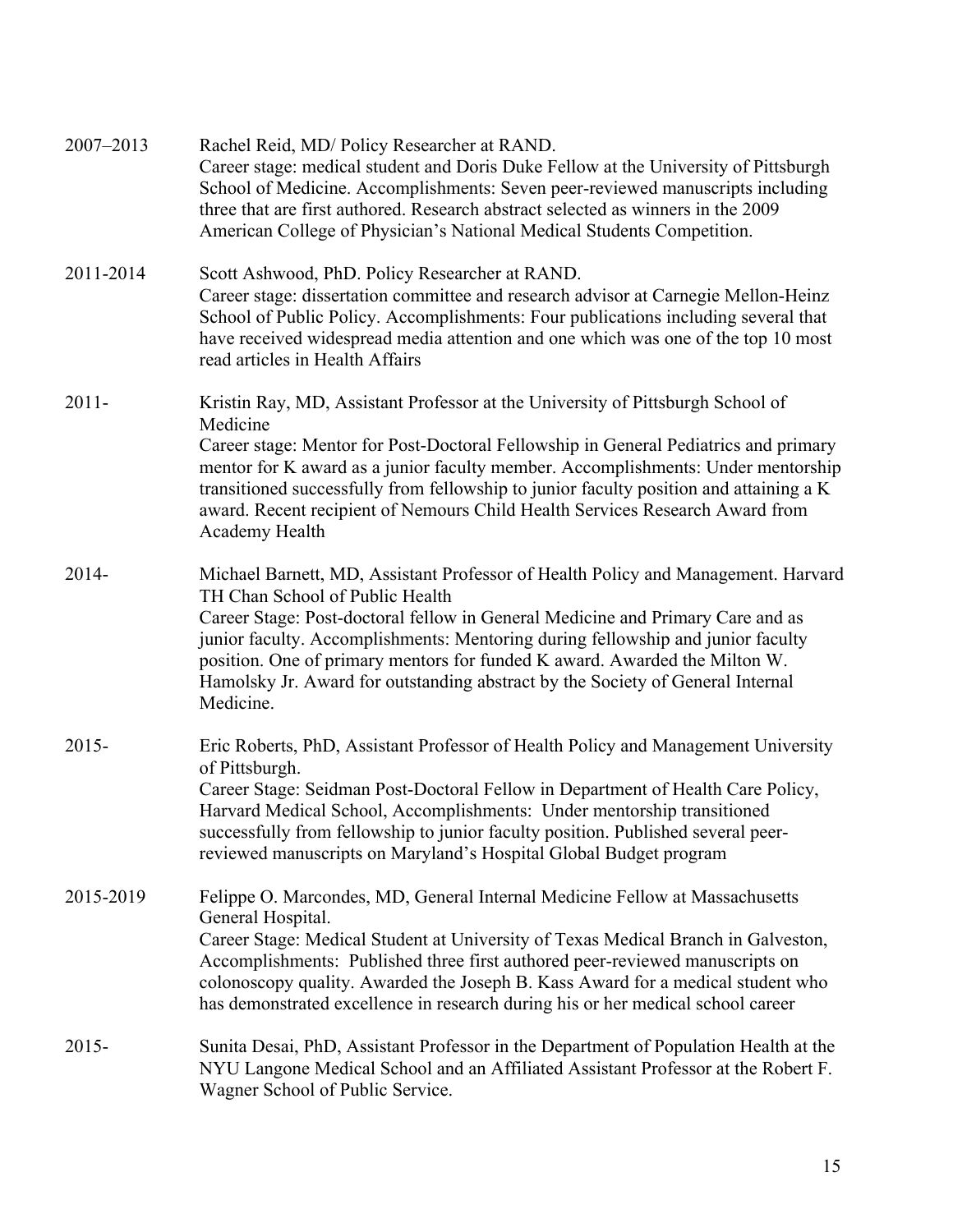2007–2013 Rachel Reid, MD/ Policy Researcher at RAND.
Career stage: medical student and Doris Duke Fellow at the University of Pittsburgh School of Medicine. Accomplishments: Seven peer-reviewed manuscripts including three that are first authored. Research abstract selected as winners in the 2009 American College of Physician's National Medical Students Competition.

2011-2014 Scott Ashwood, PhD. Policy Researcher at RAND.
Career stage: dissertation committee and research advisor at Carnegie Mellon-Heinz School of Public Policy. Accomplishments: Four publications including several that have received widespread media attention and one which was one of the top 10 most read articles in Health Affairs

2011- Kristin Ray, MD, Assistant Professor at the University of Pittsburgh School of Medicine
Career stage: Mentor for Post-Doctoral Fellowship in General Pediatrics and primary mentor for K award as a junior faculty member. Accomplishments: Under mentorship transitioned successfully from fellowship to junior faculty position and attaining a K award. Recent recipient of Nemours Child Health Services Research Award from Academy Health

2014- Michael Barnett, MD, Assistant Professor of Health Policy and Management. Harvard TH Chan School of Public Health
Career Stage: Post-doctoral fellow in General Medicine and Primary Care and as junior faculty. Accomplishments: Mentoring during fellowship and junior faculty position. One of primary mentors for funded K award. Awarded the Milton W. Hamolsky Jr. Award for outstanding abstract by the Society of General Internal Medicine.

2015- Eric Roberts, PhD, Assistant Professor of Health Policy and Management University of Pittsburgh.
Career Stage: Seidman Post-Doctoral Fellow in Department of Health Care Policy, Harvard Medical School, Accomplishments: Under mentorship transitioned successfully from fellowship to junior faculty position. Published several peer-reviewed manuscripts on Maryland's Hospital Global Budget program

2015-2019 Felippe O. Marcondes, MD, General Internal Medicine Fellow at Massachusetts General Hospital.
Career Stage: Medical Student at University of Texas Medical Branch in Galveston, Accomplishments: Published three first authored peer-reviewed manuscripts on colonoscopy quality. Awarded the Joseph B. Kass Award for a medical student who has demonstrated excellence in research during his or her medical school career

2015- Sunita Desai, PhD, Assistant Professor in the Department of Population Health at the NYU Langone Medical School and an Affiliated Assistant Professor at the Robert F. Wagner School of Public Service.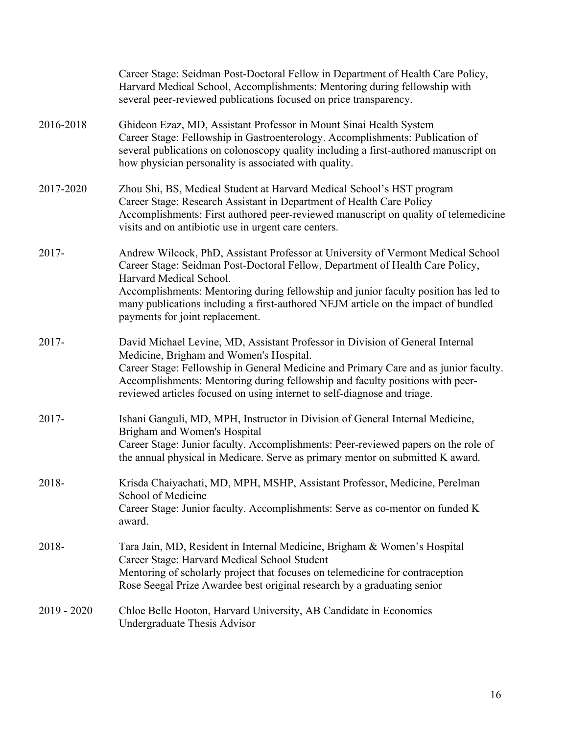| | |
|---|---|
| | Career Stage: Seidman Post-Doctoral Fellow in Department of Health Care Policy, Harvard Medical School, Accomplishments: Mentoring during fellowship with several peer-reviewed publications focused on price transparency. |
| 2016-2018 | Ghideon Ezaz, MD, Assistant Professor in Mount Sinai Health System<br>Career Stage: Fellowship in Gastroenterology. Accomplishments: Publication of several publications on colonoscopy quality including a first-authored manuscript on how physician personality is associated with quality. |
| 2017-2020 | Zhou Shi, BS, Medical Student at Harvard Medical School's HST program<br>Career Stage: Research Assistant in Department of Health Care Policy<br>Accomplishments: First authored peer-reviewed manuscript on quality of telemedicine visits and on antibiotic use in urgent care centers. |
| 2017- | Andrew Wilcock, PhD, Assistant Professor at University of Vermont Medical School<br>Career Stage: Seidman Post-Doctoral Fellow, Department of Health Care Policy, Harvard Medical School.<br>Accomplishments: Mentoring during fellowship and junior faculty position has led to many publications including a first-authored NEJM article on the impact of bundled payments for joint replacement. |
| 2017- | David Michael Levine, MD, Assistant Professor in Division of General Internal Medicine, Brigham and Women's Hospital.<br>Career Stage: Fellowship in General Medicine and Primary Care and as junior faculty.<br>Accomplishments: Mentoring during fellowship and faculty positions with peer-reviewed articles focused on using internet to self-diagnose and triage. |
| 2017- | Ishani Ganguli, MD, MPH, Instructor in Division of General Internal Medicine, Brigham and Women's Hospital<br>Career Stage: Junior faculty. Accomplishments: Peer-reviewed papers on the role of the annual physical in Medicare. Serve as primary mentor on submitted K award. |
| 2018- | Krisda Chaiyachati, MD, MPH, MSHP, Assistant Professor, Medicine, Perelman School of Medicine<br>Career Stage: Junior faculty. Accomplishments: Serve as co-mentor on funded K award. |
| 2018- | Tara Jain, MD, Resident in Internal Medicine, Brigham & Women's Hospital<br>Career Stage: Harvard Medical School Student<br>Mentoring of scholarly project that focuses on telemedicine for contraception<br>Rose Seegal Prize Awardee best original research by a graduating senior |
| 2019 - 2020 | Chloe Belle Hooton, Harvard University, AB Candidate in Economics<br>Undergraduate Thesis Advisor |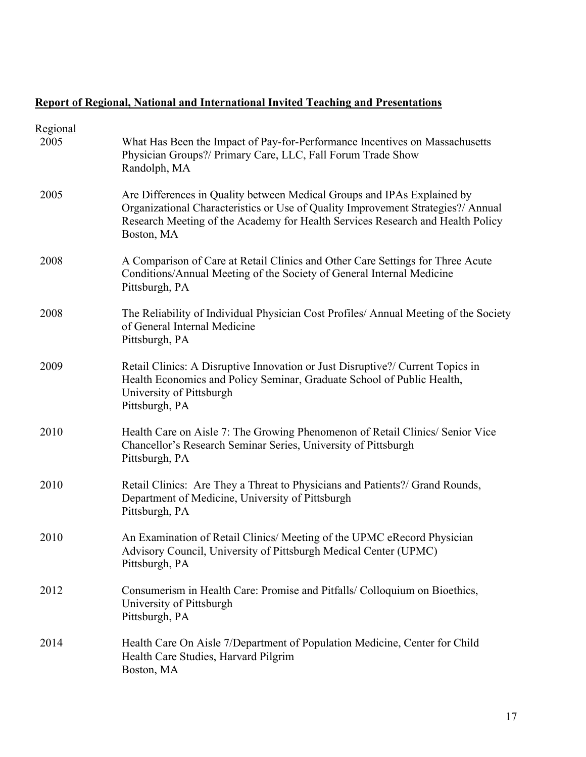**Report of Regional, National and International Invited Teaching and Presentations**

Regional

2005 What Has Been the Impact of Pay-for-Performance Incentives on Massachusetts Physician Groups?/ Primary Care, LLC, Fall Forum Trade Show
Randolph, MA

2005 Are Differences in Quality between Medical Groups and IPAs Explained by Organizational Characteristics or Use of Quality Improvement Strategies?/ Annual Research Meeting of the Academy for Health Services Research and Health Policy
Boston, MA

2008 A Comparison of Care at Retail Clinics and Other Care Settings for Three Acute Conditions/Annual Meeting of the Society of General Internal Medicine
Pittsburgh, PA

2008 The Reliability of Individual Physician Cost Profiles/ Annual Meeting of the Society of General Internal Medicine
Pittsburgh, PA

2009 Retail Clinics: A Disruptive Innovation or Just Disruptive?/ Current Topics in Health Economics and Policy Seminar, Graduate School of Public Health, University of Pittsburgh
Pittsburgh, PA

2010 Health Care on Aisle 7: The Growing Phenomenon of Retail Clinics/ Senior Vice Chancellor's Research Seminar Series, University of Pittsburgh
Pittsburgh, PA

2010 Retail Clinics: Are They a Threat to Physicians and Patients?/ Grand Rounds, Department of Medicine, University of Pittsburgh
Pittsburgh, PA

2010 An Examination of Retail Clinics/ Meeting of the UPMC eRecord Physician Advisory Council, University of Pittsburgh Medical Center (UPMC)
Pittsburgh, PA

2012 Consumerism in Health Care: Promise and Pitfalls/ Colloquium on Bioethics, University of Pittsburgh
Pittsburgh, PA

2014 Health Care On Aisle 7/Department of Population Medicine, Center for Child Health Care Studies, Harvard Pilgrim
Boston, MA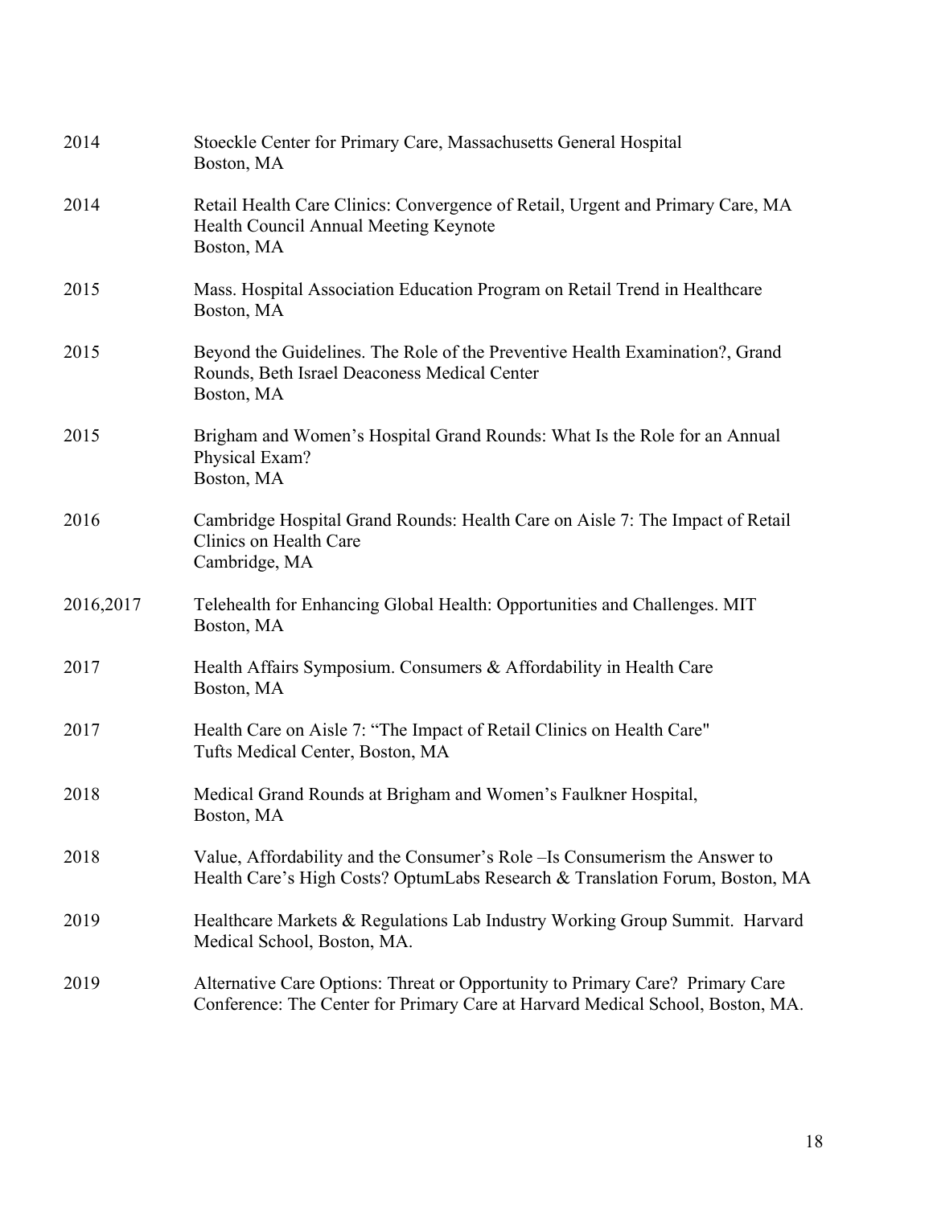| | |
|---|---|
| 2014 | Stoeckle Center for Primary Care, Massachusetts General Hospital<br>Boston, MA |
| 2014 | Retail Health Care Clinics: Convergence of Retail, Urgent and Primary Care, MA Health Council Annual Meeting Keynote<br>Boston, MA |
| 2015 | Mass. Hospital Association Education Program on Retail Trend in Healthcare<br>Boston, MA |
| 2015 | Beyond the Guidelines. The Role of the Preventive Health Examination?, Grand Rounds, Beth Israel Deaconess Medical Center<br>Boston, MA |
| 2015 | Brigham and Women's Hospital Grand Rounds: What Is the Role for an Annual Physical Exam?<br>Boston, MA |
| 2016 | Cambridge Hospital Grand Rounds: Health Care on Aisle 7: The Impact of Retail Clinics on Health Care<br>Cambridge, MA |
| 2016,2017 | Telehealth for Enhancing Global Health: Opportunities and Challenges. MIT<br>Boston, MA |
| 2017 | Health Affairs Symposium. Consumers & Affordability in Health Care<br>Boston, MA |
| 2017 | Health Care on Aisle 7: "The Impact of Retail Clinics on Health Care"<br>Tufts Medical Center, Boston, MA |
| 2018 | Medical Grand Rounds at Brigham and Women's Faulkner Hospital,<br>Boston, MA |
| 2018 | Value, Affordability and the Consumer's Role –Is Consumerism the Answer to Health Care's High Costs? OptumLabs Research & Translation Forum, Boston, MA |
| 2019 | Healthcare Markets & Regulations Lab Industry Working Group Summit. Harvard Medical School, Boston, MA. |
| 2019 | Alternative Care Options: Threat or Opportunity to Primary Care? Primary Care Conference: The Center for Primary Care at Harvard Medical School, Boston, MA. |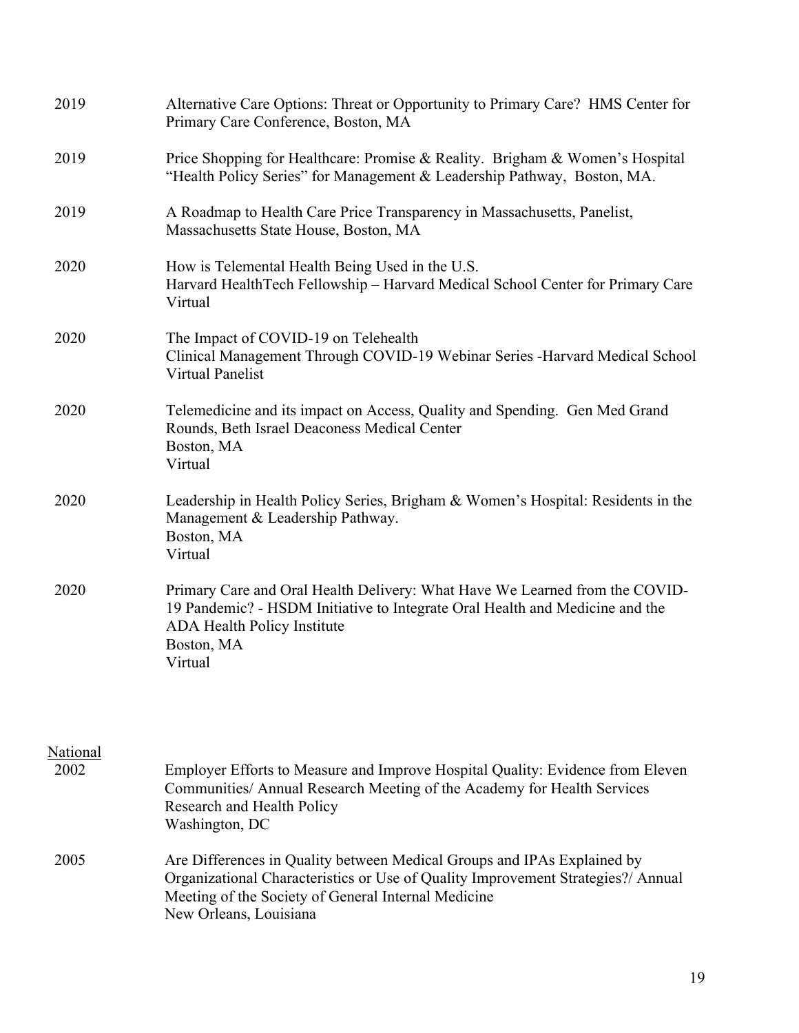| | |
|---|---|
| 2019 | Alternative Care Options: Threat or Opportunity to Primary Care? HMS Center for Primary Care Conference, Boston, MA |
| 2019 | Price Shopping for Healthcare: Promise & Reality. Brigham & Women's Hospital "Health Policy Series" for Management & Leadership Pathway, Boston, MA. |
| 2019 | A Roadmap to Health Care Price Transparency in Massachusetts, Panelist, Massachusetts State House, Boston, MA |
| 2020 | How is Telemental Health Being Used in the U.S.<br>Harvard HealthTech Fellowship – Harvard Medical School Center for Primary Care<br>Virtual |
| 2020 | The Impact of COVID-19 on Telehealth<br>Clinical Management Through COVID-19 Webinar Series -Harvard Medical School<br>Virtual Panelist |
| 2020 | Telemedicine and its impact on Access, Quality and Spending. Gen Med Grand Rounds, Beth Israel Deaconess Medical Center<br>Boston, MA<br>Virtual |
| 2020 | Leadership in Health Policy Series, Brigham & Women's Hospital: Residents in the Management & Leadership Pathway.<br>Boston, MA<br>Virtual |
| 2020 | Primary Care and Oral Health Delivery: What Have We Learned from the COVID-19 Pandemic? - HSDM Initiative to Integrate Oral Health and Medicine and the ADA Health Policy Institute<br>Boston, MA<br>Virtual |

<u>National</u>

| | |
|---|---|
| 2002 | Employer Efforts to Measure and Improve Hospital Quality: Evidence from Eleven Communities/ Annual Research Meeting of the Academy for Health Services Research and Health Policy<br>Washington, DC |
| 2005 | Are Differences in Quality between Medical Groups and IPAs Explained by Organizational Characteristics or Use of Quality Improvement Strategies?/ Annual Meeting of the Society of General Internal Medicine<br>New Orleans, Louisiana |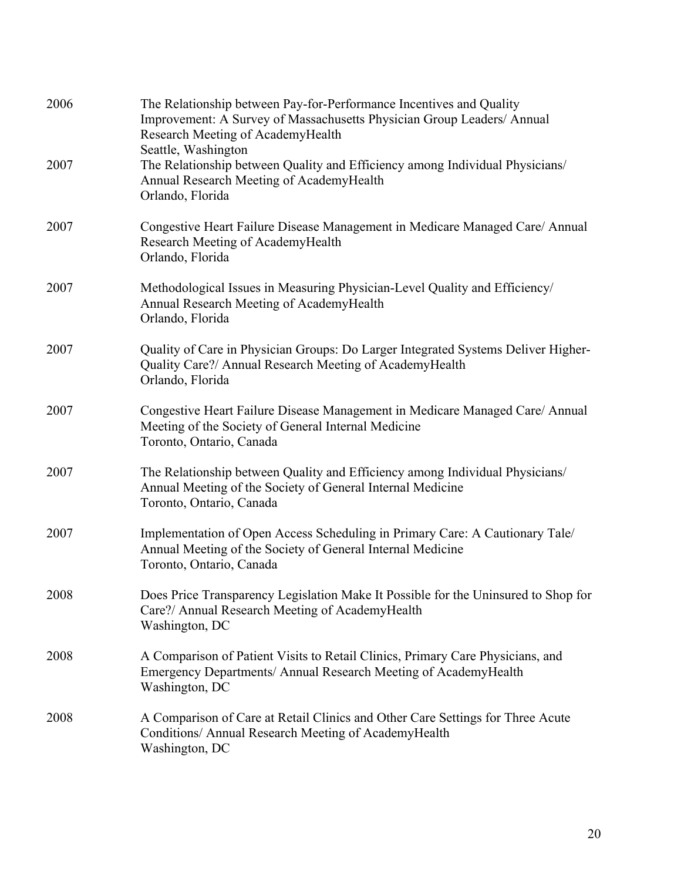2006 The Relationship between Pay-for-Performance Incentives and Quality Improvement: A Survey of Massachusetts Physician Group Leaders/ Annual Research Meeting of AcademyHealth
Seattle, Washington

2007 The Relationship between Quality and Efficiency among Individual Physicians/ Annual Research Meeting of AcademyHealth
Orlando, Florida

2007 Congestive Heart Failure Disease Management in Medicare Managed Care/ Annual Research Meeting of AcademyHealth
Orlando, Florida

2007 Methodological Issues in Measuring Physician-Level Quality and Efficiency/ Annual Research Meeting of AcademyHealth
Orlando, Florida

2007 Quality of Care in Physician Groups: Do Larger Integrated Systems Deliver Higher-Quality Care?/ Annual Research Meeting of AcademyHealth
Orlando, Florida

2007 Congestive Heart Failure Disease Management in Medicare Managed Care/ Annual Meeting of the Society of General Internal Medicine
Toronto, Ontario, Canada

2007 The Relationship between Quality and Efficiency among Individual Physicians/ Annual Meeting of the Society of General Internal Medicine
Toronto, Ontario, Canada

2007 Implementation of Open Access Scheduling in Primary Care: A Cautionary Tale/ Annual Meeting of the Society of General Internal Medicine
Toronto, Ontario, Canada

2008 Does Price Transparency Legislation Make It Possible for the Uninsured to Shop for Care?/ Annual Research Meeting of AcademyHealth
Washington, DC

2008 A Comparison of Patient Visits to Retail Clinics, Primary Care Physicians, and Emergency Departments/ Annual Research Meeting of AcademyHealth
Washington, DC

2008 A Comparison of Care at Retail Clinics and Other Care Settings for Three Acute Conditions/ Annual Research Meeting of AcademyHealth
Washington, DC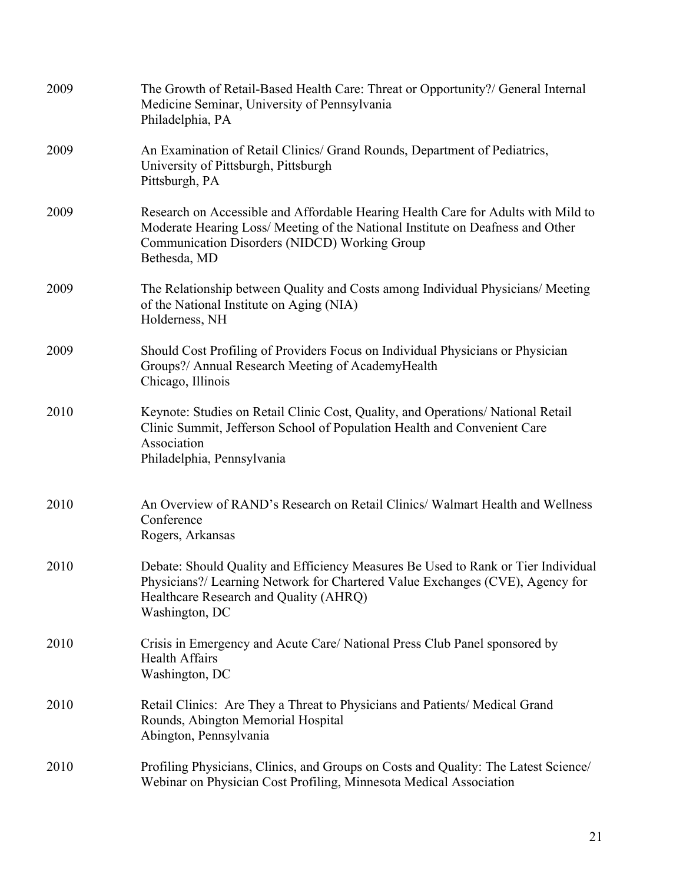2009 The Growth of Retail-Based Health Care: Threat or Opportunity?/ General Internal Medicine Seminar, University of Pennsylvania
Philadelphia, PA

2009 An Examination of Retail Clinics/ Grand Rounds, Department of Pediatrics, University of Pittsburgh, Pittsburgh
Pittsburgh, PA

2009 Research on Accessible and Affordable Hearing Health Care for Adults with Mild to Moderate Hearing Loss/ Meeting of the National Institute on Deafness and Other Communication Disorders (NIDCD) Working Group
Bethesda, MD

2009 The Relationship between Quality and Costs among Individual Physicians/ Meeting of the National Institute on Aging (NIA)
Holderness, NH

2009 Should Cost Profiling of Providers Focus on Individual Physicians or Physician Groups?/ Annual Research Meeting of AcademyHealth
Chicago, Illinois

2010 Keynote: Studies on Retail Clinic Cost, Quality, and Operations/ National Retail Clinic Summit, Jefferson School of Population Health and Convenient Care Association
Philadelphia, Pennsylvania

2010 An Overview of RAND's Research on Retail Clinics/ Walmart Health and Wellness Conference
Rogers, Arkansas

2010 Debate: Should Quality and Efficiency Measures Be Used to Rank or Tier Individual Physicians?/ Learning Network for Chartered Value Exchanges (CVE), Agency for Healthcare Research and Quality (AHRQ)
Washington, DC

2010 Crisis in Emergency and Acute Care/ National Press Club Panel sponsored by Health Affairs
Washington, DC

2010 Retail Clinics: Are They a Threat to Physicians and Patients/ Medical Grand Rounds, Abington Memorial Hospital
Abington, Pennsylvania

2010 Profiling Physicians, Clinics, and Groups on Costs and Quality: The Latest Science/ Webinar on Physician Cost Profiling, Minnesota Medical Association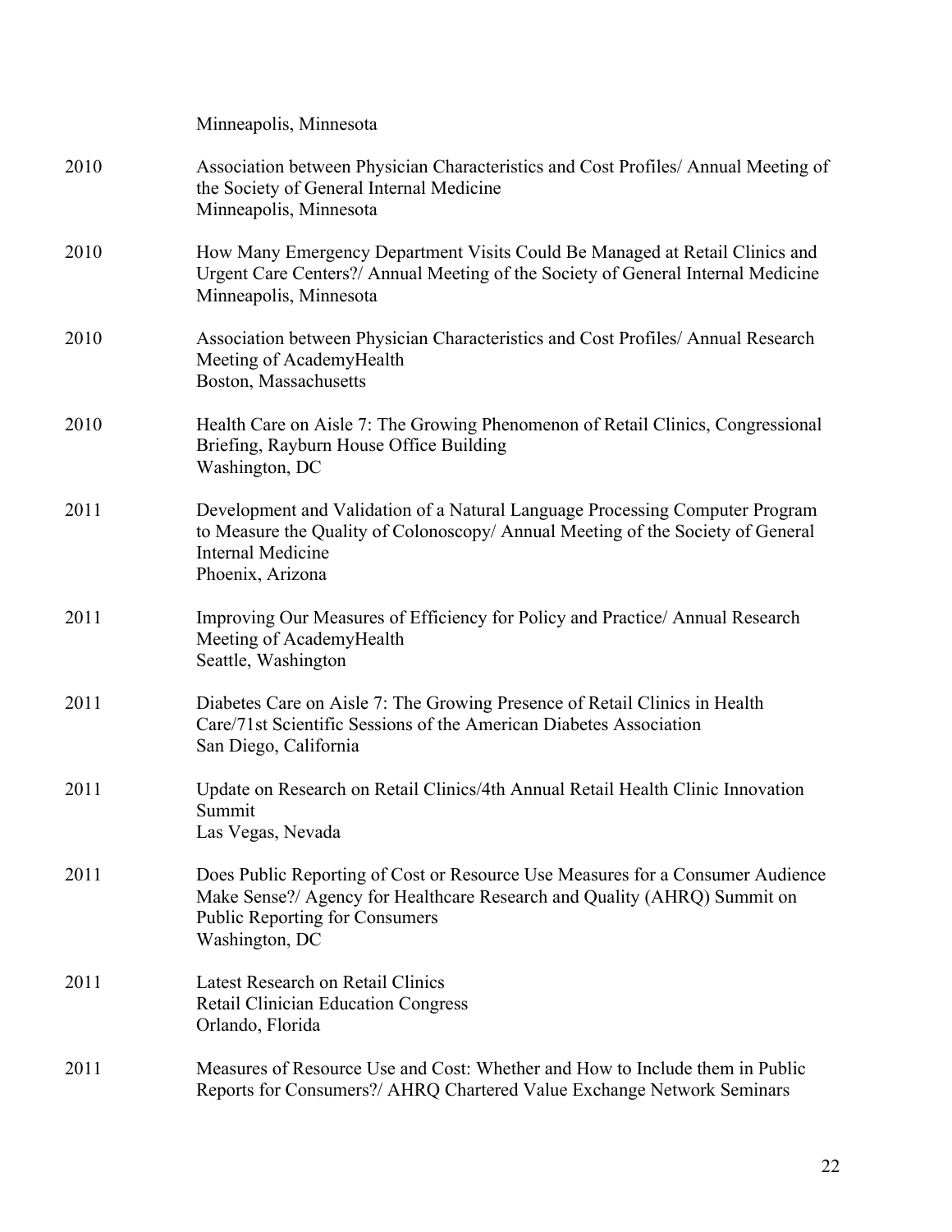Minneapolis, Minnesota

| | |
|---|---|
| 2010 | Association between Physician Characteristics and Cost Profiles/ Annual Meeting of the Society of General Internal Medicine<br>Minneapolis, Minnesota |
| 2010 | How Many Emergency Department Visits Could Be Managed at Retail Clinics and Urgent Care Centers?/ Annual Meeting of the Society of General Internal Medicine<br>Minneapolis, Minnesota |
| 2010 | Association between Physician Characteristics and Cost Profiles/ Annual Research Meeting of AcademyHealth<br>Boston, Massachusetts |
| 2010 | Health Care on Aisle 7: The Growing Phenomenon of Retail Clinics, Congressional Briefing, Rayburn House Office Building<br>Washington, DC |
| 2011 | Development and Validation of a Natural Language Processing Computer Program to Measure the Quality of Colonoscopy/ Annual Meeting of the Society of General Internal Medicine<br>Phoenix, Arizona |
| 2011 | Improving Our Measures of Efficiency for Policy and Practice/ Annual Research Meeting of AcademyHealth<br>Seattle, Washington |
| 2011 | Diabetes Care on Aisle 7: The Growing Presence of Retail Clinics in Health Care/71st Scientific Sessions of the American Diabetes Association<br>San Diego, California |
| 2011 | Update on Research on Retail Clinics/4th Annual Retail Health Clinic Innovation Summit<br>Las Vegas, Nevada |
| 2011 | Does Public Reporting of Cost or Resource Use Measures for a Consumer Audience Make Sense?/ Agency for Healthcare Research and Quality (AHRQ) Summit on Public Reporting for Consumers<br>Washington, DC |
| 2011 | Latest Research on Retail Clinics<br>Retail Clinician Education Congress<br>Orlando, Florida |
| 2011 | Measures of Resource Use and Cost: Whether and How to Include them in Public Reports for Consumers?/ AHRQ Chartered Value Exchange Network Seminars |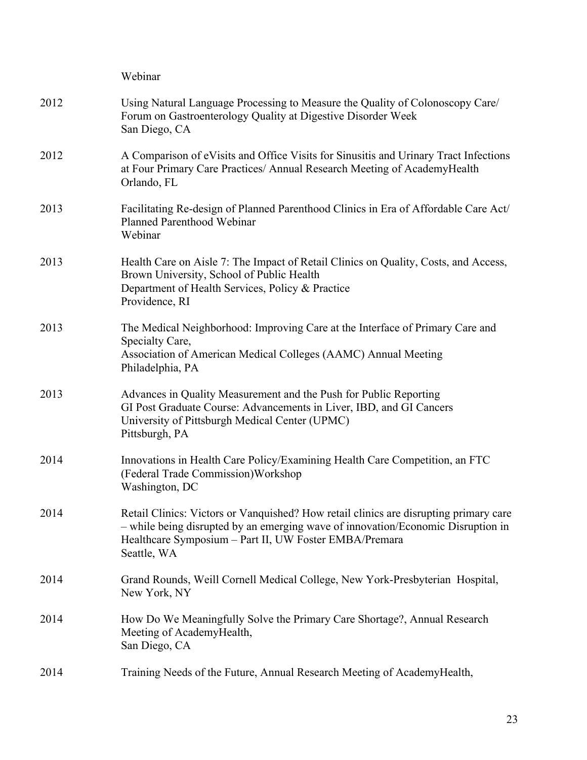Webinar

| | |
|---|---|
| 2012 | Using Natural Language Processing to Measure the Quality of Colonoscopy Care/ Forum on Gastroenterology Quality at Digestive Disorder Week<br>San Diego, CA |
| 2012 | A Comparison of eVisits and Office Visits for Sinusitis and Urinary Tract Infections at Four Primary Care Practices/ Annual Research Meeting of AcademyHealth<br>Orlando, FL |
| 2013 | Facilitating Re-design of Planned Parenthood Clinics in Era of Affordable Care Act/ Planned Parenthood Webinar<br>Webinar |
| 2013 | Health Care on Aisle 7: The Impact of Retail Clinics on Quality, Costs, and Access, Brown University, School of Public Health<br>Department of Health Services, Policy & Practice<br>Providence, RI |
| 2013 | The Medical Neighborhood: Improving Care at the Interface of Primary Care and Specialty Care,<br>Association of American Medical Colleges (AAMC) Annual Meeting<br>Philadelphia, PA |
| 2013 | Advances in Quality Measurement and the Push for Public Reporting<br>GI Post Graduate Course: Advancements in Liver, IBD, and GI Cancers<br>University of Pittsburgh Medical Center (UPMC)<br>Pittsburgh, PA |
| 2014 | Innovations in Health Care Policy/Examining Health Care Competition, an FTC (Federal Trade Commission)Workshop<br>Washington, DC |
| 2014 | Retail Clinics: Victors or Vanquished? How retail clinics are disrupting primary care – while being disrupted by an emerging wave of innovation/Economic Disruption in Healthcare Symposium – Part II, UW Foster EMBA/Premara<br>Seattle, WA |
| 2014 | Grand Rounds, Weill Cornell Medical College, New York-Presbyterian Hospital,<br>New York, NY |
| 2014 | How Do We Meaningfully Solve the Primary Care Shortage?, Annual Research Meeting of AcademyHealth,<br>San Diego, CA |
| 2014 | Training Needs of the Future, Annual Research Meeting of AcademyHealth, |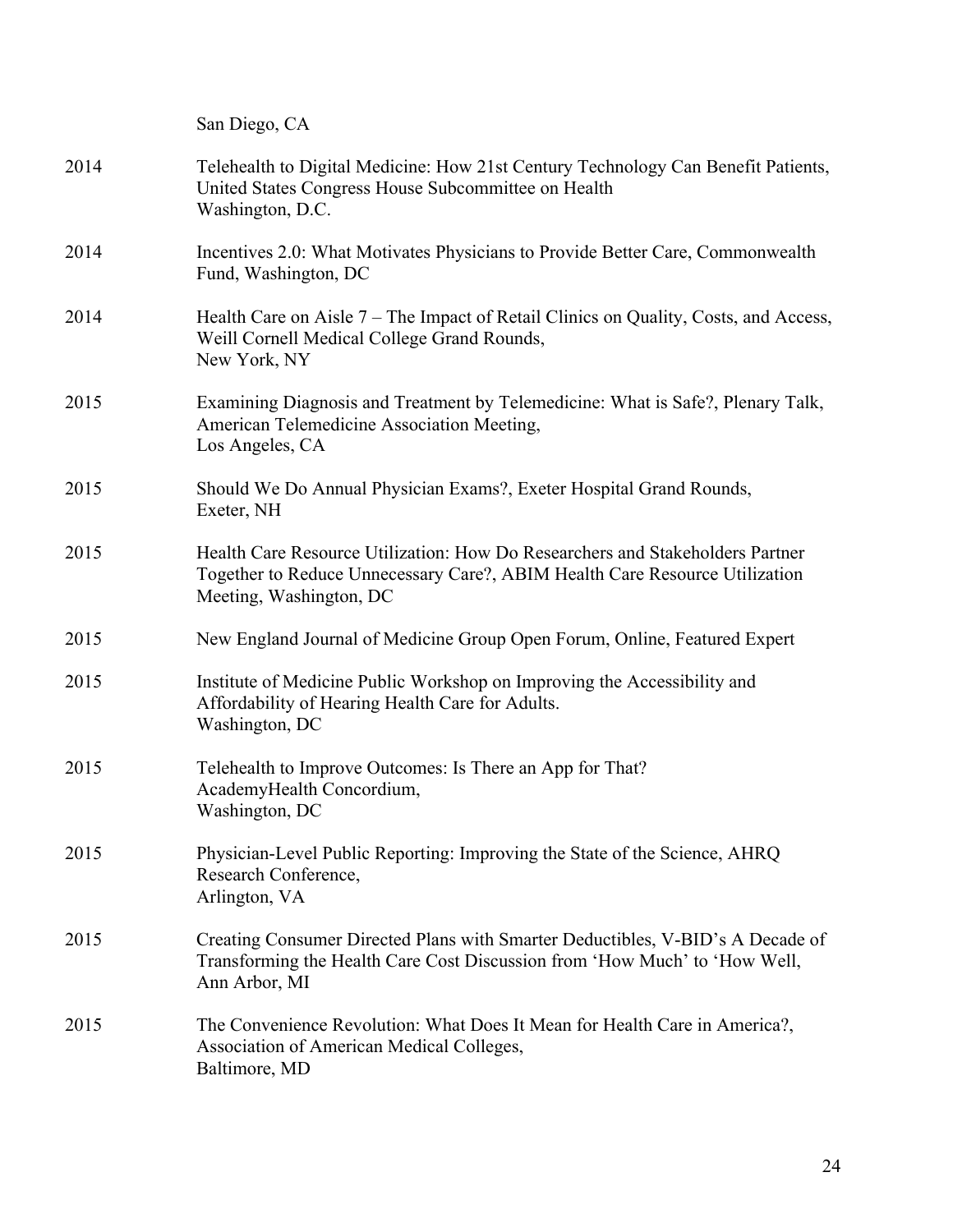San Diego, CA

| | |
|---|---|
| 2014 | Telehealth to Digital Medicine: How 21st Century Technology Can Benefit Patients, United States Congress House Subcommittee on Health<br>Washington, D.C. |
| 2014 | Incentives 2.0: What Motivates Physicians to Provide Better Care, Commonwealth Fund, Washington, DC |
| 2014 | Health Care on Aisle 7 – The Impact of Retail Clinics on Quality, Costs, and Access, Weill Cornell Medical College Grand Rounds,<br>New York, NY |
| 2015 | Examining Diagnosis and Treatment by Telemedicine: What is Safe?, Plenary Talk, American Telemedicine Association Meeting,<br>Los Angeles, CA |
| 2015 | Should We Do Annual Physician Exams?, Exeter Hospital Grand Rounds,<br>Exeter, NH |
| 2015 | Health Care Resource Utilization: How Do Researchers and Stakeholders Partner Together to Reduce Unnecessary Care?, ABIM Health Care Resource Utilization Meeting, Washington, DC |
| 2015 | New England Journal of Medicine Group Open Forum, Online, Featured Expert |
| 2015 | Institute of Medicine Public Workshop on Improving the Accessibility and Affordability of Hearing Health Care for Adults.<br>Washington, DC |
| 2015 | Telehealth to Improve Outcomes: Is There an App for That?<br>AcademyHealth Concordium,<br>Washington, DC |
| 2015 | Physician-Level Public Reporting: Improving the State of the Science, AHRQ Research Conference,<br>Arlington, VA |
| 2015 | Creating Consumer Directed Plans with Smarter Deductibles, V-BID's A Decade of Transforming the Health Care Cost Discussion from 'How Much' to 'How Well,<br>Ann Arbor, MI |
| 2015 | The Convenience Revolution: What Does It Mean for Health Care in America?,<br>Association of American Medical Colleges,<br>Baltimore, MD |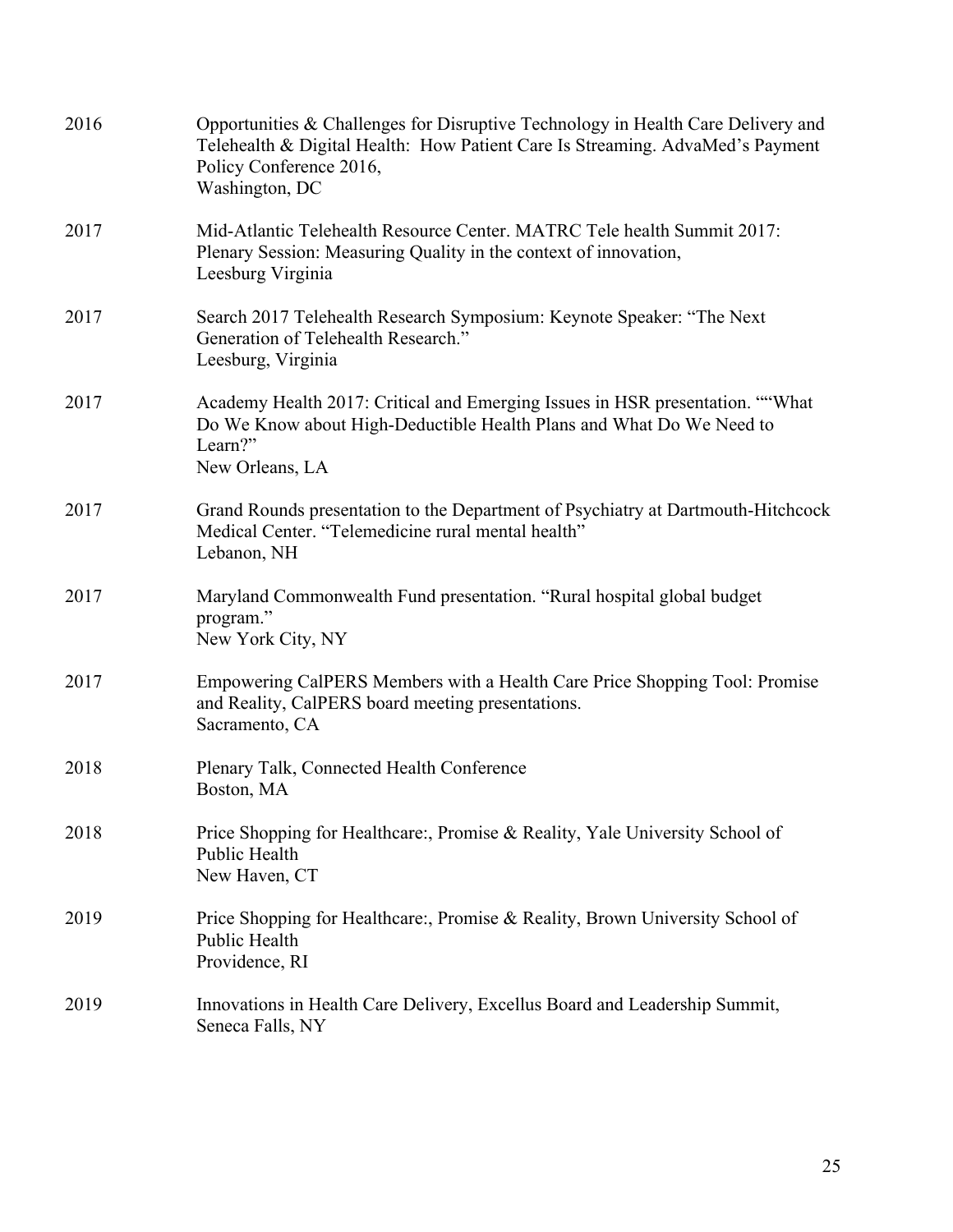| | |
|---|---|
| 2016 | Opportunities & Challenges for Disruptive Technology in Health Care Delivery and Telehealth & Digital Health: How Patient Care Is Streaming. AdvaMed's Payment Policy Conference 2016,<br>Washington, DC |
| 2017 | Mid-Atlantic Telehealth Resource Center. MATRC Tele health Summit 2017: Plenary Session: Measuring Quality in the context of innovation,<br>Leesburg Virginia |
| 2017 | Search 2017 Telehealth Research Symposium: Keynote Speaker: "The Next Generation of Telehealth Research."<br>Leesburg, Virginia |
| 2017 | Academy Health 2017: Critical and Emerging Issues in HSR presentation. ""What Do We Know about High-Deductible Health Plans and What Do We Need to Learn?"<br>New Orleans, LA |
| 2017 | Grand Rounds presentation to the Department of Psychiatry at Dartmouth-Hitchcock Medical Center. "Telemedicine rural mental health"<br>Lebanon, NH |
| 2017 | Maryland Commonwealth Fund presentation. "Rural hospital global budget program."<br>New York City, NY |
| 2017 | Empowering CalPERS Members with a Health Care Price Shopping Tool: Promise and Reality, CalPERS board meeting presentations.<br>Sacramento, CA |
| 2018 | Plenary Talk, Connected Health Conference<br>Boston, MA |
| 2018 | Price Shopping for Healthcare:, Promise & Reality, Yale University School of Public Health<br>New Haven, CT |
| 2019 | Price Shopping for Healthcare:, Promise & Reality, Brown University School of Public Health<br>Providence, RI |
| 2019 | Innovations in Health Care Delivery, Excellus Board and Leadership Summit,<br>Seneca Falls, NY |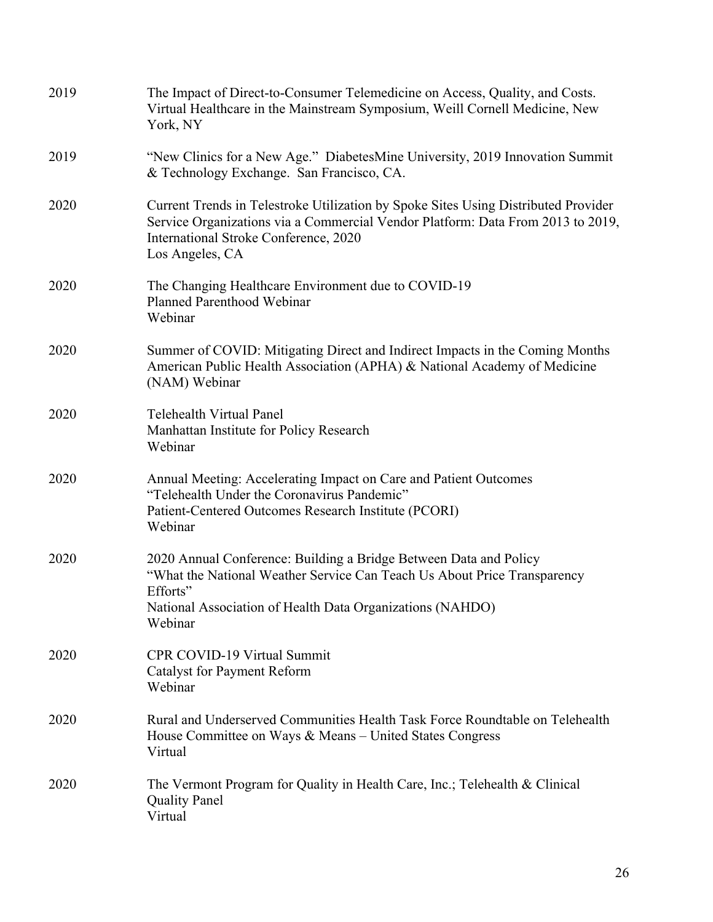2019 The Impact of Direct-to-Consumer Telemedicine on Access, Quality, and Costs. Virtual Healthcare in the Mainstream Symposium, Weill Cornell Medicine, New York, NY

2019 "New Clinics for a New Age." DiabetesMine University, 2019 Innovation Summit & Technology Exchange. San Francisco, CA.

2020 Current Trends in Telestroke Utilization by Spoke Sites Using Distributed Provider Service Organizations via a Commercial Vendor Platform: Data From 2013 to 2019, International Stroke Conference, 2020
Los Angeles, CA

2020 The Changing Healthcare Environment due to COVID-19
Planned Parenthood Webinar
Webinar

2020 Summer of COVID: Mitigating Direct and Indirect Impacts in the Coming Months
American Public Health Association (APHA) & National Academy of Medicine (NAM) Webinar

2020 Telehealth Virtual Panel
Manhattan Institute for Policy Research
Webinar

2020 Annual Meeting: Accelerating Impact on Care and Patient Outcomes
"Telehealth Under the Coronavirus Pandemic"
Patient-Centered Outcomes Research Institute (PCORI)
Webinar

2020 2020 Annual Conference: Building a Bridge Between Data and Policy
"What the National Weather Service Can Teach Us About Price Transparency Efforts"
National Association of Health Data Organizations (NAHDO)
Webinar

2020 CPR COVID-19 Virtual Summit
Catalyst for Payment Reform
Webinar

2020 Rural and Underserved Communities Health Task Force Roundtable on Telehealth
House Committee on Ways & Means – United States Congress
Virtual

2020 The Vermont Program for Quality in Health Care, Inc.; Telehealth & Clinical Quality Panel
Virtual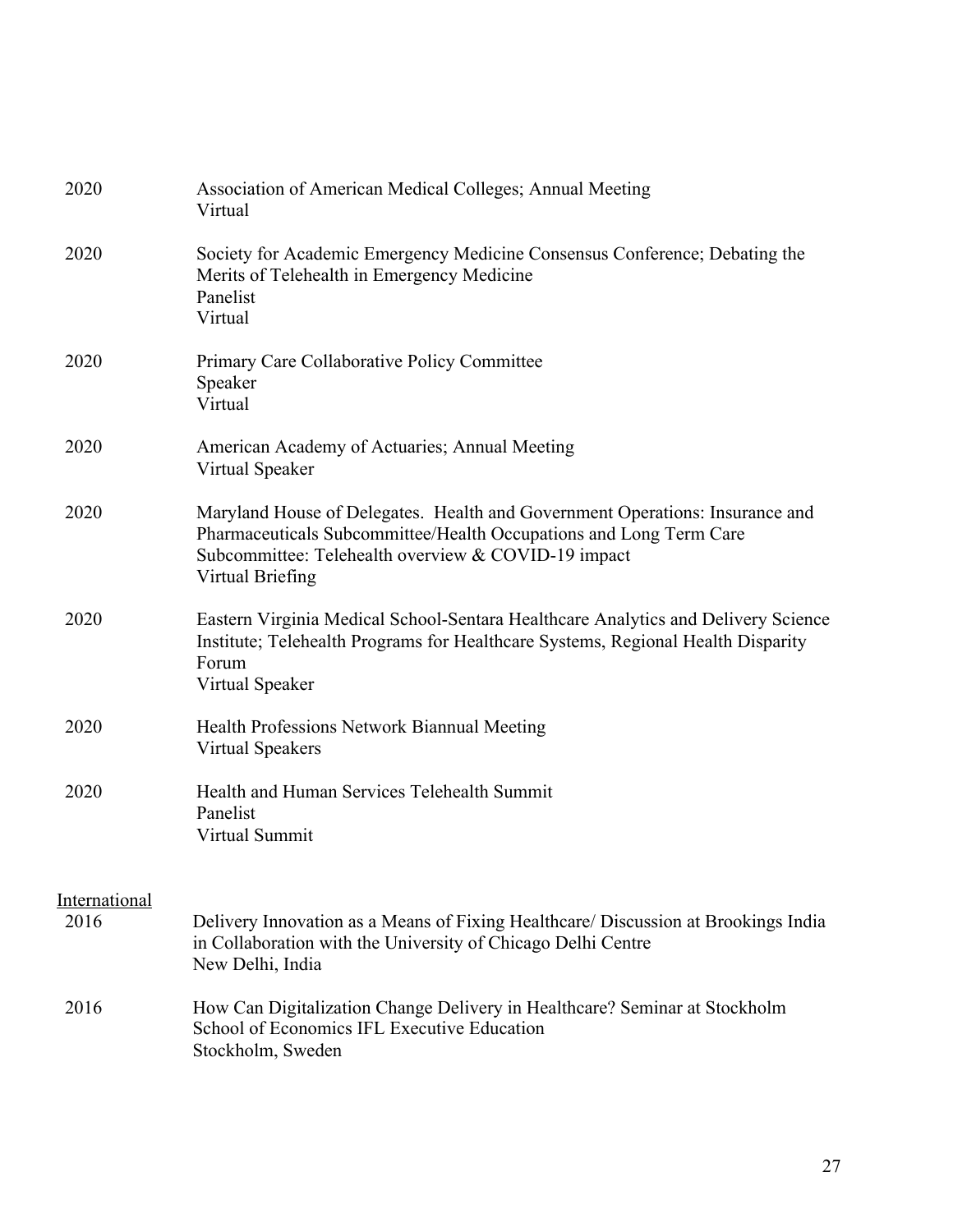2020 Association of American Medical Colleges; Annual Meeting
Virtual

2020 Society for Academic Emergency Medicine Consensus Conference; Debating the Merits of Telehealth in Emergency Medicine
Panelist
Virtual

2020 Primary Care Collaborative Policy Committee
Speaker
Virtual

2020 American Academy of Actuaries; Annual Meeting
Virtual Speaker

2020 Maryland House of Delegates. Health and Government Operations: Insurance and Pharmaceuticals Subcommittee/Health Occupations and Long Term Care Subcommittee: Telehealth overview & COVID-19 impact
Virtual Briefing

2020 Eastern Virginia Medical School-Sentara Healthcare Analytics and Delivery Science Institute; Telehealth Programs for Healthcare Systems, Regional Health Disparity Forum
Virtual Speaker

2020 Health Professions Network Biannual Meeting
Virtual Speakers

2020 Health and Human Services Telehealth Summit
Panelist
Virtual Summit

<u>International</u>

2016 Delivery Innovation as a Means of Fixing Healthcare/ Discussion at Brookings India in Collaboration with the University of Chicago Delhi Centre
New Delhi, India

2016 How Can Digitalization Change Delivery in Healthcare? Seminar at Stockholm School of Economics IFL Executive Education
Stockholm, Sweden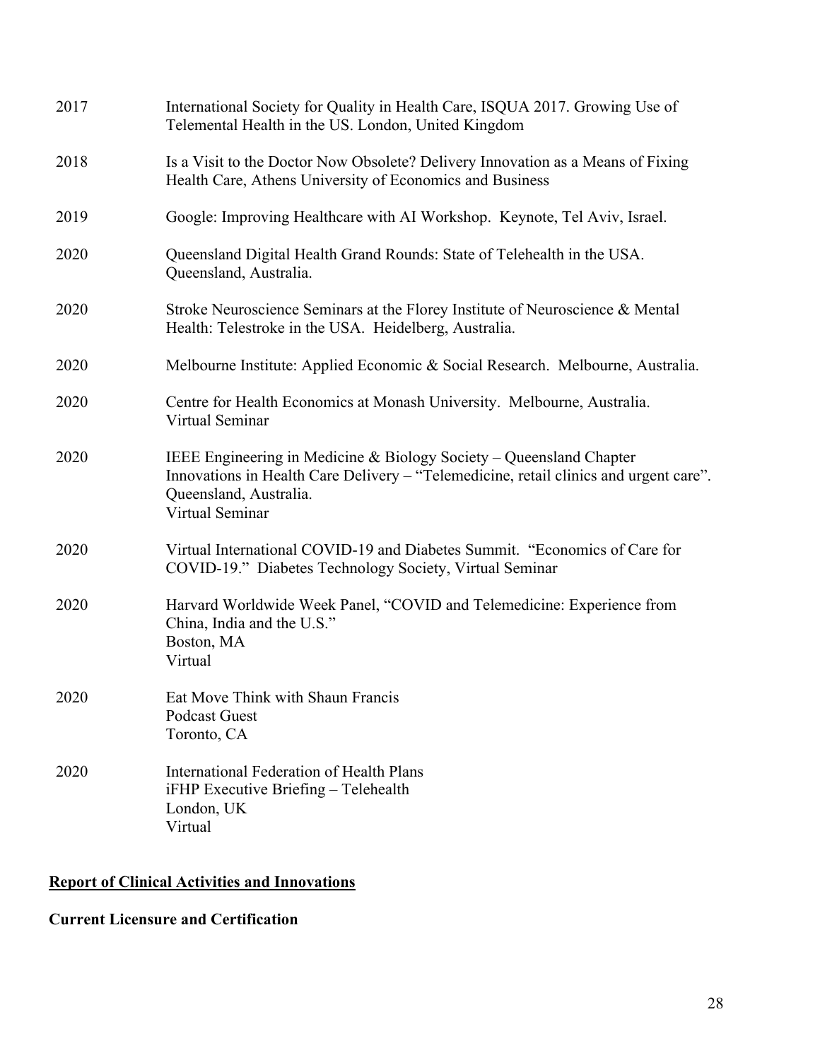| | |
|---|---|
| 2017 | International Society for Quality in Health Care, ISQUA 2017. Growing Use of Telemental Health in the US. London, United Kingdom |
| 2018 | Is a Visit to the Doctor Now Obsolete? Delivery Innovation as a Means of Fixing Health Care, Athens University of Economics and Business |
| 2019 | Google: Improving Healthcare with AI Workshop. Keynote, Tel Aviv, Israel. |
| 2020 | Queensland Digital Health Grand Rounds: State of Telehealth in the USA. Queensland, Australia. |
| 2020 | Stroke Neuroscience Seminars at the Florey Institute of Neuroscience & Mental Health: Telestroke in the USA. Heidelberg, Australia. |
| 2020 | Melbourne Institute: Applied Economic & Social Research. Melbourne, Australia. |
| 2020 | Centre for Health Economics at Monash University. Melbourne, Australia.<br>Virtual Seminar |
| 2020 | IEEE Engineering in Medicine & Biology Society – Queensland Chapter<br>Innovations in Health Care Delivery – "Telemedicine, retail clinics and urgent care".<br>Queensland, Australia.<br>Virtual Seminar |
| 2020 | Virtual International COVID-19 and Diabetes Summit. "Economics of Care for COVID-19." Diabetes Technology Society, Virtual Seminar |
| 2020 | Harvard Worldwide Week Panel, "COVID and Telemedicine: Experience from China, India and the U.S."<br>Boston, MA<br>Virtual |
| 2020 | Eat Move Think with Shaun Francis<br>Podcast Guest<br>Toronto, CA |
| 2020 | International Federation of Health Plans<br>iFHP Executive Briefing – Telehealth<br>London, UK<br>Virtual |

## Report of Clinical Activities and Innovations

### Current Licensure and Certification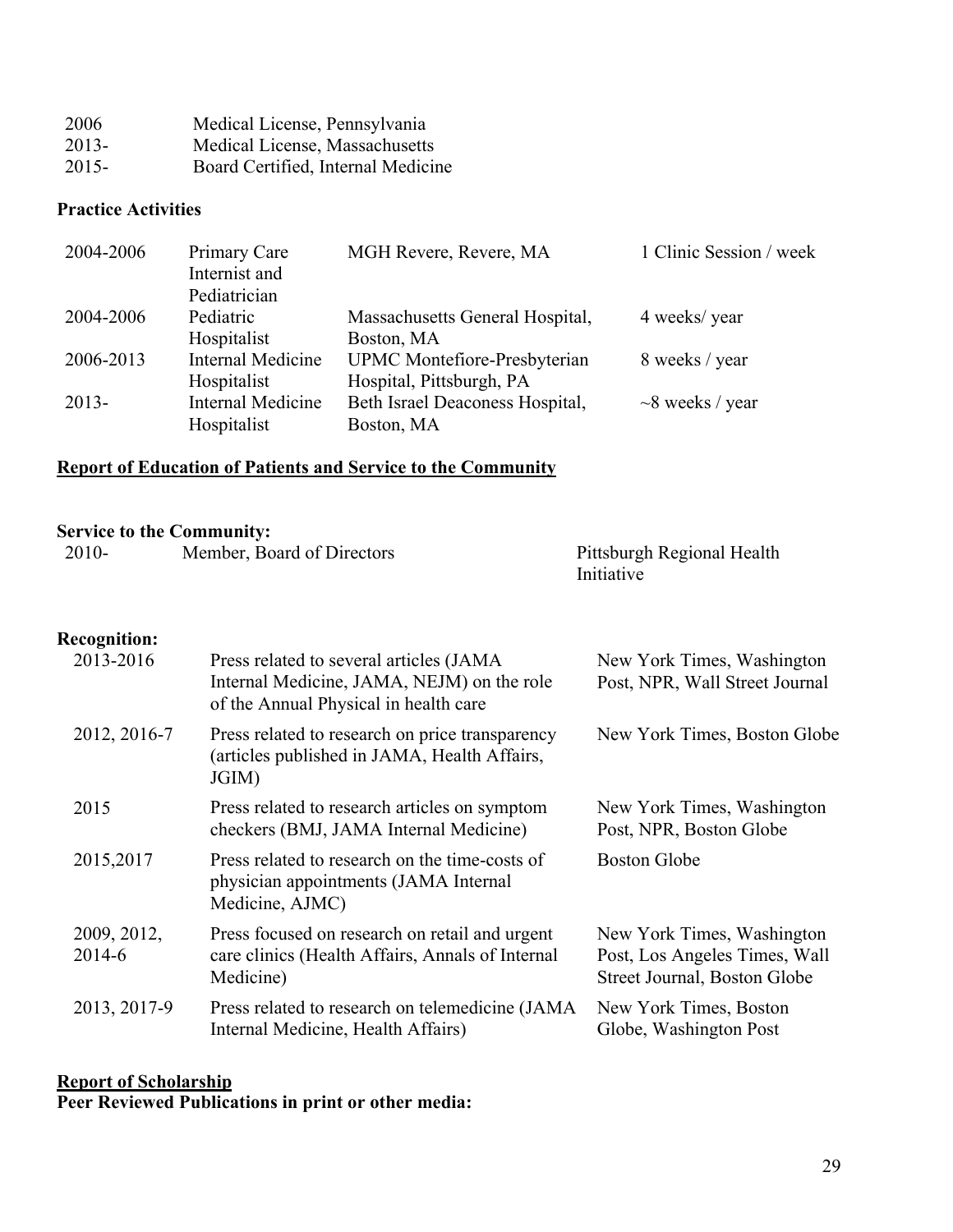| | |
|---|---|
| 2006 | Medical License, Pennsylvania |
| 2013- | Medical License, Massachusetts |
| 2015- | Board Certified, Internal Medicine |

**Practice Activities**

| | | | |
|---|---|---|---|
| 2004-2006 | Primary Care Internist and Pediatrician | MGH Revere, Revere, MA | 1 Clinic Session / week |
| 2004-2006 | Pediatric Hospitalist | Massachusetts General Hospital, Boston, MA | 4 weeks/ year |
| 2006-2013 | Internal Medicine Hospitalist | UPMC Montefiore-Presbyterian Hospital, Pittsburgh, PA | 8 weeks / year |
| 2013- | Internal Medicine Hospitalist | Beth Israel Deaconess Hospital, Boston, MA | ~8 weeks / year |

**Report of Education of Patients and Service to the Community**

**Service to the Community:**

| | | |
|---|---|---|
| 2010- | Member, Board of Directors | Pittsburgh Regional Health Initiative |

**Recognition:**

| | | |
|---|---|---|
| 2013-2016 | Press related to several articles (JAMA Internal Medicine, JAMA, NEJM) on the role of the Annual Physical in health care | New York Times, Washington Post, NPR, Wall Street Journal |
| 2012, 2016-7 | Press related to research on price transparency (articles published in JAMA, Health Affairs, JGIM) | New York Times, Boston Globe |
| 2015 | Press related to research articles on symptom checkers (BMJ, JAMA Internal Medicine) | New York Times, Washington Post, NPR, Boston Globe |
| 2015,2017 | Press related to research on the time-costs of physician appointments (JAMA Internal Medicine, AJMC) | Boston Globe |
| 2009, 2012, 2014-6 | Press focused on research on retail and urgent care clinics (Health Affairs, Annals of Internal Medicine) | New York Times, Washington Post, Los Angeles Times, Wall Street Journal, Boston Globe |
| 2013, 2017-9 | Press related to research on telemedicine (JAMA Internal Medicine, Health Affairs) | New York Times, Boston Globe, Washington Post |

**Report of Scholarship**

**Peer Reviewed Publications in print or other media:**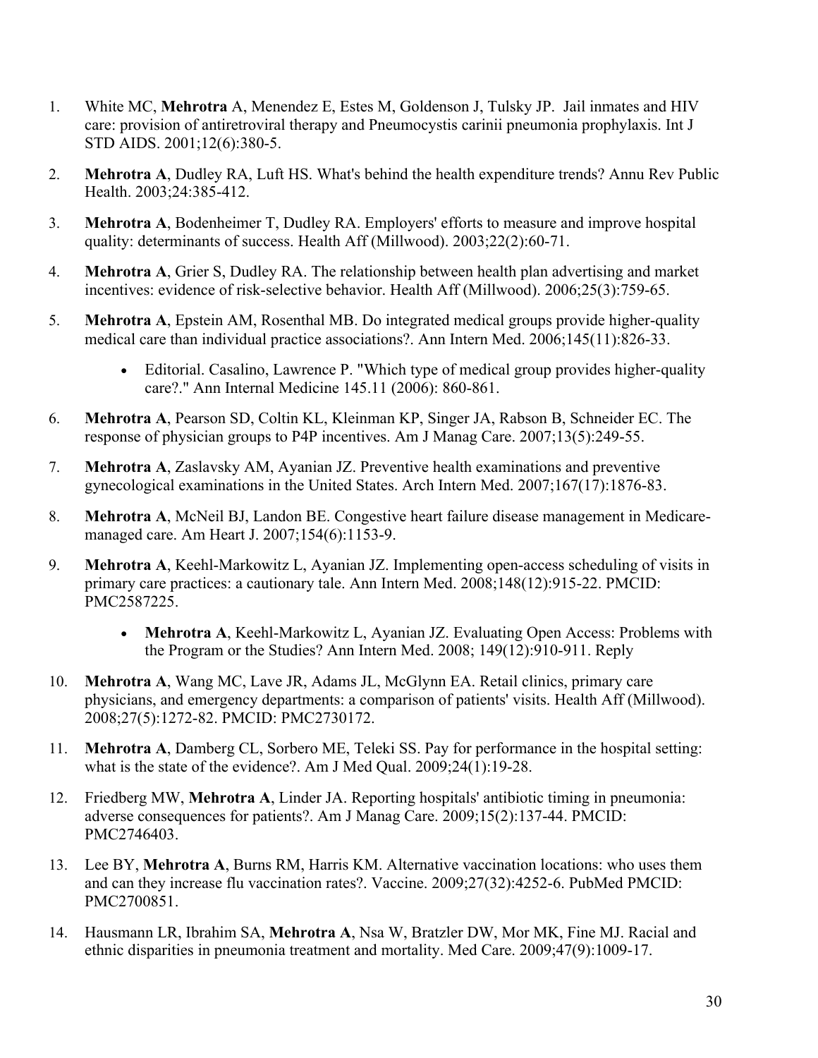1. White MC, **Mehrotra** A, Menendez E, Estes M, Goldenson J, Tulsky JP. Jail inmates and HIV care: provision of antiretroviral therapy and Pneumocystis carinii pneumonia prophylaxis. Int J STD AIDS. 2001;12(6):380-5.

2. **Mehrotra A**, Dudley RA, Luft HS. What's behind the health expenditure trends? Annu Rev Public Health. 2003;24:385-412.

3. **Mehrotra A**, Bodenheimer T, Dudley RA. Employers' efforts to measure and improve hospital quality: determinants of success. Health Aff (Millwood). 2003;22(2):60-71.

4. **Mehrotra A**, Grier S, Dudley RA. The relationship between health plan advertising and market incentives: evidence of risk-selective behavior. Health Aff (Millwood). 2006;25(3):759-65.

5. **Mehrotra A**, Epstein AM, Rosenthal MB. Do integrated medical groups provide higher-quality medical care than individual practice associations?. Ann Intern Med. 2006;145(11):826-33.

    - Editorial. Casalino, Lawrence P. "Which type of medical group provides higher-quality care?." Ann Internal Medicine 145.11 (2006): 860-861.

6. **Mehrotra A**, Pearson SD, Coltin KL, Kleinman KP, Singer JA, Rabson B, Schneider EC. The response of physician groups to P4P incentives. Am J Manag Care. 2007;13(5):249-55.

7. **Mehrotra A**, Zaslavsky AM, Ayanian JZ. Preventive health examinations and preventive gynecological examinations in the United States. Arch Intern Med. 2007;167(17):1876-83.

8. **Mehrotra A**, McNeil BJ, Landon BE. Congestive heart failure disease management in Medicare-managed care. Am Heart J. 2007;154(6):1153-9.

9. **Mehrotra A**, Keehl-Markowitz L, Ayanian JZ. Implementing open-access scheduling of visits in primary care practices: a cautionary tale. Ann Intern Med. 2008;148(12):915-22. PMCID: PMC2587225.

    - **Mehrotra A**, Keehl-Markowitz L, Ayanian JZ. Evaluating Open Access: Problems with the Program or the Studies? Ann Intern Med. 2008; 149(12):910-911. Reply

10. **Mehrotra A**, Wang MC, Lave JR, Adams JL, McGlynn EA. Retail clinics, primary care physicians, and emergency departments: a comparison of patients' visits. Health Aff (Millwood). 2008;27(5):1272-82. PMCID: PMC2730172.

11. **Mehrotra A**, Damberg CL, Sorbero ME, Teleki SS. Pay for performance in the hospital setting: what is the state of the evidence?. Am J Med Qual. 2009;24(1):19-28.

12. Friedberg MW, **Mehrotra A**, Linder JA. Reporting hospitals' antibiotic timing in pneumonia: adverse consequences for patients?. Am J Manag Care. 2009;15(2):137-44. PMCID: PMC2746403.

13. Lee BY, **Mehrotra A**, Burns RM, Harris KM. Alternative vaccination locations: who uses them and can they increase flu vaccination rates?. Vaccine. 2009;27(32):4252-6. PubMed PMCID: PMC2700851.

14. Hausmann LR, Ibrahim SA, **Mehrotra A**, Nsa W, Bratzler DW, Mor MK, Fine MJ. Racial and ethnic disparities in pneumonia treatment and mortality. Med Care. 2009;47(9):1009-17.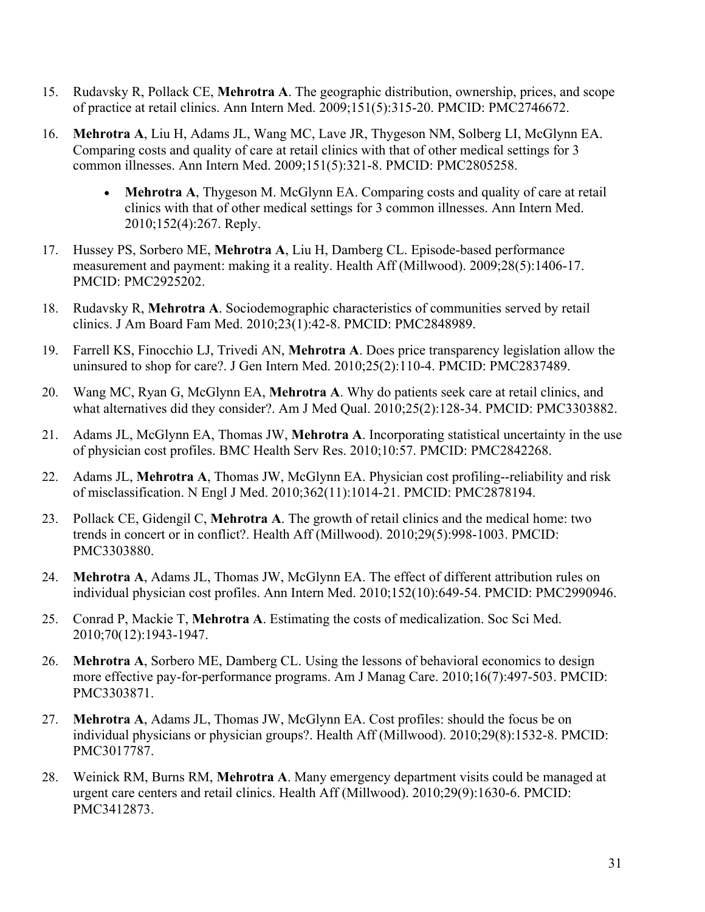15. Rudavsky R, Pollack CE, **Mehrotra A**. The geographic distribution, ownership, prices, and scope of practice at retail clinics. Ann Intern Med. 2009;151(5):315-20. PMCID: PMC2746672.

16. **Mehrotra A**, Liu H, Adams JL, Wang MC, Lave JR, Thygeson NM, Solberg LI, McGlynn EA. Comparing costs and quality of care at retail clinics with that of other medical settings for 3 common illnesses. Ann Intern Med. 2009;151(5):321-8. PMCID: PMC2805258.

    - **Mehrotra A**, Thygeson M. McGlynn EA. Comparing costs and quality of care at retail clinics with that of other medical settings for 3 common illnesses. Ann Intern Med. 2010;152(4):267. Reply.

17. Hussey PS, Sorbero ME, **Mehrotra A**, Liu H, Damberg CL. Episode-based performance measurement and payment: making it a reality. Health Aff (Millwood). 2009;28(5):1406-17. PMCID: PMC2925202.

18. Rudavsky R, **Mehrotra A**. Sociodemographic characteristics of communities served by retail clinics. J Am Board Fam Med. 2010;23(1):42-8. PMCID: PMC2848989.

19. Farrell KS, Finocchio LJ, Trivedi AN, **Mehrotra A**. Does price transparency legislation allow the uninsured to shop for care?. J Gen Intern Med. 2010;25(2):110-4. PMCID: PMC2837489.

20. Wang MC, Ryan G, McGlynn EA, **Mehrotra A**. Why do patients seek care at retail clinics, and what alternatives did they consider?. Am J Med Qual. 2010;25(2):128-34. PMCID: PMC3303882.

21. Adams JL, McGlynn EA, Thomas JW, **Mehrotra A**. Incorporating statistical uncertainty in the use of physician cost profiles. BMC Health Serv Res. 2010;10:57. PMCID: PMC2842268.

22. Adams JL, **Mehrotra A**, Thomas JW, McGlynn EA. Physician cost profiling--reliability and risk of misclassification. N Engl J Med. 2010;362(11):1014-21. PMCID: PMC2878194.

23. Pollack CE, Gidengil C, **Mehrotra A**. The growth of retail clinics and the medical home: two trends in concert or in conflict?. Health Aff (Millwood). 2010;29(5):998-1003. PMCID: PMC3303880.

24. **Mehrotra A**, Adams JL, Thomas JW, McGlynn EA. The effect of different attribution rules on individual physician cost profiles. Ann Intern Med. 2010;152(10):649-54. PMCID: PMC2990946.

25. Conrad P, Mackie T, **Mehrotra A**. Estimating the costs of medicalization. Soc Sci Med. 2010;70(12):1943-1947.

26. **Mehrotra A**, Sorbero ME, Damberg CL. Using the lessons of behavioral economics to design more effective pay-for-performance programs. Am J Manag Care. 2010;16(7):497-503. PMCID: PMC3303871.

27. **Mehrotra A**, Adams JL, Thomas JW, McGlynn EA. Cost profiles: should the focus be on individual physicians or physician groups?. Health Aff (Millwood). 2010;29(8):1532-8. PMCID: PMC3017787.

28. Weinick RM, Burns RM, **Mehrotra A**. Many emergency department visits could be managed at urgent care centers and retail clinics. Health Aff (Millwood). 2010;29(9):1630-6. PMCID: PMC3412873.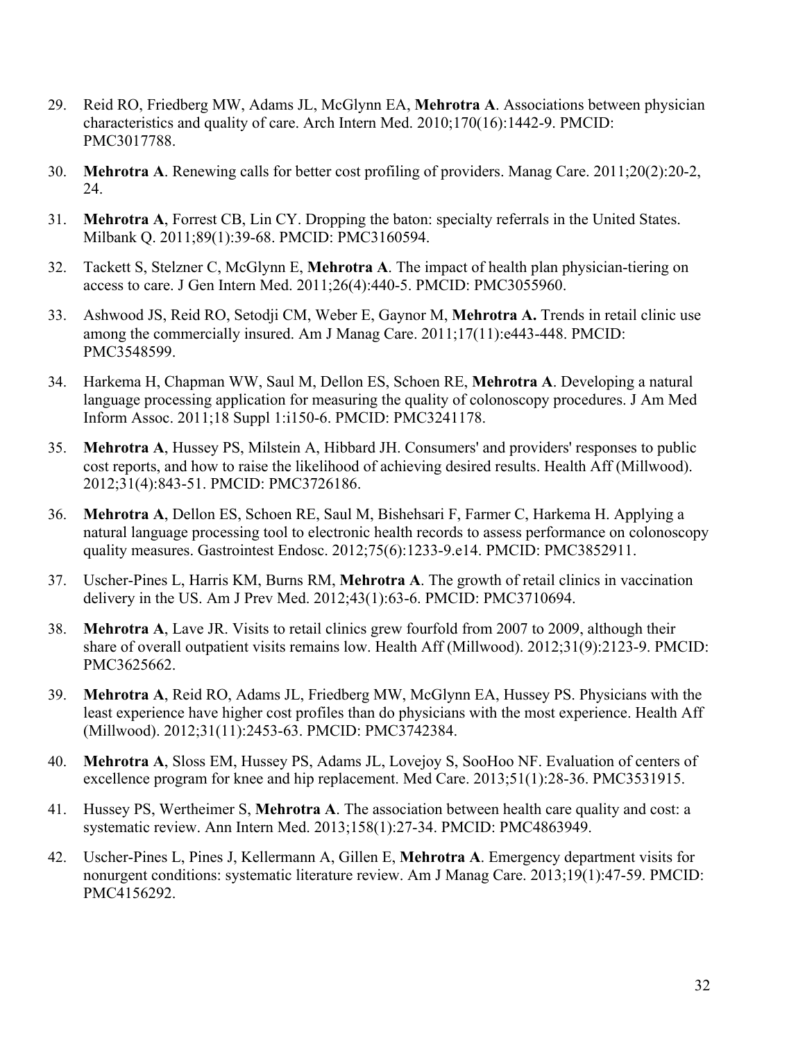29. Reid RO, Friedberg MW, Adams JL, McGlynn EA, **Mehrotra A**. Associations between physician characteristics and quality of care. Arch Intern Med. 2010;170(16):1442-9. PMCID: PMC3017788.

30. **Mehrotra A**. Renewing calls for better cost profiling of providers. Manag Care. 2011;20(2):20-2, 24.

31. **Mehrotra A**, Forrest CB, Lin CY. Dropping the baton: specialty referrals in the United States. Milbank Q. 2011;89(1):39-68. PMCID: PMC3160594.

32. Tackett S, Stelzner C, McGlynn E, **Mehrotra A**. The impact of health plan physician-tiering on access to care. J Gen Intern Med. 2011;26(4):440-5. PMCID: PMC3055960.

33. Ashwood JS, Reid RO, Setodji CM, Weber E, Gaynor M, **Mehrotra A.** Trends in retail clinic use among the commercially insured. Am J Manag Care. 2011;17(11):e443-448. PMCID: PMC3548599.

34. Harkema H, Chapman WW, Saul M, Dellon ES, Schoen RE, **Mehrotra A**. Developing a natural language processing application for measuring the quality of colonoscopy procedures. J Am Med Inform Assoc. 2011;18 Suppl 1:i150-6. PMCID: PMC3241178.

35. **Mehrotra A**, Hussey PS, Milstein A, Hibbard JH. Consumers' and providers' responses to public cost reports, and how to raise the likelihood of achieving desired results. Health Aff (Millwood). 2012;31(4):843-51. PMCID: PMC3726186.

36. **Mehrotra A**, Dellon ES, Schoen RE, Saul M, Bishehsari F, Farmer C, Harkema H. Applying a natural language processing tool to electronic health records to assess performance on colonoscopy quality measures. Gastrointest Endosc. 2012;75(6):1233-9.e14. PMCID: PMC3852911.

37. Uscher-Pines L, Harris KM, Burns RM, **Mehrotra A**. The growth of retail clinics in vaccination delivery in the US. Am J Prev Med. 2012;43(1):63-6. PMCID: PMC3710694.

38. **Mehrotra A**, Lave JR. Visits to retail clinics grew fourfold from 2007 to 2009, although their share of overall outpatient visits remains low. Health Aff (Millwood). 2012;31(9):2123-9. PMCID: PMC3625662.

39. **Mehrotra A**, Reid RO, Adams JL, Friedberg MW, McGlynn EA, Hussey PS. Physicians with the least experience have higher cost profiles than do physicians with the most experience. Health Aff (Millwood). 2012;31(11):2453-63. PMCID: PMC3742384.

40. **Mehrotra A**, Sloss EM, Hussey PS, Adams JL, Lovejoy S, SooHoo NF. Evaluation of centers of excellence program for knee and hip replacement. Med Care. 2013;51(1):28-36. PMC3531915.

41. Hussey PS, Wertheimer S, **Mehrotra A**. The association between health care quality and cost: a systematic review. Ann Intern Med. 2013;158(1):27-34. PMCID: PMC4863949.

42. Uscher-Pines L, Pines J, Kellermann A, Gillen E, **Mehrotra A**. Emergency department visits for nonurgent conditions: systematic literature review. Am J Manag Care. 2013;19(1):47-59. PMCID: PMC4156292.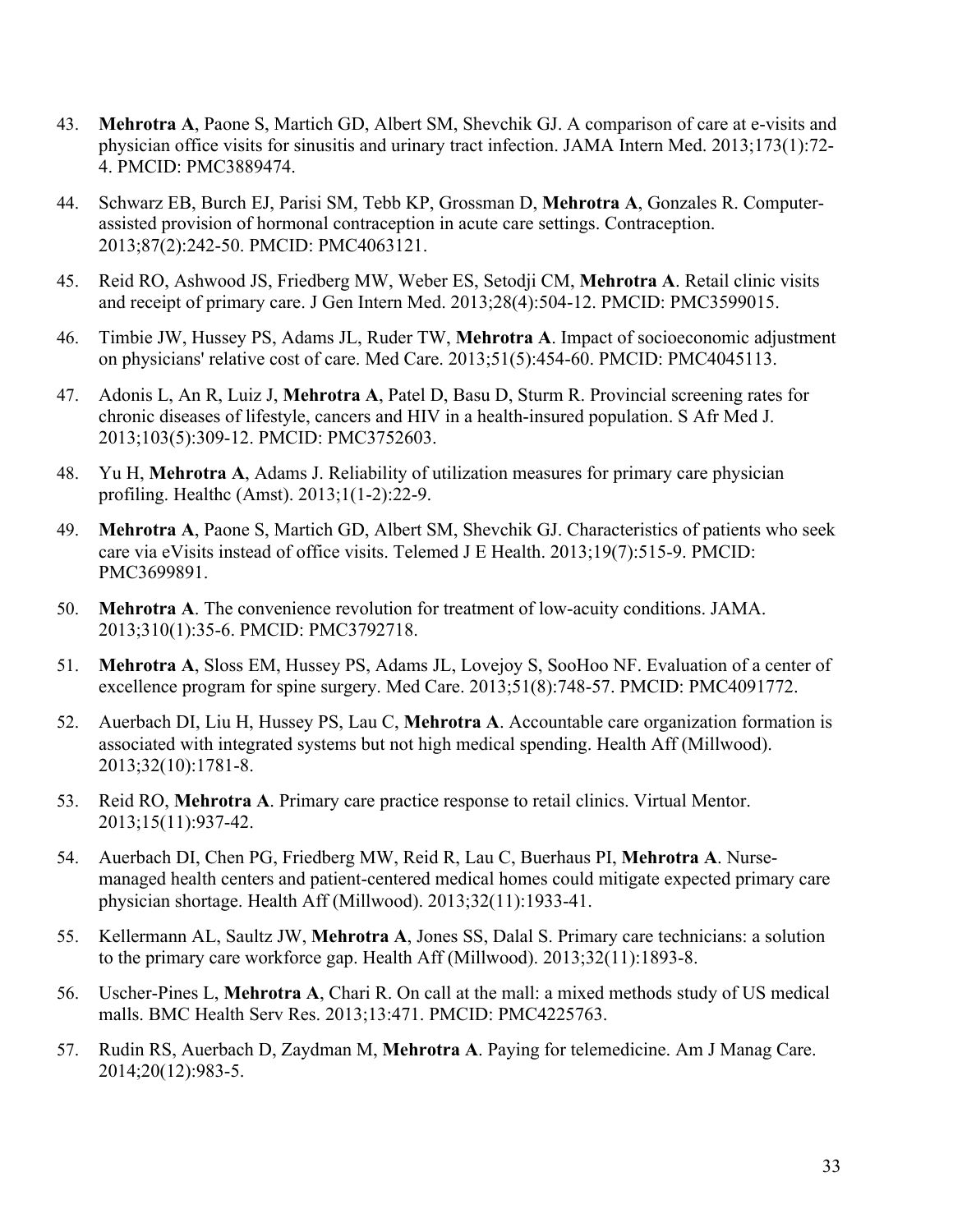43. **Mehrotra A**, Paone S, Martich GD, Albert SM, Shevchik GJ. A comparison of care at e-visits and physician office visits for sinusitis and urinary tract infection. JAMA Intern Med. 2013;173(1):72-4. PMCID: PMC3889474.

44. Schwarz EB, Burch EJ, Parisi SM, Tebb KP, Grossman D, **Mehrotra A**, Gonzales R. Computer-assisted provision of hormonal contraception in acute care settings. Contraception. 2013;87(2):242-50. PMCID: PMC4063121.

45. Reid RO, Ashwood JS, Friedberg MW, Weber ES, Setodji CM, **Mehrotra A**. Retail clinic visits and receipt of primary care. J Gen Intern Med. 2013;28(4):504-12. PMCID: PMC3599015.

46. Timbie JW, Hussey PS, Adams JL, Ruder TW, **Mehrotra A**. Impact of socioeconomic adjustment on physicians' relative cost of care. Med Care. 2013;51(5):454-60. PMCID: PMC4045113.

47. Adonis L, An R, Luiz J, **Mehrotra A**, Patel D, Basu D, Sturm R. Provincial screening rates for chronic diseases of lifestyle, cancers and HIV in a health-insured population. S Afr Med J. 2013;103(5):309-12. PMCID: PMC3752603.

48. Yu H, **Mehrotra A**, Adams J. Reliability of utilization measures for primary care physician profiling. Healthc (Amst). 2013;1(1-2):22-9.

49. **Mehrotra A**, Paone S, Martich GD, Albert SM, Shevchik GJ. Characteristics of patients who seek care via eVisits instead of office visits. Telemed J E Health. 2013;19(7):515-9. PMCID: PMC3699891.

50. **Mehrotra A**. The convenience revolution for treatment of low-acuity conditions. JAMA. 2013;310(1):35-6. PMCID: PMC3792718.

51. **Mehrotra A**, Sloss EM, Hussey PS, Adams JL, Lovejoy S, SooHoo NF. Evaluation of a center of excellence program for spine surgery. Med Care. 2013;51(8):748-57. PMCID: PMC4091772.

52. Auerbach DI, Liu H, Hussey PS, Lau C, **Mehrotra A**. Accountable care organization formation is associated with integrated systems but not high medical spending. Health Aff (Millwood). 2013;32(10):1781-8.

53. Reid RO, **Mehrotra A**. Primary care practice response to retail clinics. Virtual Mentor. 2013;15(11):937-42.

54. Auerbach DI, Chen PG, Friedberg MW, Reid R, Lau C, Buerhaus PI, **Mehrotra A**. Nurse-managed health centers and patient-centered medical homes could mitigate expected primary care physician shortage. Health Aff (Millwood). 2013;32(11):1933-41.

55. Kellermann AL, Saultz JW, **Mehrotra A**, Jones SS, Dalal S. Primary care technicians: a solution to the primary care workforce gap. Health Aff (Millwood). 2013;32(11):1893-8.

56. Uscher-Pines L, **Mehrotra A**, Chari R. On call at the mall: a mixed methods study of US medical malls. BMC Health Serv Res. 2013;13:471. PMCID: PMC4225763.

57. Rudin RS, Auerbach D, Zaydman M, **Mehrotra A**. Paying for telemedicine. Am J Manag Care. 2014;20(12):983-5.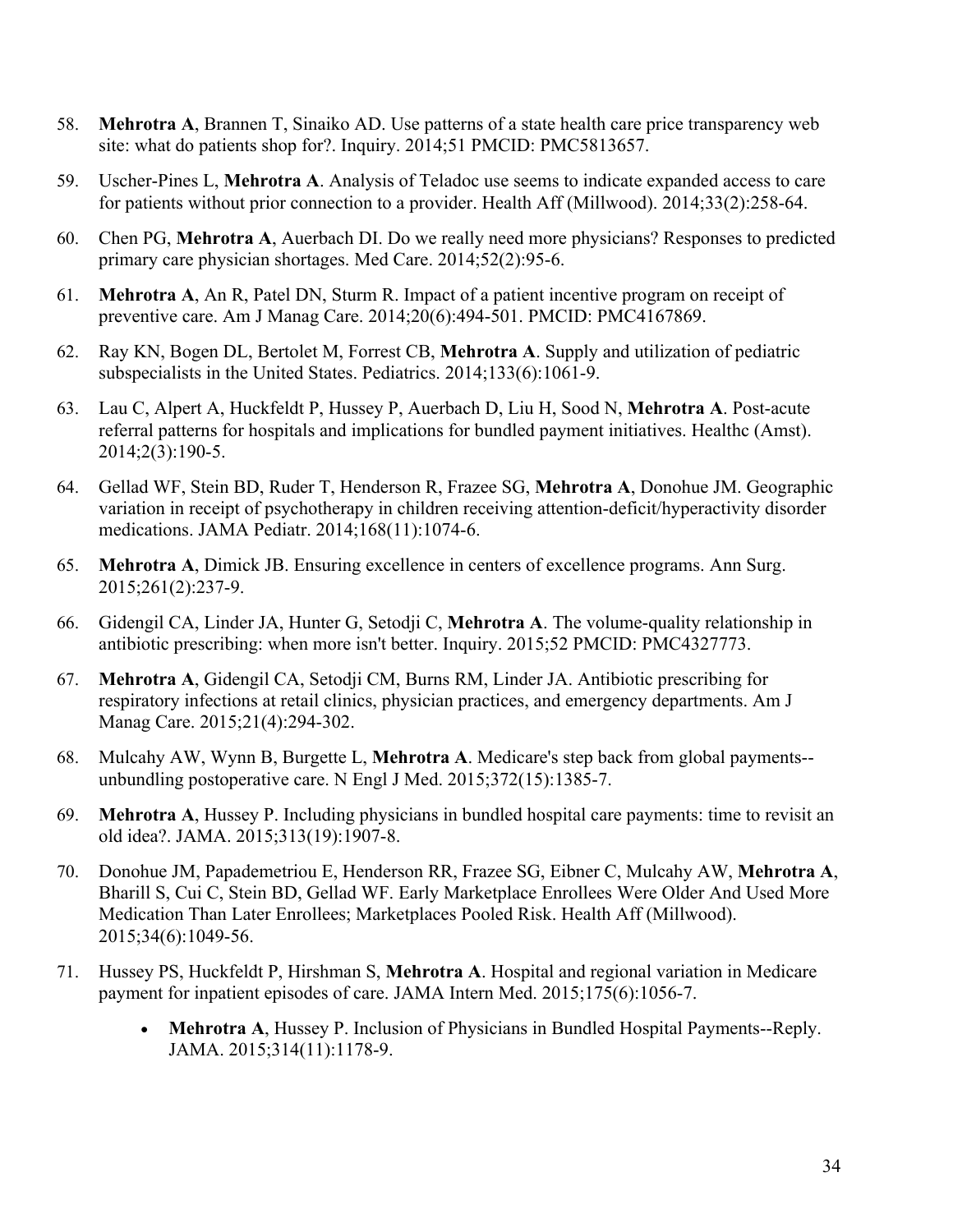58. **Mehrotra A**, Brannen T, Sinaiko AD. Use patterns of a state health care price transparency web site: what do patients shop for?. Inquiry. 2014;51 PMCID: PMC5813657.

59. Uscher-Pines L, **Mehrotra A**. Analysis of Teladoc use seems to indicate expanded access to care for patients without prior connection to a provider. Health Aff (Millwood). 2014;33(2):258-64.

60. Chen PG, **Mehrotra A**, Auerbach DI. Do we really need more physicians? Responses to predicted primary care physician shortages. Med Care. 2014;52(2):95-6.

61. **Mehrotra A**, An R, Patel DN, Sturm R. Impact of a patient incentive program on receipt of preventive care. Am J Manag Care. 2014;20(6):494-501. PMCID: PMC4167869.

62. Ray KN, Bogen DL, Bertolet M, Forrest CB, **Mehrotra A**. Supply and utilization of pediatric subspecialists in the United States. Pediatrics. 2014;133(6):1061-9.

63. Lau C, Alpert A, Huckfeldt P, Hussey P, Auerbach D, Liu H, Sood N, **Mehrotra A**. Post-acute referral patterns for hospitals and implications for bundled payment initiatives. Healthc (Amst). 2014;2(3):190-5.

64. Gellad WF, Stein BD, Ruder T, Henderson R, Frazee SG, **Mehrotra A**, Donohue JM. Geographic variation in receipt of psychotherapy in children receiving attention-deficit/hyperactivity disorder medications. JAMA Pediatr. 2014;168(11):1074-6.

65. **Mehrotra A**, Dimick JB. Ensuring excellence in centers of excellence programs. Ann Surg. 2015;261(2):237-9.

66. Gidengil CA, Linder JA, Hunter G, Setodji C, **Mehrotra A**. The volume-quality relationship in antibiotic prescribing: when more isn't better. Inquiry. 2015;52 PMCID: PMC4327773.

67. **Mehrotra A**, Gidengil CA, Setodji CM, Burns RM, Linder JA. Antibiotic prescribing for respiratory infections at retail clinics, physician practices, and emergency departments. Am J Manag Care. 2015;21(4):294-302.

68. Mulcahy AW, Wynn B, Burgette L, **Mehrotra A**. Medicare's step back from global payments--unbundling postoperative care. N Engl J Med. 2015;372(15):1385-7.

69. **Mehrotra A**, Hussey P. Including physicians in bundled hospital care payments: time to revisit an old idea?. JAMA. 2015;313(19):1907-8.

70. Donohue JM, Papademetriou E, Henderson RR, Frazee SG, Eibner C, Mulcahy AW, **Mehrotra A**, Bharill S, Cui C, Stein BD, Gellad WF. Early Marketplace Enrollees Were Older And Used More Medication Than Later Enrollees; Marketplaces Pooled Risk. Health Aff (Millwood). 2015;34(6):1049-56.

71. Hussey PS, Huckfeldt P, Hirshman S, **Mehrotra A**. Hospital and regional variation in Medicare payment for inpatient episodes of care. JAMA Intern Med. 2015;175(6):1056-7.

    - **Mehrotra A**, Hussey P. Inclusion of Physicians in Bundled Hospital Payments--Reply. JAMA. 2015;314(11):1178-9.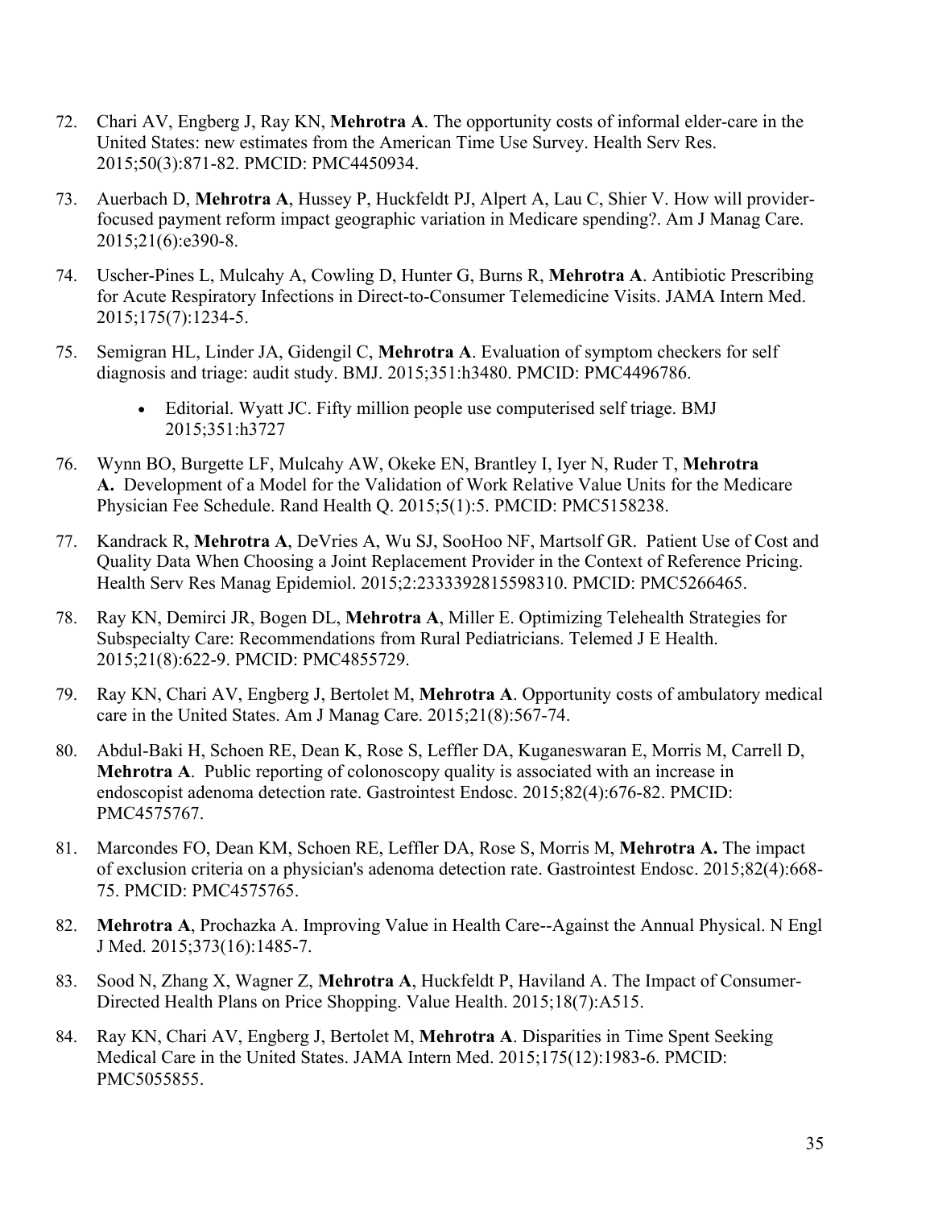72. Chari AV, Engberg J, Ray KN, **Mehrotra A**. The opportunity costs of informal elder-care in the United States: new estimates from the American Time Use Survey. Health Serv Res. 2015;50(3):871-82. PMCID: PMC4450934.

73. Auerbach D, **Mehrotra A**, Hussey P, Huckfeldt PJ, Alpert A, Lau C, Shier V. How will provider-focused payment reform impact geographic variation in Medicare spending?. Am J Manag Care. 2015;21(6):e390-8.

74. Uscher-Pines L, Mulcahy A, Cowling D, Hunter G, Burns R, **Mehrotra A**. Antibiotic Prescribing for Acute Respiratory Infections in Direct-to-Consumer Telemedicine Visits. JAMA Intern Med. 2015;175(7):1234-5.

75. Semigran HL, Linder JA, Gidengil C, **Mehrotra A**. Evaluation of symptom checkers for self diagnosis and triage: audit study. BMJ. 2015;351:h3480. PMCID: PMC4496786.
    - Editorial. Wyatt JC. Fifty million people use computerised self triage. BMJ 2015;351:h3727

76. Wynn BO, Burgette LF, Mulcahy AW, Okeke EN, Brantley I, Iyer N, Ruder T, **Mehrotra A.** Development of a Model for the Validation of Work Relative Value Units for the Medicare Physician Fee Schedule. Rand Health Q. 2015;5(1):5. PMCID: PMC5158238.

77. Kandrack R, **Mehrotra A**, DeVries A, Wu SJ, SooHoo NF, Martsolf GR. Patient Use of Cost and Quality Data When Choosing a Joint Replacement Provider in the Context of Reference Pricing. Health Serv Res Manag Epidemiol. 2015;2:2333392815598310. PMCID: PMC5266465.

78. Ray KN, Demirci JR, Bogen DL, **Mehrotra A**, Miller E. Optimizing Telehealth Strategies for Subspecialty Care: Recommendations from Rural Pediatricians. Telemed J E Health. 2015;21(8):622-9. PMCID: PMC4855729.

79. Ray KN, Chari AV, Engberg J, Bertolet M, **Mehrotra A**. Opportunity costs of ambulatory medical care in the United States. Am J Manag Care. 2015;21(8):567-74.

80. Abdul-Baki H, Schoen RE, Dean K, Rose S, Leffler DA, Kuganeswaran E, Morris M, Carrell D, **Mehrotra A**. Public reporting of colonoscopy quality is associated with an increase in endoscopist adenoma detection rate. Gastrointest Endosc. 2015;82(4):676-82. PMCID: PMC4575767.

81. Marcondes FO, Dean KM, Schoen RE, Leffler DA, Rose S, Morris M, **Mehrotra A.** The impact of exclusion criteria on a physician's adenoma detection rate. Gastrointest Endosc. 2015;82(4):668-75. PMCID: PMC4575765.

82. **Mehrotra A**, Prochazka A. Improving Value in Health Care--Against the Annual Physical. N Engl J Med. 2015;373(16):1485-7.

83. Sood N, Zhang X, Wagner Z, **Mehrotra A**, Huckfeldt P, Haviland A. The Impact of Consumer-Directed Health Plans on Price Shopping. Value Health. 2015;18(7):A515.

84. Ray KN, Chari AV, Engberg J, Bertolet M, **Mehrotra A**. Disparities in Time Spent Seeking Medical Care in the United States. JAMA Intern Med. 2015;175(12):1983-6. PMCID: PMC5055855.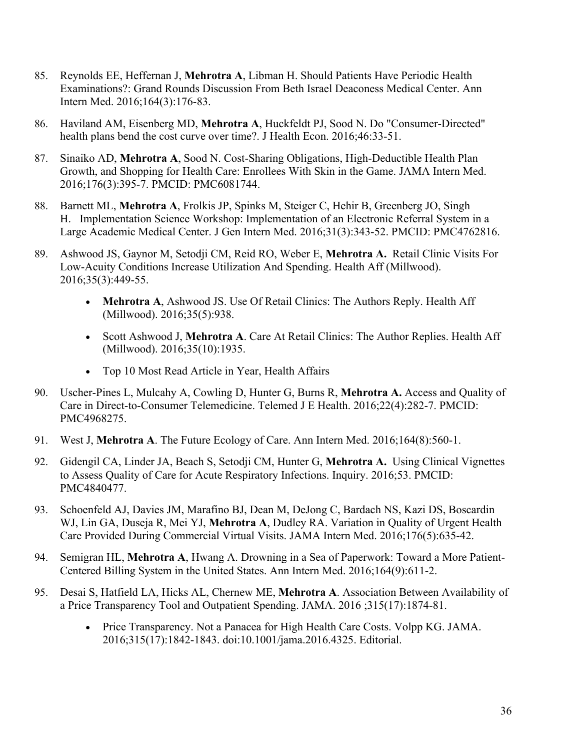85. Reynolds EE, Heffernan J, **Mehrotra A**, Libman H. Should Patients Have Periodic Health Examinations?: Grand Rounds Discussion From Beth Israel Deaconess Medical Center. Ann Intern Med. 2016;164(3):176-83.

86. Haviland AM, Eisenberg MD, **Mehrotra A**, Huckfeldt PJ, Sood N. Do "Consumer-Directed" health plans bend the cost curve over time?. J Health Econ. 2016;46:33-51.

87. Sinaiko AD, **Mehrotra A**, Sood N. Cost-Sharing Obligations, High-Deductible Health Plan Growth, and Shopping for Health Care: Enrollees With Skin in the Game. JAMA Intern Med. 2016;176(3):395-7. PMCID: PMC6081744.

88. Barnett ML, **Mehrotra A**, Frolkis JP, Spinks M, Steiger C, Hehir B, Greenberg JO, Singh H. Implementation Science Workshop: Implementation of an Electronic Referral System in a Large Academic Medical Center. J Gen Intern Med. 2016;31(3):343-52. PMCID: PMC4762816.

89. Ashwood JS, Gaynor M, Setodji CM, Reid RO, Weber E, **Mehrotra A.** Retail Clinic Visits For Low-Acuity Conditions Increase Utilization And Spending. Health Aff (Millwood). 2016;35(3):449-55.
    - **Mehrotra A**, Ashwood JS. Use Of Retail Clinics: The Authors Reply. Health Aff (Millwood). 2016;35(5):938.
    - Scott Ashwood J, **Mehrotra A**. Care At Retail Clinics: The Author Replies. Health Aff (Millwood). 2016;35(10):1935.
    - Top 10 Most Read Article in Year, Health Affairs

90. Uscher-Pines L, Mulcahy A, Cowling D, Hunter G, Burns R, **Mehrotra A.** Access and Quality of Care in Direct-to-Consumer Telemedicine. Telemed J E Health. 2016;22(4):282-7. PMCID: PMC4968275.

91. West J, **Mehrotra A**. The Future Ecology of Care. Ann Intern Med. 2016;164(8):560-1.

92. Gidengil CA, Linder JA, Beach S, Setodji CM, Hunter G, **Mehrotra A.** Using Clinical Vignettes to Assess Quality of Care for Acute Respiratory Infections. Inquiry. 2016;53. PMCID: PMC4840477.

93. Schoenfeld AJ, Davies JM, Marafino BJ, Dean M, DeJong C, Bardach NS, Kazi DS, Boscardin WJ, Lin GA, Duseja R, Mei YJ, **Mehrotra A**, Dudley RA. Variation in Quality of Urgent Health Care Provided During Commercial Virtual Visits. JAMA Intern Med. 2016;176(5):635-42.

94. Semigran HL, **Mehrotra A**, Hwang A. Drowning in a Sea of Paperwork: Toward a More Patient-Centered Billing System in the United States. Ann Intern Med. 2016;164(9):611-2.

95. Desai S, Hatfield LA, Hicks AL, Chernew ME, **Mehrotra A**. Association Between Availability of a Price Transparency Tool and Outpatient Spending. JAMA. 2016 ;315(17):1874-81.
    - Price Transparency. Not a Panacea for High Health Care Costs. Volpp KG. JAMA. 2016;315(17):1842-1843. doi:10.1001/jama.2016.4325. Editorial.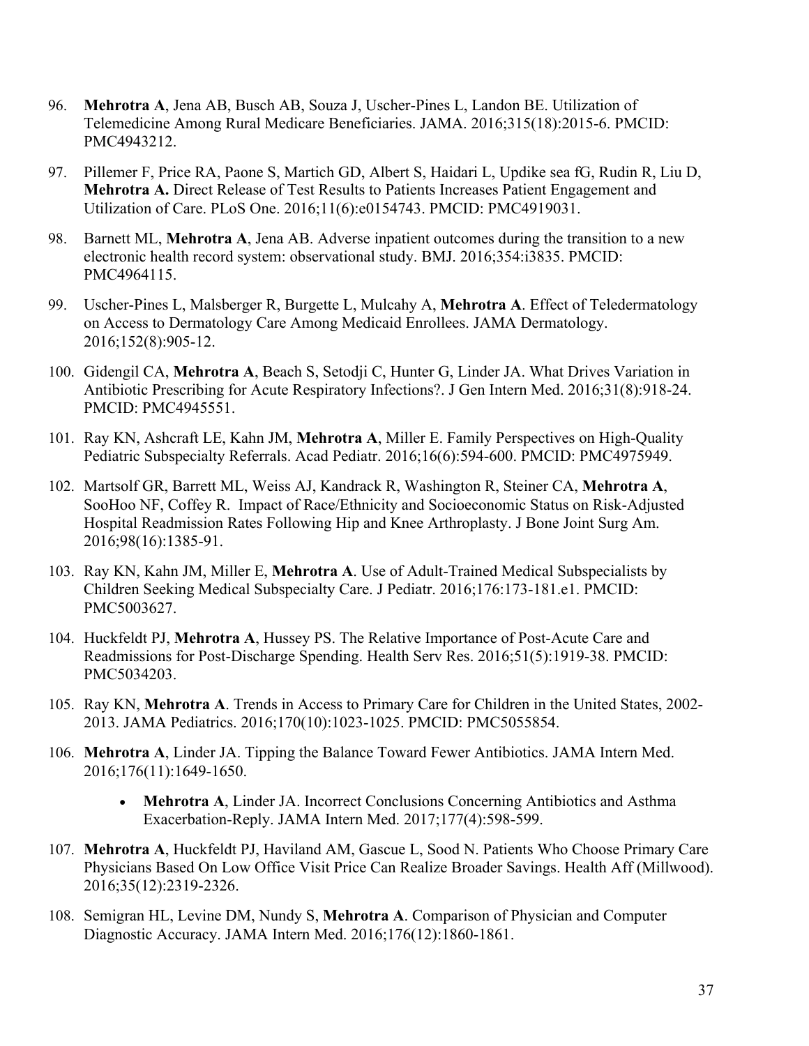96. **Mehrotra A**, Jena AB, Busch AB, Souza J, Uscher-Pines L, Landon BE. Utilization of Telemedicine Among Rural Medicare Beneficiaries. JAMA. 2016;315(18):2015-6. PMCID: PMC4943212.

97. Pillemer F, Price RA, Paone S, Martich GD, Albert S, Haidari L, Updike sea fG, Rudin R, Liu D, **Mehrotra A.** Direct Release of Test Results to Patients Increases Patient Engagement and Utilization of Care. PLoS One. 2016;11(6):e0154743. PMCID: PMC4919031.

98. Barnett ML, **Mehrotra A**, Jena AB. Adverse inpatient outcomes during the transition to a new electronic health record system: observational study. BMJ. 2016;354:i3835. PMCID: PMC4964115.

99. Uscher-Pines L, Malsberger R, Burgette L, Mulcahy A, **Mehrotra A**. Effect of Teledermatology on Access to Dermatology Care Among Medicaid Enrollees. JAMA Dermatology. 2016;152(8):905-12.

100. Gidengil CA, **Mehrotra A**, Beach S, Setodji C, Hunter G, Linder JA. What Drives Variation in Antibiotic Prescribing for Acute Respiratory Infections?. J Gen Intern Med. 2016;31(8):918-24. PMCID: PMC4945551.

101. Ray KN, Ashcraft LE, Kahn JM, **Mehrotra A**, Miller E. Family Perspectives on High-Quality Pediatric Subspecialty Referrals. Acad Pediatr. 2016;16(6):594-600. PMCID: PMC4975949.

102. Martsolf GR, Barrett ML, Weiss AJ, Kandrack R, Washington R, Steiner CA, **Mehrotra A**, SooHoo NF, Coffey R. Impact of Race/Ethnicity and Socioeconomic Status on Risk-Adjusted Hospital Readmission Rates Following Hip and Knee Arthroplasty. J Bone Joint Surg Am. 2016;98(16):1385-91.

103. Ray KN, Kahn JM, Miller E, **Mehrotra A**. Use of Adult-Trained Medical Subspecialists by Children Seeking Medical Subspecialty Care. J Pediatr. 2016;176:173-181.e1. PMCID: PMC5003627.

104. Huckfeldt PJ, **Mehrotra A**, Hussey PS. The Relative Importance of Post-Acute Care and Readmissions for Post-Discharge Spending. Health Serv Res. 2016;51(5):1919-38. PMCID: PMC5034203.

105. Ray KN, **Mehrotra A**. Trends in Access to Primary Care for Children in the United States, 2002-2013. JAMA Pediatrics. 2016;170(10):1023-1025. PMCID: PMC5055854.

106. **Mehrotra A**, Linder JA. Tipping the Balance Toward Fewer Antibiotics. JAMA Intern Med. 2016;176(11):1649-1650.
    - **Mehrotra A**, Linder JA. Incorrect Conclusions Concerning Antibiotics and Asthma Exacerbation-Reply. JAMA Intern Med. 2017;177(4):598-599.

107. **Mehrotra A**, Huckfeldt PJ, Haviland AM, Gascue L, Sood N. Patients Who Choose Primary Care Physicians Based On Low Office Visit Price Can Realize Broader Savings. Health Aff (Millwood). 2016;35(12):2319-2326.

108. Semigran HL, Levine DM, Nundy S, **Mehrotra A**. Comparison of Physician and Computer Diagnostic Accuracy. JAMA Intern Med. 2016;176(12):1860-1861.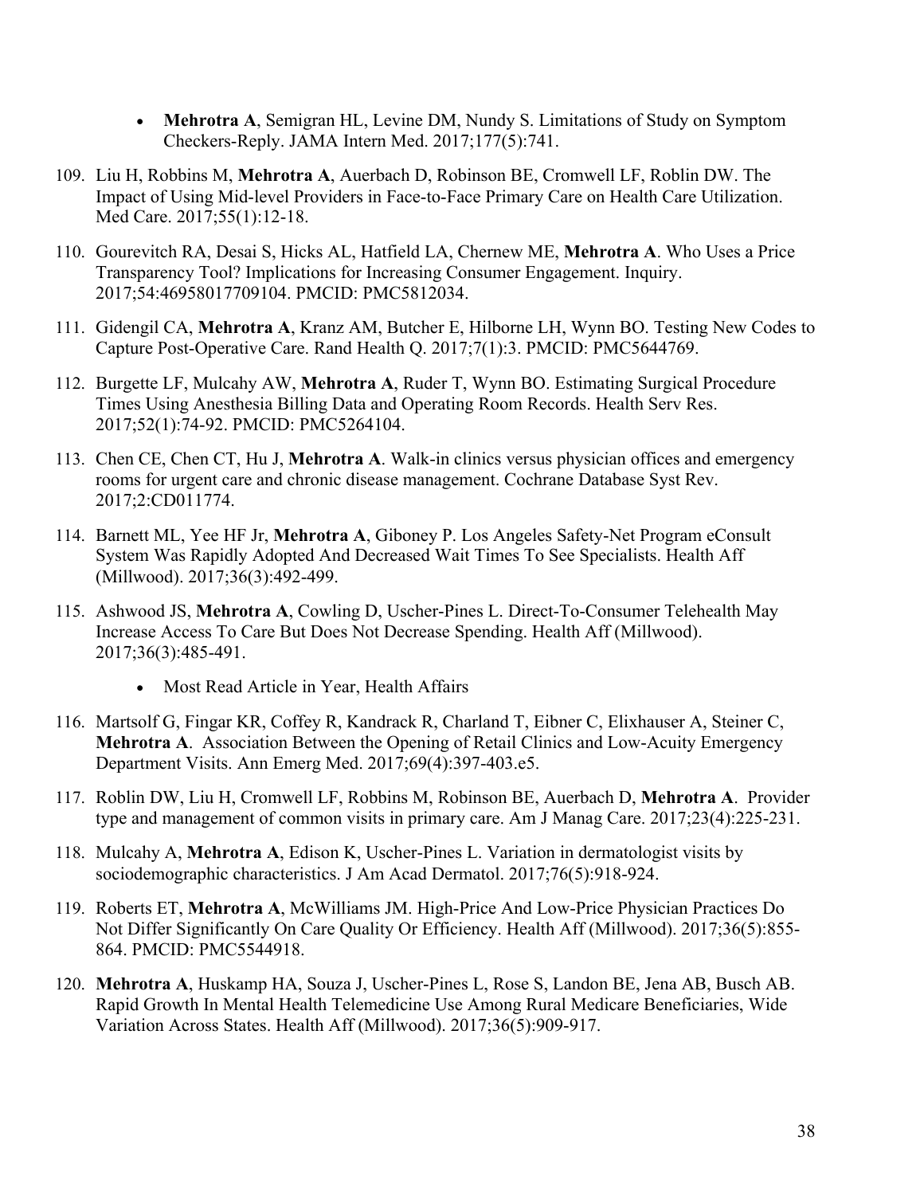- **Mehrotra A**, Semigran HL, Levine DM, Nundy S. Limitations of Study on Symptom Checkers-Reply. JAMA Intern Med. 2017;177(5):741.

109. Liu H, Robbins M, **Mehrotra A**, Auerbach D, Robinson BE, Cromwell LF, Roblin DW. The Impact of Using Mid-level Providers in Face-to-Face Primary Care on Health Care Utilization. Med Care. 2017;55(1):12-18.

110. Gourevitch RA, Desai S, Hicks AL, Hatfield LA, Chernew ME, **Mehrotra A**. Who Uses a Price Transparency Tool? Implications for Increasing Consumer Engagement. Inquiry. 2017;54:46958017709104. PMCID: PMC5812034.

111. Gidengil CA, **Mehrotra A**, Kranz AM, Butcher E, Hilborne LH, Wynn BO. Testing New Codes to Capture Post-Operative Care. Rand Health Q. 2017;7(1):3. PMCID: PMC5644769.

112. Burgette LF, Mulcahy AW, **Mehrotra A**, Ruder T, Wynn BO. Estimating Surgical Procedure Times Using Anesthesia Billing Data and Operating Room Records. Health Serv Res. 2017;52(1):74-92. PMCID: PMC5264104.

113. Chen CE, Chen CT, Hu J, **Mehrotra A**. Walk-in clinics versus physician offices and emergency rooms for urgent care and chronic disease management. Cochrane Database Syst Rev. 2017;2:CD011774.

114. Barnett ML, Yee HF Jr, **Mehrotra A**, Giboney P. Los Angeles Safety-Net Program eConsult System Was Rapidly Adopted And Decreased Wait Times To See Specialists. Health Aff (Millwood). 2017;36(3):492-499.

115. Ashwood JS, **Mehrotra A**, Cowling D, Uscher-Pines L. Direct-To-Consumer Telehealth May Increase Access To Care But Does Not Decrease Spending. Health Aff (Millwood). 2017;36(3):485-491.
    - Most Read Article in Year, Health Affairs

116. Martsolf G, Fingar KR, Coffey R, Kandrack R, Charland T, Eibner C, Elixhauser A, Steiner C, **Mehrotra A**. Association Between the Opening of Retail Clinics and Low-Acuity Emergency Department Visits. Ann Emerg Med. 2017;69(4):397-403.e5.

117. Roblin DW, Liu H, Cromwell LF, Robbins M, Robinson BE, Auerbach D, **Mehrotra A**. Provider type and management of common visits in primary care. Am J Manag Care. 2017;23(4):225-231.

118. Mulcahy A, **Mehrotra A**, Edison K, Uscher-Pines L. Variation in dermatologist visits by sociodemographic characteristics. J Am Acad Dermatol. 2017;76(5):918-924.

119. Roberts ET, **Mehrotra A**, McWilliams JM. High-Price And Low-Price Physician Practices Do Not Differ Significantly On Care Quality Or Efficiency. Health Aff (Millwood). 2017;36(5):855-864. PMCID: PMC5544918.

120. **Mehrotra A**, Huskamp HA, Souza J, Uscher-Pines L, Rose S, Landon BE, Jena AB, Busch AB. Rapid Growth In Mental Health Telemedicine Use Among Rural Medicare Beneficiaries, Wide Variation Across States. Health Aff (Millwood). 2017;36(5):909-917.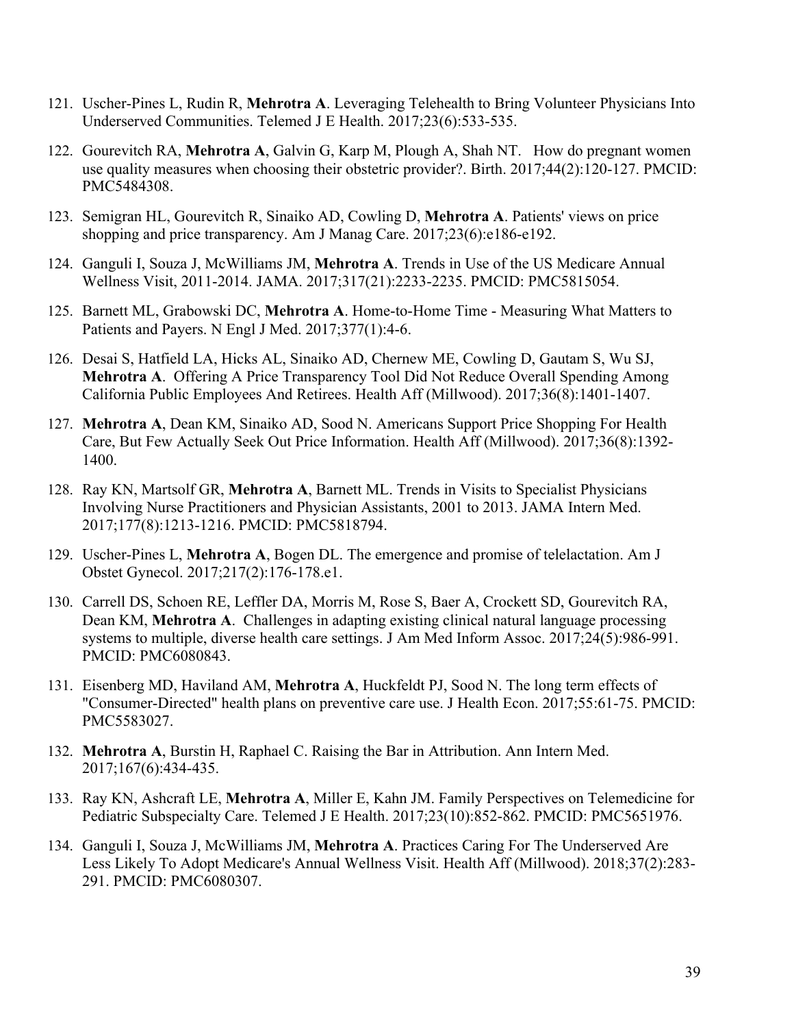121. Uscher-Pines L, Rudin R, **Mehrotra A**. Leveraging Telehealth to Bring Volunteer Physicians Into Underserved Communities. Telemed J E Health. 2017;23(6):533-535.

122. Gourevitch RA, **Mehrotra A**, Galvin G, Karp M, Plough A, Shah NT. How do pregnant women use quality measures when choosing their obstetric provider?. Birth. 2017;44(2):120-127. PMCID: PMC5484308.

123. Semigran HL, Gourevitch R, Sinaiko AD, Cowling D, **Mehrotra A**. Patients' views on price shopping and price transparency. Am J Manag Care. 2017;23(6):e186-e192.

124. Ganguli I, Souza J, McWilliams JM, **Mehrotra A**. Trends in Use of the US Medicare Annual Wellness Visit, 2011-2014. JAMA. 2017;317(21):2233-2235. PMCID: PMC5815054.

125. Barnett ML, Grabowski DC, **Mehrotra A**. Home-to-Home Time - Measuring What Matters to Patients and Payers. N Engl J Med. 2017;377(1):4-6.

126. Desai S, Hatfield LA, Hicks AL, Sinaiko AD, Chernew ME, Cowling D, Gautam S, Wu SJ, **Mehrotra A**. Offering A Price Transparency Tool Did Not Reduce Overall Spending Among California Public Employees And Retirees. Health Aff (Millwood). 2017;36(8):1401-1407.

127. **Mehrotra A**, Dean KM, Sinaiko AD, Sood N. Americans Support Price Shopping For Health Care, But Few Actually Seek Out Price Information. Health Aff (Millwood). 2017;36(8):1392-1400.

128. Ray KN, Martsolf GR, **Mehrotra A**, Barnett ML. Trends in Visits to Specialist Physicians Involving Nurse Practitioners and Physician Assistants, 2001 to 2013. JAMA Intern Med. 2017;177(8):1213-1216. PMCID: PMC5818794.

129. Uscher-Pines L, **Mehrotra A**, Bogen DL. The emergence and promise of telelactation. Am J Obstet Gynecol. 2017;217(2):176-178.e1.

130. Carrell DS, Schoen RE, Leffler DA, Morris M, Rose S, Baer A, Crockett SD, Gourevitch RA, Dean KM, **Mehrotra A**. Challenges in adapting existing clinical natural language processing systems to multiple, diverse health care settings. J Am Med Inform Assoc. 2017;24(5):986-991. PMCID: PMC6080843.

131. Eisenberg MD, Haviland AM, **Mehrotra A**, Huckfeldt PJ, Sood N. The long term effects of "Consumer-Directed" health plans on preventive care use. J Health Econ. 2017;55:61-75. PMCID: PMC5583027.

132. **Mehrotra A**, Burstin H, Raphael C. Raising the Bar in Attribution. Ann Intern Med. 2017;167(6):434-435.

133. Ray KN, Ashcraft LE, **Mehrotra A**, Miller E, Kahn JM. Family Perspectives on Telemedicine for Pediatric Subspecialty Care. Telemed J E Health. 2017;23(10):852-862. PMCID: PMC5651976.

134. Ganguli I, Souza J, McWilliams JM, **Mehrotra A**. Practices Caring For The Underserved Are Less Likely To Adopt Medicare's Annual Wellness Visit. Health Aff (Millwood). 2018;37(2):283-291. PMCID: PMC6080307.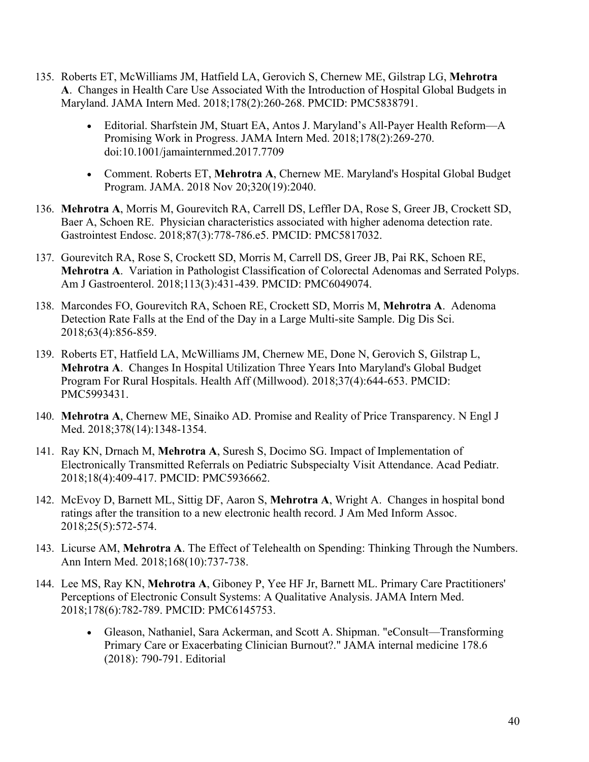135. Roberts ET, McWilliams JM, Hatfield LA, Gerovich S, Chernew ME, Gilstrap LG, **Mehrotra A**. Changes in Health Care Use Associated With the Introduction of Hospital Global Budgets in Maryland. JAMA Intern Med. 2018;178(2):260-268. PMCID: PMC5838791.

    - Editorial. Sharfstein JM, Stuart EA, Antos J. Maryland's All-Payer Health Reform—A Promising Work in Progress. JAMA Intern Med. 2018;178(2):269-270. doi:10.1001/jamainternmed.2017.7709

    - Comment. Roberts ET, **Mehrotra A**, Chernew ME. Maryland's Hospital Global Budget Program. JAMA. 2018 Nov 20;320(19):2040.

136. **Mehrotra A**, Morris M, Gourevitch RA, Carrell DS, Leffler DA, Rose S, Greer JB, Crockett SD, Baer A, Schoen RE. Physician characteristics associated with higher adenoma detection rate. Gastrointest Endosc. 2018;87(3):778-786.e5. PMCID: PMC5817032.

137. Gourevitch RA, Rose S, Crockett SD, Morris M, Carrell DS, Greer JB, Pai RK, Schoen RE, **Mehrotra A**. Variation in Pathologist Classification of Colorectal Adenomas and Serrated Polyps. Am J Gastroenterol. 2018;113(3):431-439. PMCID: PMC6049074.

138. Marcondes FO, Gourevitch RA, Schoen RE, Crockett SD, Morris M, **Mehrotra A**. Adenoma Detection Rate Falls at the End of the Day in a Large Multi-site Sample. Dig Dis Sci. 2018;63(4):856-859.

139. Roberts ET, Hatfield LA, McWilliams JM, Chernew ME, Done N, Gerovich S, Gilstrap L, **Mehrotra A**. Changes In Hospital Utilization Three Years Into Maryland's Global Budget Program For Rural Hospitals. Health Aff (Millwood). 2018;37(4):644-653. PMCID: PMC5993431.

140. **Mehrotra A**, Chernew ME, Sinaiko AD. Promise and Reality of Price Transparency. N Engl J Med. 2018;378(14):1348-1354.

141. Ray KN, Drnach M, **Mehrotra A**, Suresh S, Docimo SG. Impact of Implementation of Electronically Transmitted Referrals on Pediatric Subspecialty Visit Attendance. Acad Pediatr. 2018;18(4):409-417. PMCID: PMC5936662.

142. McEvoy D, Barnett ML, Sittig DF, Aaron S, **Mehrotra A**, Wright A. Changes in hospital bond ratings after the transition to a new electronic health record. J Am Med Inform Assoc. 2018;25(5):572-574.

143. Licurse AM, **Mehrotra A**. The Effect of Telehealth on Spending: Thinking Through the Numbers. Ann Intern Med. 2018;168(10):737-738.

144. Lee MS, Ray KN, **Mehrotra A**, Giboney P, Yee HF Jr, Barnett ML. Primary Care Practitioners' Perceptions of Electronic Consult Systems: A Qualitative Analysis. JAMA Intern Med. 2018;178(6):782-789. PMCID: PMC6145753.

    - Gleason, Nathaniel, Sara Ackerman, and Scott A. Shipman. "eConsult—Transforming Primary Care or Exacerbating Clinician Burnout?." JAMA internal medicine 178.6 (2018): 790-791. Editorial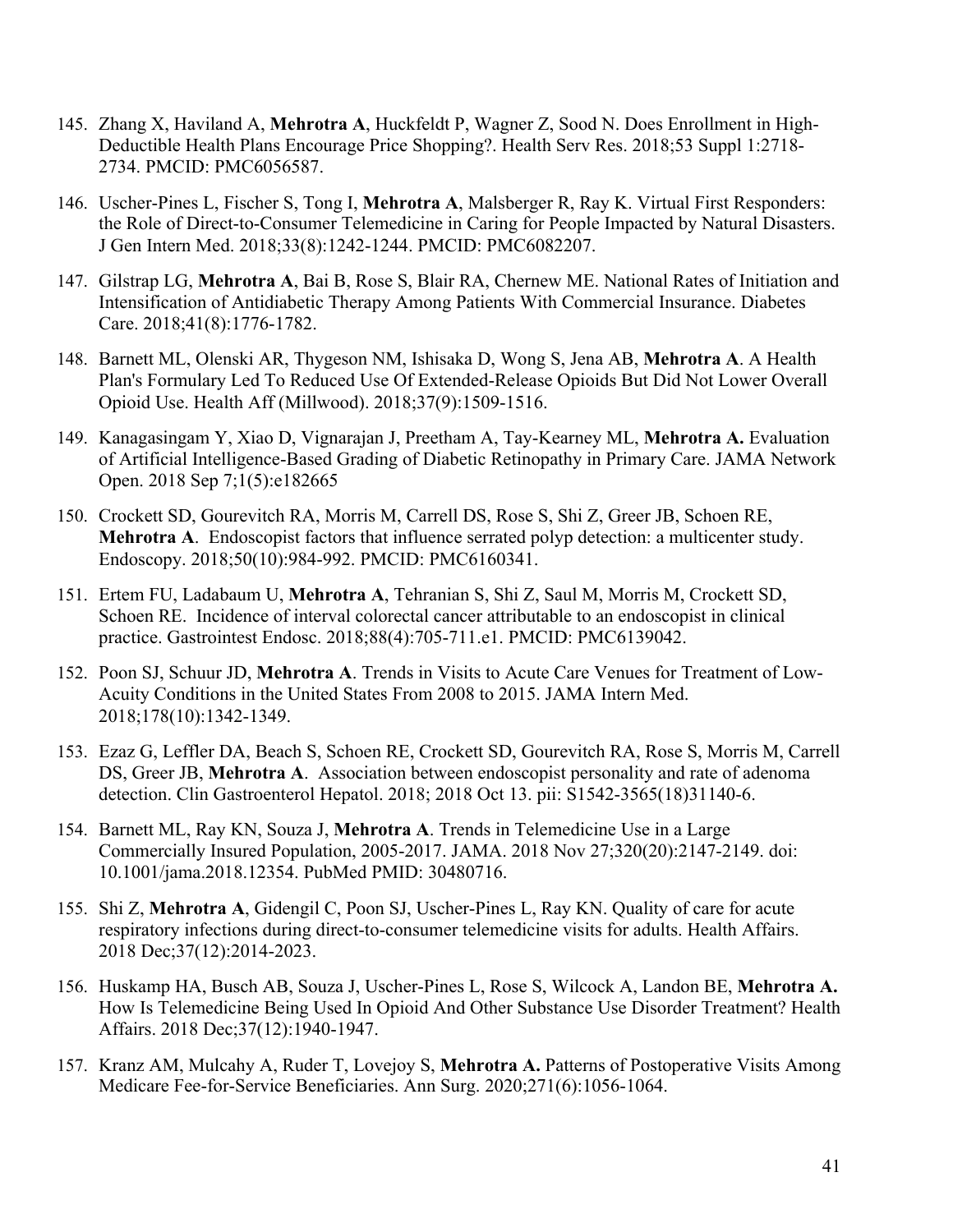145. Zhang X, Haviland A, **Mehrotra A**, Huckfeldt P, Wagner Z, Sood N. Does Enrollment in High-Deductible Health Plans Encourage Price Shopping?. Health Serv Res. 2018;53 Suppl 1:2718-2734. PMCID: PMC6056587.

146. Uscher-Pines L, Fischer S, Tong I, **Mehrotra A**, Malsberger R, Ray K. Virtual First Responders: the Role of Direct-to-Consumer Telemedicine in Caring for People Impacted by Natural Disasters. J Gen Intern Med. 2018;33(8):1242-1244. PMCID: PMC6082207.

147. Gilstrap LG, **Mehrotra A**, Bai B, Rose S, Blair RA, Chernew ME. National Rates of Initiation and Intensification of Antidiabetic Therapy Among Patients With Commercial Insurance. Diabetes Care. 2018;41(8):1776-1782.

148. Barnett ML, Olenski AR, Thygeson NM, Ishisaka D, Wong S, Jena AB, **Mehrotra A**. A Health Plan's Formulary Led To Reduced Use Of Extended-Release Opioids But Did Not Lower Overall Opioid Use. Health Aff (Millwood). 2018;37(9):1509-1516.

149. Kanagasingam Y, Xiao D, Vignarajan J, Preetham A, Tay-Kearney ML, **Mehrotra A.** Evaluation of Artificial Intelligence-Based Grading of Diabetic Retinopathy in Primary Care. JAMA Network Open. 2018 Sep 7;1(5):e182665

150. Crockett SD, Gourevitch RA, Morris M, Carrell DS, Rose S, Shi Z, Greer JB, Schoen RE, **Mehrotra A**. Endoscopist factors that influence serrated polyp detection: a multicenter study. Endoscopy. 2018;50(10):984-992. PMCID: PMC6160341.

151. Ertem FU, Ladabaum U, **Mehrotra A**, Tehranian S, Shi Z, Saul M, Morris M, Crockett SD, Schoen RE. Incidence of interval colorectal cancer attributable to an endoscopist in clinical practice. Gastrointest Endosc. 2018;88(4):705-711.e1. PMCID: PMC6139042.

152. Poon SJ, Schuur JD, **Mehrotra A**. Trends in Visits to Acute Care Venues for Treatment of Low-Acuity Conditions in the United States From 2008 to 2015. JAMA Intern Med. 2018;178(10):1342-1349.

153. Ezaz G, Leffler DA, Beach S, Schoen RE, Crockett SD, Gourevitch RA, Rose S, Morris M, Carrell DS, Greer JB, **Mehrotra A**. Association between endoscopist personality and rate of adenoma detection. Clin Gastroenterol Hepatol. 2018; 2018 Oct 13. pii: S1542-3565(18)31140-6.

154. Barnett ML, Ray KN, Souza J, **Mehrotra A**. Trends in Telemedicine Use in a Large Commercially Insured Population, 2005-2017. JAMA. 2018 Nov 27;320(20):2147-2149. doi: 10.1001/jama.2018.12354. PubMed PMID: 30480716.

155. Shi Z, **Mehrotra A**, Gidengil C, Poon SJ, Uscher-Pines L, Ray KN. Quality of care for acute respiratory infections during direct-to-consumer telemedicine visits for adults. Health Affairs. 2018 Dec;37(12):2014-2023.

156. Huskamp HA, Busch AB, Souza J, Uscher-Pines L, Rose S, Wilcock A, Landon BE, **Mehrotra A.** How Is Telemedicine Being Used In Opioid And Other Substance Use Disorder Treatment? Health Affairs. 2018 Dec;37(12):1940-1947.

157. Kranz AM, Mulcahy A, Ruder T, Lovejoy S, **Mehrotra A.** Patterns of Postoperative Visits Among Medicare Fee-for-Service Beneficiaries. Ann Surg. 2020;271(6):1056-1064.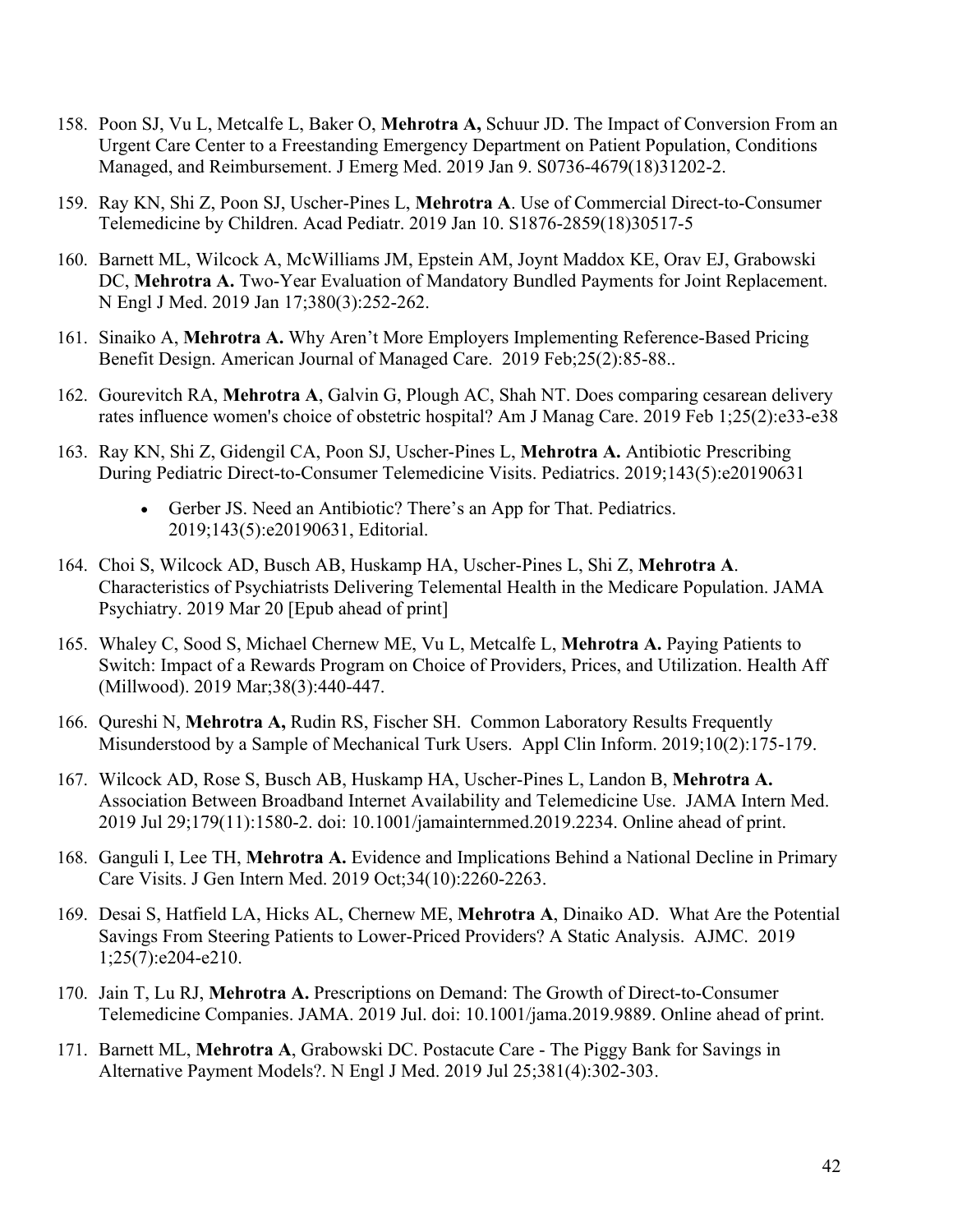158. Poon SJ, Vu L, Metcalfe L, Baker O, **Mehrotra A,** Schuur JD. The Impact of Conversion From an Urgent Care Center to a Freestanding Emergency Department on Patient Population, Conditions Managed, and Reimbursement. J Emerg Med. 2019 Jan 9. S0736-4679(18)31202-2.

159. Ray KN, Shi Z, Poon SJ, Uscher-Pines L, **Mehrotra A**. Use of Commercial Direct-to-Consumer Telemedicine by Children. Acad Pediatr. 2019 Jan 10. S1876-2859(18)30517-5

160. Barnett ML, Wilcock A, McWilliams JM, Epstein AM, Joynt Maddox KE, Orav EJ, Grabowski DC, **Mehrotra A.** Two-Year Evaluation of Mandatory Bundled Payments for Joint Replacement. N Engl J Med. 2019 Jan 17;380(3):252-262.

161. Sinaiko A, **Mehrotra A.** Why Aren't More Employers Implementing Reference-Based Pricing Benefit Design. American Journal of Managed Care. 2019 Feb;25(2):85-88..

162. Gourevitch RA, **Mehrotra A**, Galvin G, Plough AC, Shah NT. Does comparing cesarean delivery rates influence women's choice of obstetric hospital? Am J Manag Care. 2019 Feb 1;25(2):e33-e38

163. Ray KN, Shi Z, Gidengil CA, Poon SJ, Uscher-Pines L, **Mehrotra A.** Antibiotic Prescribing During Pediatric Direct-to-Consumer Telemedicine Visits. Pediatrics. 2019;143(5):e20190631

    - Gerber JS. Need an Antibiotic? There's an App for That. Pediatrics. 2019;143(5):e20190631, Editorial.

164. Choi S, Wilcock AD, Busch AB, Huskamp HA, Uscher-Pines L, Shi Z, **Mehrotra A**. Characteristics of Psychiatrists Delivering Telemental Health in the Medicare Population. JAMA Psychiatry. 2019 Mar 20 [Epub ahead of print]

165. Whaley C, Sood S, Michael Chernew ME, Vu L, Metcalfe L, **Mehrotra A.** Paying Patients to Switch: Impact of a Rewards Program on Choice of Providers, Prices, and Utilization. Health Aff (Millwood). 2019 Mar;38(3):440-447.

166. Qureshi N, **Mehrotra A,** Rudin RS, Fischer SH. Common Laboratory Results Frequently Misunderstood by a Sample of Mechanical Turk Users. Appl Clin Inform. 2019;10(2):175-179.

167. Wilcock AD, Rose S, Busch AB, Huskamp HA, Uscher-Pines L, Landon B, **Mehrotra A.** Association Between Broadband Internet Availability and Telemedicine Use. JAMA Intern Med. 2019 Jul 29;179(11):1580-2. doi: 10.1001/jamainternmed.2019.2234. Online ahead of print.

168. Ganguli I, Lee TH, **Mehrotra A.** Evidence and Implications Behind a National Decline in Primary Care Visits. J Gen Intern Med. 2019 Oct;34(10):2260-2263.

169. Desai S, Hatfield LA, Hicks AL, Chernew ME, **Mehrotra A**, Dinaiko AD. What Are the Potential Savings From Steering Patients to Lower-Priced Providers? A Static Analysis. AJMC. 2019 1;25(7):e204-e210.

170. Jain T, Lu RJ, **Mehrotra A.** Prescriptions on Demand: The Growth of Direct-to-Consumer Telemedicine Companies. JAMA. 2019 Jul. doi: 10.1001/jama.2019.9889. Online ahead of print.

171. Barnett ML, **Mehrotra A**, Grabowski DC. Postacute Care - The Piggy Bank for Savings in Alternative Payment Models?. N Engl J Med. 2019 Jul 25;381(4):302-303.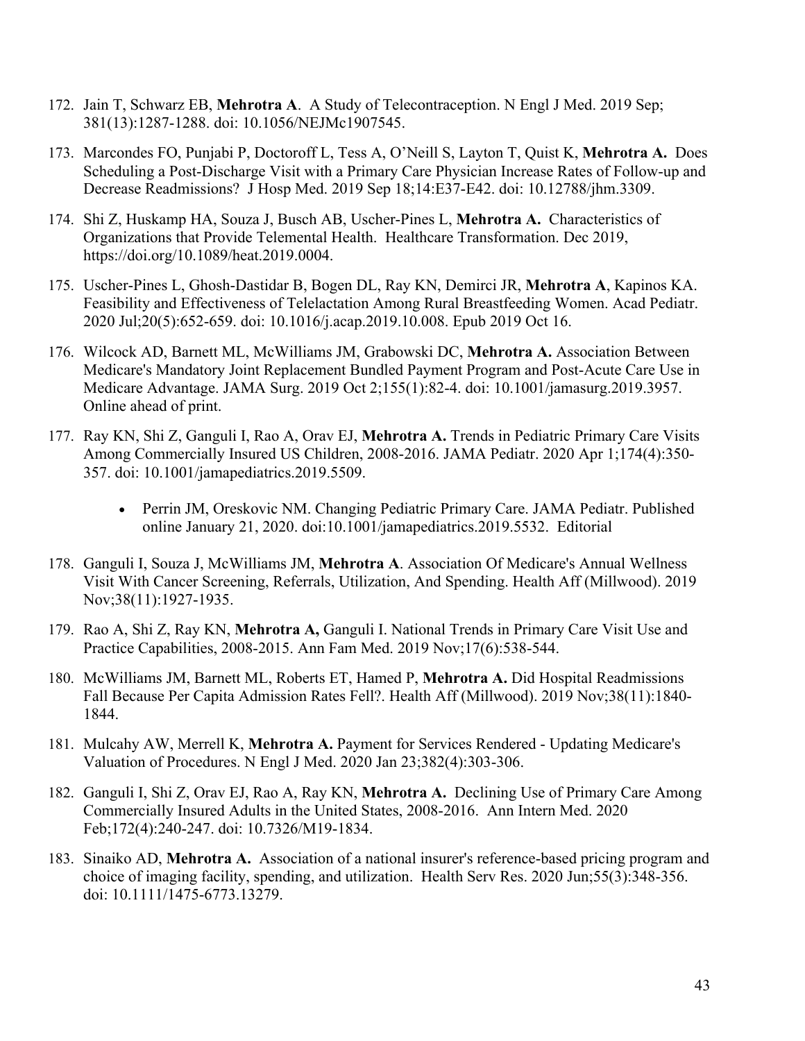172. Jain T, Schwarz EB, **Mehrotra A**. A Study of Telecontraception. N Engl J Med. 2019 Sep; 381(13):1287-1288. doi: 10.1056/NEJMc1907545.

173. Marcondes FO, Punjabi P, Doctoroff L, Tess A, O'Neill S, Layton T, Quist K, **Mehrotra A.** Does Scheduling a Post-Discharge Visit with a Primary Care Physician Increase Rates of Follow-up and Decrease Readmissions? J Hosp Med. 2019 Sep 18;14:E37-E42. doi: 10.12788/jhm.3309.

174. Shi Z, Huskamp HA, Souza J, Busch AB, Uscher-Pines L, **Mehrotra A.** Characteristics of Organizations that Provide Telemental Health. Healthcare Transformation. Dec 2019, https://doi.org/10.1089/heat.2019.0004.

175. Uscher-Pines L, Ghosh-Dastidar B, Bogen DL, Ray KN, Demirci JR, **Mehrotra A**, Kapinos KA. Feasibility and Effectiveness of Telelactation Among Rural Breastfeeding Women. Acad Pediatr. 2020 Jul;20(5):652-659. doi: 10.1016/j.acap.2019.10.008. Epub 2019 Oct 16.

176. Wilcock AD, Barnett ML, McWilliams JM, Grabowski DC, **Mehrotra A.** Association Between Medicare's Mandatory Joint Replacement Bundled Payment Program and Post-Acute Care Use in Medicare Advantage. JAMA Surg. 2019 Oct 2;155(1):82-4. doi: 10.1001/jamasurg.2019.3957. Online ahead of print.

177. Ray KN, Shi Z, Ganguli I, Rao A, Orav EJ, **Mehrotra A.** Trends in Pediatric Primary Care Visits Among Commercially Insured US Children, 2008-2016. JAMA Pediatr. 2020 Apr 1;174(4):350-357. doi: 10.1001/jamapediatrics.2019.5509.

    - Perrin JM, Oreskovic NM. Changing Pediatric Primary Care. JAMA Pediatr. Published online January 21, 2020. doi:10.1001/jamapediatrics.2019.5532. Editorial

178. Ganguli I, Souza J, McWilliams JM, **Mehrotra A**. Association Of Medicare's Annual Wellness Visit With Cancer Screening, Referrals, Utilization, And Spending. Health Aff (Millwood). 2019 Nov;38(11):1927-1935.

179. Rao A, Shi Z, Ray KN, **Mehrotra A,** Ganguli I. National Trends in Primary Care Visit Use and Practice Capabilities, 2008-2015. Ann Fam Med. 2019 Nov;17(6):538-544.

180. McWilliams JM, Barnett ML, Roberts ET, Hamed P, **Mehrotra A.** Did Hospital Readmissions Fall Because Per Capita Admission Rates Fell?. Health Aff (Millwood). 2019 Nov;38(11):1840-1844.

181. Mulcahy AW, Merrell K, **Mehrotra A.** Payment for Services Rendered - Updating Medicare's Valuation of Procedures. N Engl J Med. 2020 Jan 23;382(4):303-306.

182. Ganguli I, Shi Z, Orav EJ, Rao A, Ray KN, **Mehrotra A.** Declining Use of Primary Care Among Commercially Insured Adults in the United States, 2008-2016. Ann Intern Med. 2020 Feb;172(4):240-247. doi: 10.7326/M19-1834.

183. Sinaiko AD, **Mehrotra A.** Association of a national insurer's reference-based pricing program and choice of imaging facility, spending, and utilization. Health Serv Res. 2020 Jun;55(3):348-356. doi: 10.1111/1475-6773.13279.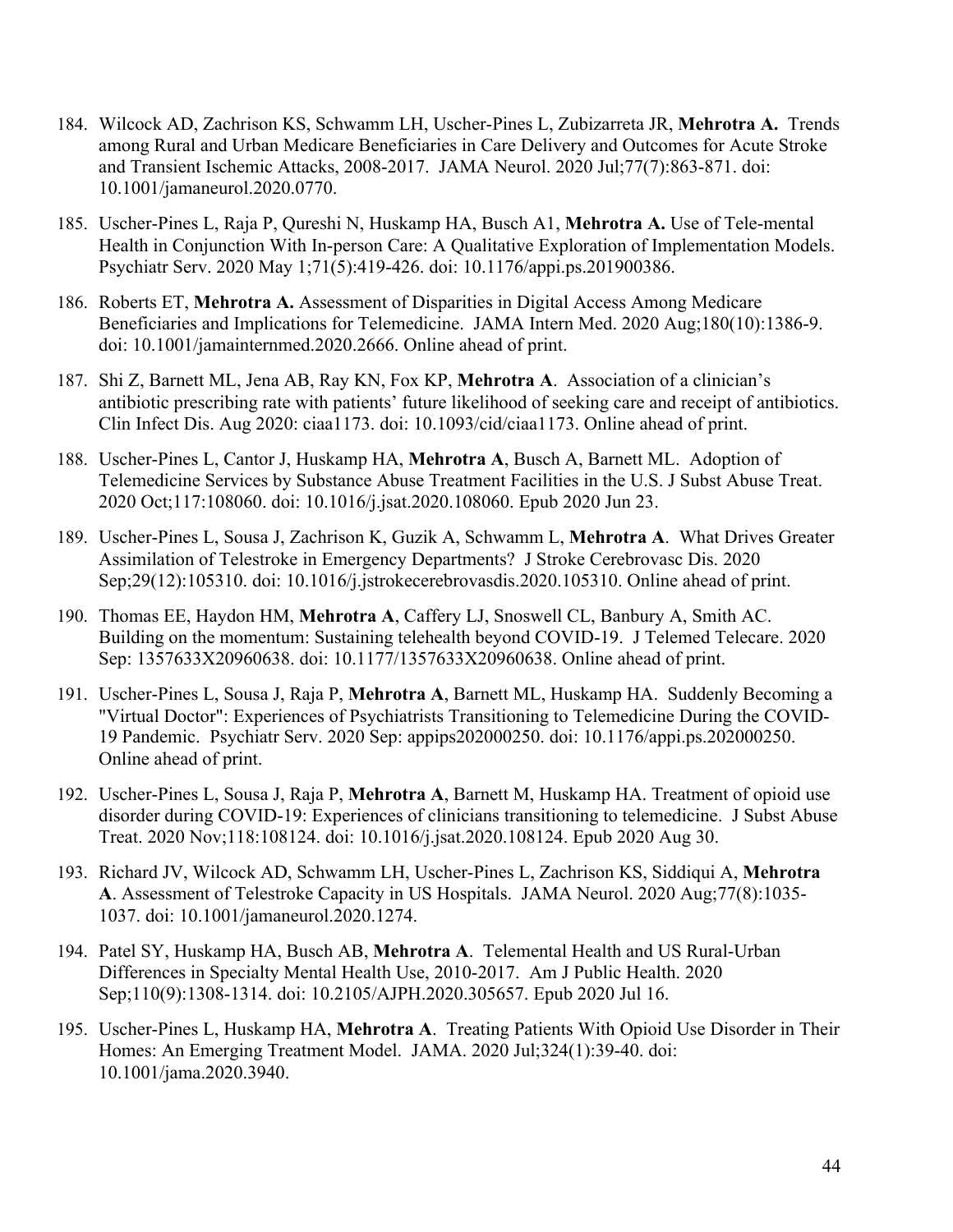184. Wilcock AD, Zachrison KS, Schwamm LH, Uscher-Pines L, Zubizarreta JR, **Mehrotra A.** Trends among Rural and Urban Medicare Beneficiaries in Care Delivery and Outcomes for Acute Stroke and Transient Ischemic Attacks, 2008-2017. JAMA Neurol. 2020 Jul;77(7):863-871. doi: 10.1001/jamaneurol.2020.0770.

185. Uscher-Pines L, Raja P, Qureshi N, Huskamp HA, Busch A1, **Mehrotra A.** Use of Tele-mental Health in Conjunction With In-person Care: A Qualitative Exploration of Implementation Models. Psychiatr Serv. 2020 May 1;71(5):419-426. doi: 10.1176/appi.ps.201900386.

186. Roberts ET, **Mehrotra A.** Assessment of Disparities in Digital Access Among Medicare Beneficiaries and Implications for Telemedicine. JAMA Intern Med. 2020 Aug;180(10):1386-9. doi: 10.1001/jamainternmed.2020.2666. Online ahead of print.

187. Shi Z, Barnett ML, Jena AB, Ray KN, Fox KP, **Mehrotra A**. Association of a clinician's antibiotic prescribing rate with patients' future likelihood of seeking care and receipt of antibiotics. Clin Infect Dis. Aug 2020: ciaa1173. doi: 10.1093/cid/ciaa1173. Online ahead of print.

188. Uscher-Pines L, Cantor J, Huskamp HA, **Mehrotra A**, Busch A, Barnett ML. Adoption of Telemedicine Services by Substance Abuse Treatment Facilities in the U.S. J Subst Abuse Treat. 2020 Oct;117:108060. doi: 10.1016/j.jsat.2020.108060. Epub 2020 Jun 23.

189. Uscher-Pines L, Sousa J, Zachrison K, Guzik A, Schwamm L, **Mehrotra A**. What Drives Greater Assimilation of Telestroke in Emergency Departments? J Stroke Cerebrovasc Dis. 2020 Sep;29(12):105310. doi: 10.1016/j.jstrokecerebrovasdis.2020.105310. Online ahead of print.

190. Thomas EE, Haydon HM, **Mehrotra A**, Caffery LJ, Snoswell CL, Banbury A, Smith AC. Building on the momentum: Sustaining telehealth beyond COVID-19. J Telemed Telecare. 2020 Sep: 1357633X20960638. doi: 10.1177/1357633X20960638. Online ahead of print.

191. Uscher-Pines L, Sousa J, Raja P, **Mehrotra A**, Barnett ML, Huskamp HA. Suddenly Becoming a "Virtual Doctor": Experiences of Psychiatrists Transitioning to Telemedicine During the COVID-19 Pandemic. Psychiatr Serv. 2020 Sep: appips202000250. doi: 10.1176/appi.ps.202000250. Online ahead of print.

192. Uscher-Pines L, Sousa J, Raja P, **Mehrotra A**, Barnett M, Huskamp HA. Treatment of opioid use disorder during COVID-19: Experiences of clinicians transitioning to telemedicine. J Subst Abuse Treat. 2020 Nov;118:108124. doi: 10.1016/j.jsat.2020.108124. Epub 2020 Aug 30.

193. Richard JV, Wilcock AD, Schwamm LH, Uscher-Pines L, Zachrison KS, Siddiqui A, **Mehrotra A**. Assessment of Telestroke Capacity in US Hospitals. JAMA Neurol. 2020 Aug;77(8):1035-1037. doi: 10.1001/jamaneurol.2020.1274.

194. Patel SY, Huskamp HA, Busch AB, **Mehrotra A**. Telemental Health and US Rural-Urban Differences in Specialty Mental Health Use, 2010-2017. Am J Public Health. 2020 Sep;110(9):1308-1314. doi: 10.2105/AJPH.2020.305657. Epub 2020 Jul 16.

195. Uscher-Pines L, Huskamp HA, **Mehrotra A**. Treating Patients With Opioid Use Disorder in Their Homes: An Emerging Treatment Model. JAMA. 2020 Jul;324(1):39-40. doi: 10.1001/jama.2020.3940.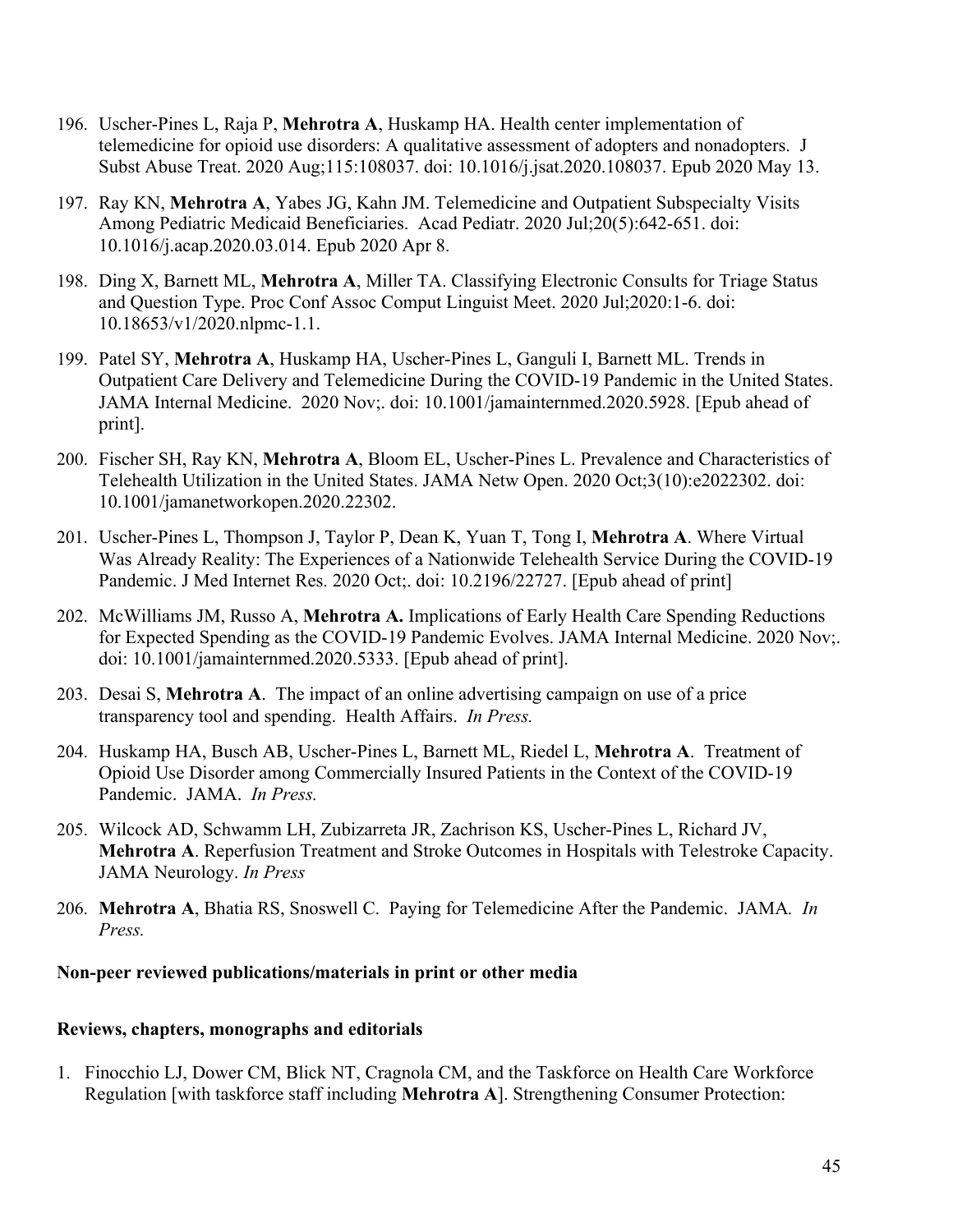196. Uscher-Pines L, Raja P, **Mehrotra A**, Huskamp HA. Health center implementation of telemedicine for opioid use disorders: A qualitative assessment of adopters and nonadopters. J Subst Abuse Treat. 2020 Aug;115:108037. doi: 10.1016/j.jsat.2020.108037. Epub 2020 May 13.

197. Ray KN, **Mehrotra A**, Yabes JG, Kahn JM. Telemedicine and Outpatient Subspecialty Visits Among Pediatric Medicaid Beneficiaries. Acad Pediatr. 2020 Jul;20(5):642-651. doi: 10.1016/j.acap.2020.03.014. Epub 2020 Apr 8.

198. Ding X, Barnett ML, **Mehrotra A**, Miller TA. Classifying Electronic Consults for Triage Status and Question Type. Proc Conf Assoc Comput Linguist Meet. 2020 Jul;2020:1-6. doi: 10.18653/v1/2020.nlpmc-1.1.

199. Patel SY, **Mehrotra A**, Huskamp HA, Uscher-Pines L, Ganguli I, Barnett ML. Trends in Outpatient Care Delivery and Telemedicine During the COVID-19 Pandemic in the United States. JAMA Internal Medicine. 2020 Nov;. doi: 10.1001/jamainternmed.2020.5928. [Epub ahead of print].

200. Fischer SH, Ray KN, **Mehrotra A**, Bloom EL, Uscher-Pines L. Prevalence and Characteristics of Telehealth Utilization in the United States. JAMA Netw Open. 2020 Oct;3(10):e2022302. doi: 10.1001/jamanetworkopen.2020.22302.

201. Uscher-Pines L, Thompson J, Taylor P, Dean K, Yuan T, Tong I, **Mehrotra A**. Where Virtual Was Already Reality: The Experiences of a Nationwide Telehealth Service During the COVID-19 Pandemic. J Med Internet Res. 2020 Oct;. doi: 10.2196/22727. [Epub ahead of print]

202. McWilliams JM, Russo A, **Mehrotra A.** Implications of Early Health Care Spending Reductions for Expected Spending as the COVID-19 Pandemic Evolves. JAMA Internal Medicine. 2020 Nov;. doi: 10.1001/jamainternmed.2020.5333. [Epub ahead of print].

203. Desai S, **Mehrotra A**. The impact of an online advertising campaign on use of a price transparency tool and spending. Health Affairs. *In Press.*

204. Huskamp HA, Busch AB, Uscher-Pines L, Barnett ML, Riedel L, **Mehrotra A**. Treatment of Opioid Use Disorder among Commercially Insured Patients in the Context of the COVID-19 Pandemic. JAMA. *In Press.*

205. Wilcock AD, Schwamm LH, Zubizarreta JR, Zachrison KS, Uscher-Pines L, Richard JV, **Mehrotra A**. Reperfusion Treatment and Stroke Outcomes in Hospitals with Telestroke Capacity. JAMA Neurology. *In Press*

206. **Mehrotra A**, Bhatia RS, Snoswell C. Paying for Telemedicine After the Pandemic. JAMA. *In Press.*

**Non-peer reviewed publications/materials in print or other media**

**Reviews, chapters, monographs and editorials**

1. Finocchio LJ, Dower CM, Blick NT, Cragnola CM, and the Taskforce on Health Care Workforce Regulation [with taskforce staff including **Mehrotra A**]. Strengthening Consumer Protection: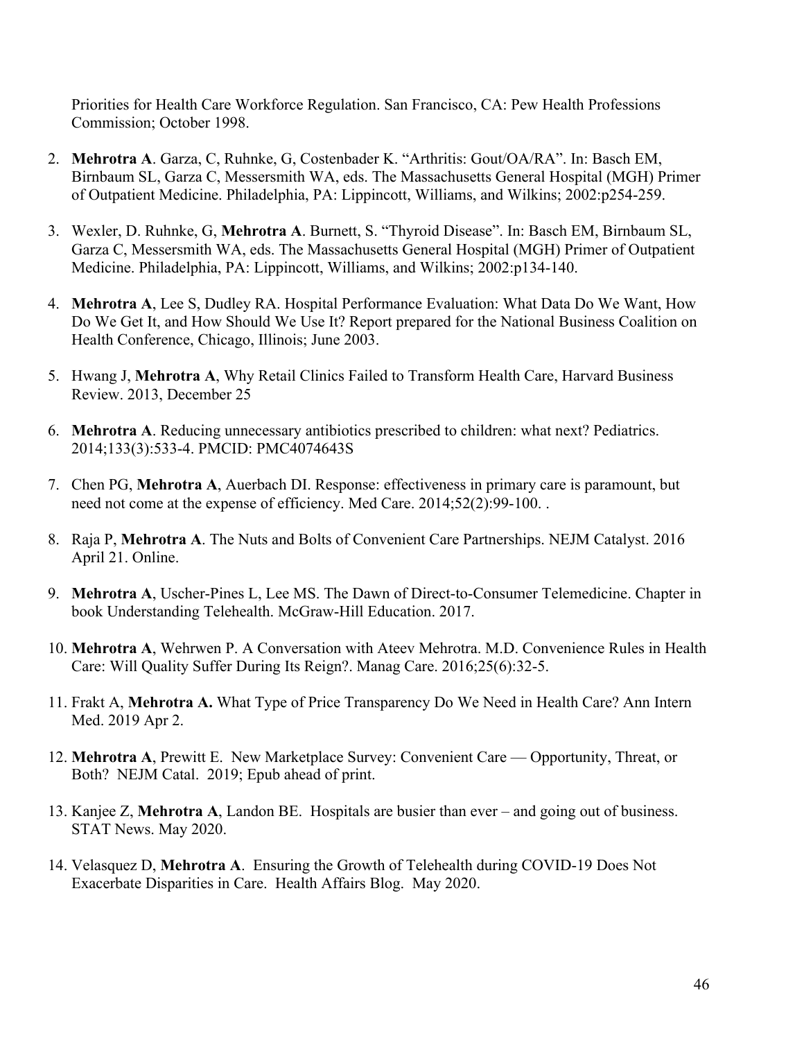Priorities for Health Care Workforce Regulation. San Francisco, CA: Pew Health Professions Commission; October 1998.

2. **Mehrotra A**. Garza, C, Ruhnke, G, Costenbader K. "Arthritis: Gout/OA/RA". In: Basch EM, Birnbaum SL, Garza C, Messersmith WA, eds. The Massachusetts General Hospital (MGH) Primer of Outpatient Medicine. Philadelphia, PA: Lippincott, Williams, and Wilkins; 2002:p254-259.

3. Wexler, D. Ruhnke, G, **Mehrotra A**. Burnett, S. "Thyroid Disease". In: Basch EM, Birnbaum SL, Garza C, Messersmith WA, eds. The Massachusetts General Hospital (MGH) Primer of Outpatient Medicine. Philadelphia, PA: Lippincott, Williams, and Wilkins; 2002:p134-140.

4. **Mehrotra A**, Lee S, Dudley RA. Hospital Performance Evaluation: What Data Do We Want, How Do We Get It, and How Should We Use It? Report prepared for the National Business Coalition on Health Conference, Chicago, Illinois; June 2003.

5. Hwang J, **Mehrotra A**, Why Retail Clinics Failed to Transform Health Care, Harvard Business Review. 2013, December 25

6. **Mehrotra A**. Reducing unnecessary antibiotics prescribed to children: what next? Pediatrics. 2014;133(3):533-4. PMCID: PMC4074643S

7. Chen PG, **Mehrotra A**, Auerbach DI. Response: effectiveness in primary care is paramount, but need not come at the expense of efficiency. Med Care. 2014;52(2):99-100. .

8. Raja P, **Mehrotra A**. The Nuts and Bolts of Convenient Care Partnerships. NEJM Catalyst. 2016 April 21. Online.

9. **Mehrotra A**, Uscher-Pines L, Lee MS. The Dawn of Direct-to-Consumer Telemedicine. Chapter in book Understanding Telehealth. McGraw-Hill Education. 2017.

10. **Mehrotra A**, Wehrwen P. A Conversation with Ateev Mehrotra. M.D. Convenience Rules in Health Care: Will Quality Suffer During Its Reign?. Manag Care. 2016;25(6):32-5.

11. Frakt A, **Mehrotra A.** What Type of Price Transparency Do We Need in Health Care? Ann Intern Med. 2019 Apr 2.

12. **Mehrotra A**, Prewitt E. New Marketplace Survey: Convenient Care — Opportunity, Threat, or Both? NEJM Catal. 2019; Epub ahead of print.

13. Kanjee Z, **Mehrotra A**, Landon BE. Hospitals are busier than ever – and going out of business. STAT News. May 2020.

14. Velasquez D, **Mehrotra A**. Ensuring the Growth of Telehealth during COVID-19 Does Not Exacerbate Disparities in Care. Health Affairs Blog. May 2020.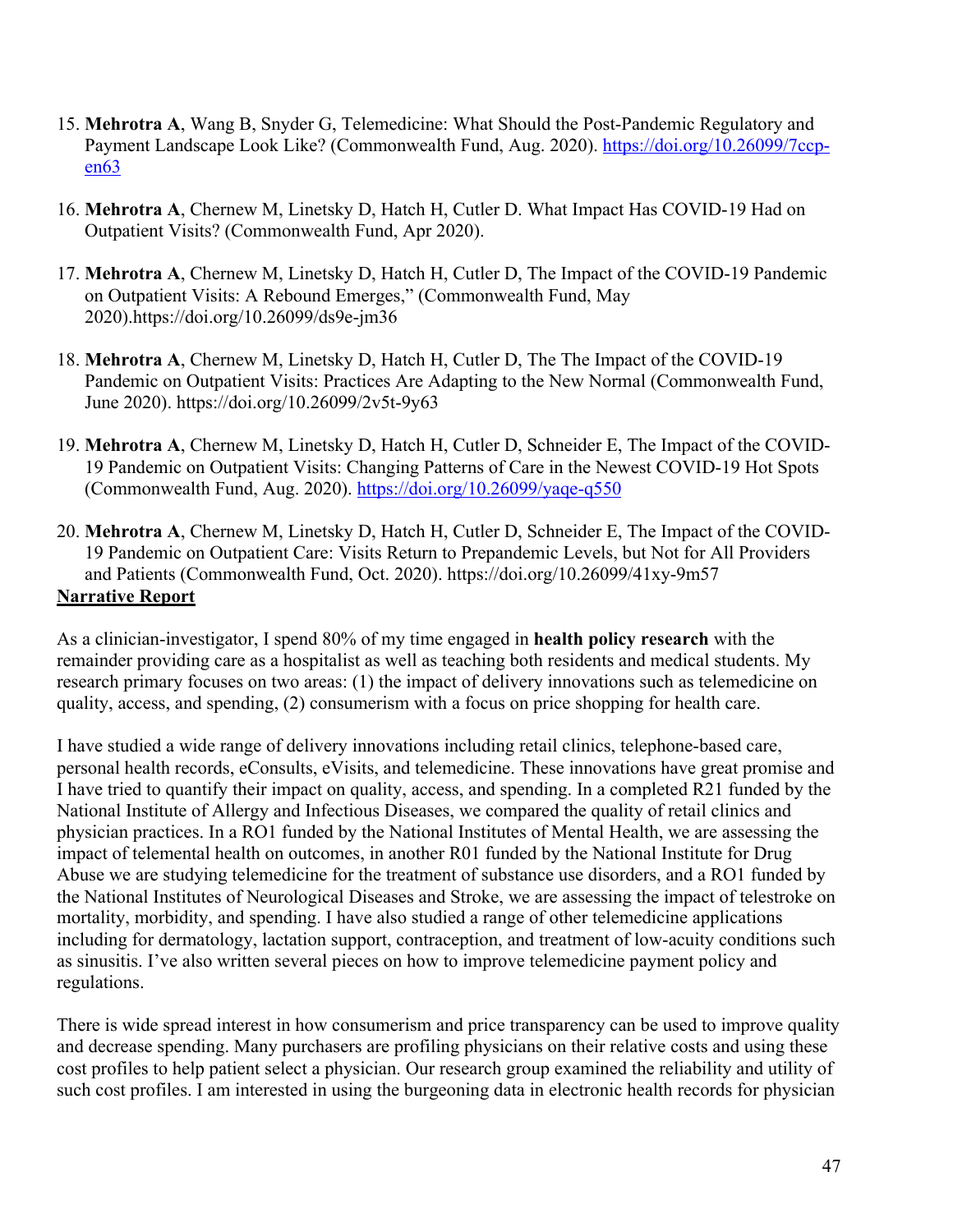15. **Mehrotra A**, Wang B, Snyder G, Telemedicine: What Should the Post-Pandemic Regulatory and Payment Landscape Look Like? (Commonwealth Fund, Aug. 2020). https://doi.org/10.26099/7ccp-en63

16. **Mehrotra A**, Chernew M, Linetsky D, Hatch H, Cutler D. What Impact Has COVID-19 Had on Outpatient Visits? (Commonwealth Fund, Apr 2020).

17. **Mehrotra A**, Chernew M, Linetsky D, Hatch H, Cutler D, The Impact of the COVID-19 Pandemic on Outpatient Visits: A Rebound Emerges," (Commonwealth Fund, May 2020).https://doi.org/10.26099/ds9e-jm36

18. **Mehrotra A**, Chernew M, Linetsky D, Hatch H, Cutler D, The The Impact of the COVID-19 Pandemic on Outpatient Visits: Practices Are Adapting to the New Normal (Commonwealth Fund, June 2020). https://doi.org/10.26099/2v5t-9y63

19. **Mehrotra A**, Chernew M, Linetsky D, Hatch H, Cutler D, Schneider E, The Impact of the COVID-19 Pandemic on Outpatient Visits: Changing Patterns of Care in the Newest COVID-19 Hot Spots (Commonwealth Fund, Aug. 2020). https://doi.org/10.26099/yaqe-q550

20. **Mehrotra A**, Chernew M, Linetsky D, Hatch H, Cutler D, Schneider E, The Impact of the COVID-19 Pandemic on Outpatient Care: Visits Return to Prepandemic Levels, but Not for All Providers and Patients (Commonwealth Fund, Oct. 2020). https://doi.org/10.26099/41xy-9m57

**Narrative Report**

As a clinician-investigator, I spend 80% of my time engaged in **health policy research** with the remainder providing care as a hospitalist as well as teaching both residents and medical students. My research primary focuses on two areas: (1) the impact of delivery innovations such as telemedicine on quality, access, and spending, (2) consumerism with a focus on price shopping for health care.

I have studied a wide range of delivery innovations including retail clinics, telephone-based care, personal health records, eConsults, eVisits, and telemedicine. These innovations have great promise and I have tried to quantify their impact on quality, access, and spending. In a completed R21 funded by the National Institute of Allergy and Infectious Diseases, we compared the quality of retail clinics and physician practices. In a RO1 funded by the National Institutes of Mental Health, we are assessing the impact of telemental health on outcomes, in another R01 funded by the National Institute for Drug Abuse we are studying telemedicine for the treatment of substance use disorders, and a RO1 funded by the National Institutes of Neurological Diseases and Stroke, we are assessing the impact of telestroke on mortality, morbidity, and spending. I have also studied a range of other telemedicine applications including for dermatology, lactation support, contraception, and treatment of low-acuity conditions such as sinusitis. I've also written several pieces on how to improve telemedicine payment policy and regulations.

There is wide spread interest in how consumerism and price transparency can be used to improve quality and decrease spending. Many purchasers are profiling physicians on their relative costs and using these cost profiles to help patient select a physician. Our research group examined the reliability and utility of such cost profiles. I am interested in using the burgeoning data in electronic health records for physician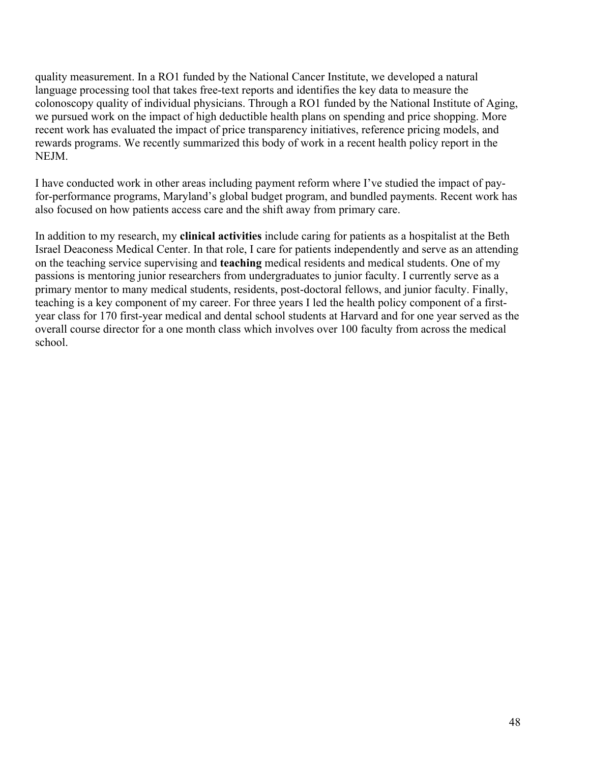quality measurement. In a RO1 funded by the National Cancer Institute, we developed a natural language processing tool that takes free-text reports and identifies the key data to measure the colonoscopy quality of individual physicians. Through a RO1 funded by the National Institute of Aging, we pursued work on the impact of high deductible health plans on spending and price shopping. More recent work has evaluated the impact of price transparency initiatives, reference pricing models, and rewards programs. We recently summarized this body of work in a recent health policy report in the NEJM.

I have conducted work in other areas including payment reform where I've studied the impact of pay-for-performance programs, Maryland's global budget program, and bundled payments. Recent work has also focused on how patients access care and the shift away from primary care.

In addition to my research, my **clinical activities** include caring for patients as a hospitalist at the Beth Israel Deaconess Medical Center. In that role, I care for patients independently and serve as an attending on the teaching service supervising and **teaching** medical residents and medical students. One of my passions is mentoring junior researchers from undergraduates to junior faculty. I currently serve as a primary mentor to many medical students, residents, post-doctoral fellows, and junior faculty. Finally, teaching is a key component of my career. For three years I led the health policy component of a first-year class for 170 first-year medical and dental school students at Harvard and for one year served as the overall course director for a one month class which involves over 100 faculty from across the medical school.